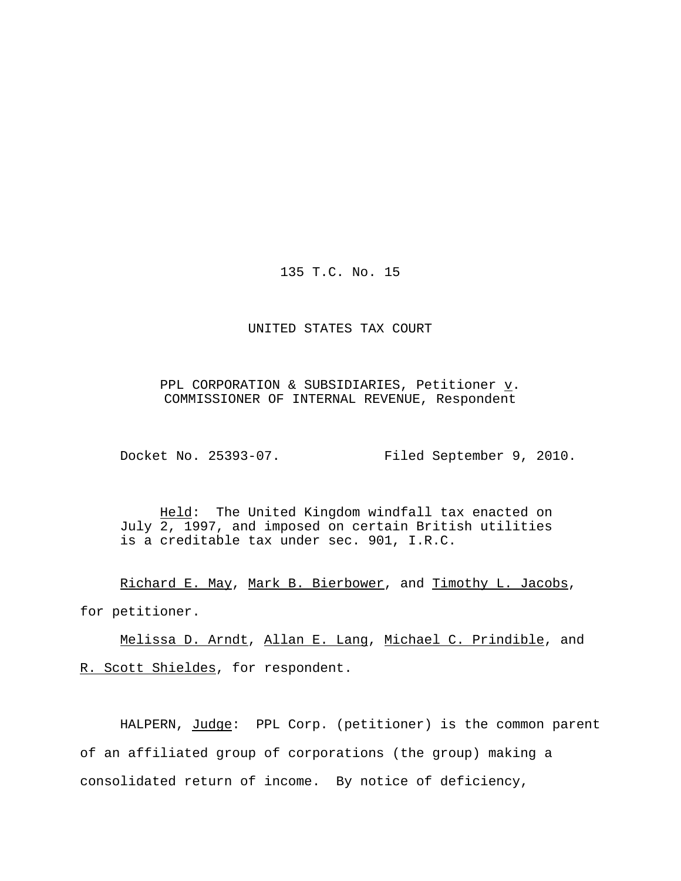135 T.C. No. 15

UNITED STATES TAX COURT

PPL CORPORATION & SUBSIDIARIES, Petitioner v. COMMISSIONER OF INTERNAL REVENUE, Respondent

Docket No. 25393-07. Filed September 9, 2010.

Held: The United Kingdom windfall tax enacted on July 2, 1997, and imposed on certain British utilities is a creditable tax under sec. 901, I.R.C.

Richard E. May, Mark B. Bierbower, and Timothy L. Jacobs, for petitioner.

Melissa D. Arndt, Allan E. Lang, Michael C. Prindible, and R. Scott Shieldes, for respondent.

HALPERN, Judge: PPL Corp. (petitioner) is the common parent of an affiliated group of corporations (the group) making a consolidated return of income. By notice of deficiency,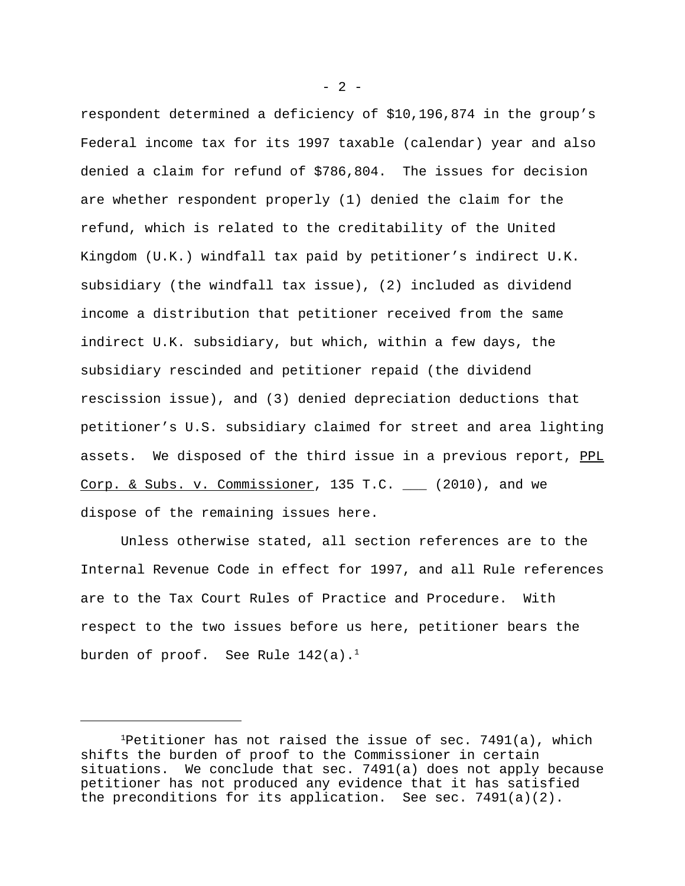respondent determined a deficiency of $10,196,874 in the group's Federal income tax for its 1997 taxable (calendar) year and also denied a claim for refund of $786,804. The issues for decision are whether respondent properly (1) denied the claim for the refund, which is related to the creditability of the United Kingdom (U.K.) windfall tax paid by petitioner's indirect U.K. subsidiary (the windfall tax issue), (2) included as dividend income a distribution that petitioner received from the same indirect U.K. subsidiary, but which, within a few days, the subsidiary rescinded and petitioner repaid (the dividend rescission issue), and (3) denied depreciation deductions that petitioner's U.S. subsidiary claimed for street and area lighting assets. We disposed of the third issue in a previous report, PPL Corp. & Subs. v. Commissioner, 135 T.C. ___ (2010), and we dispose of the remaining issues here.

Unless otherwise stated, all section references are to the Internal Revenue Code in effect for 1997, and all Rule references are to the Tax Court Rules of Practice and Procedure. With respect to the two issues before us here, petitioner bears the burden of proof. See Rule 142(a).[1]

---

[1]Petitioner has not raised the issue of sec. 7491(a), which shifts the burden of proof to the Commissioner in certain situations. We conclude that sec. 7491(a) does not apply because petitioner has not produced any evidence that it has satisfied the preconditions for its application. See sec. 7491(a)(2).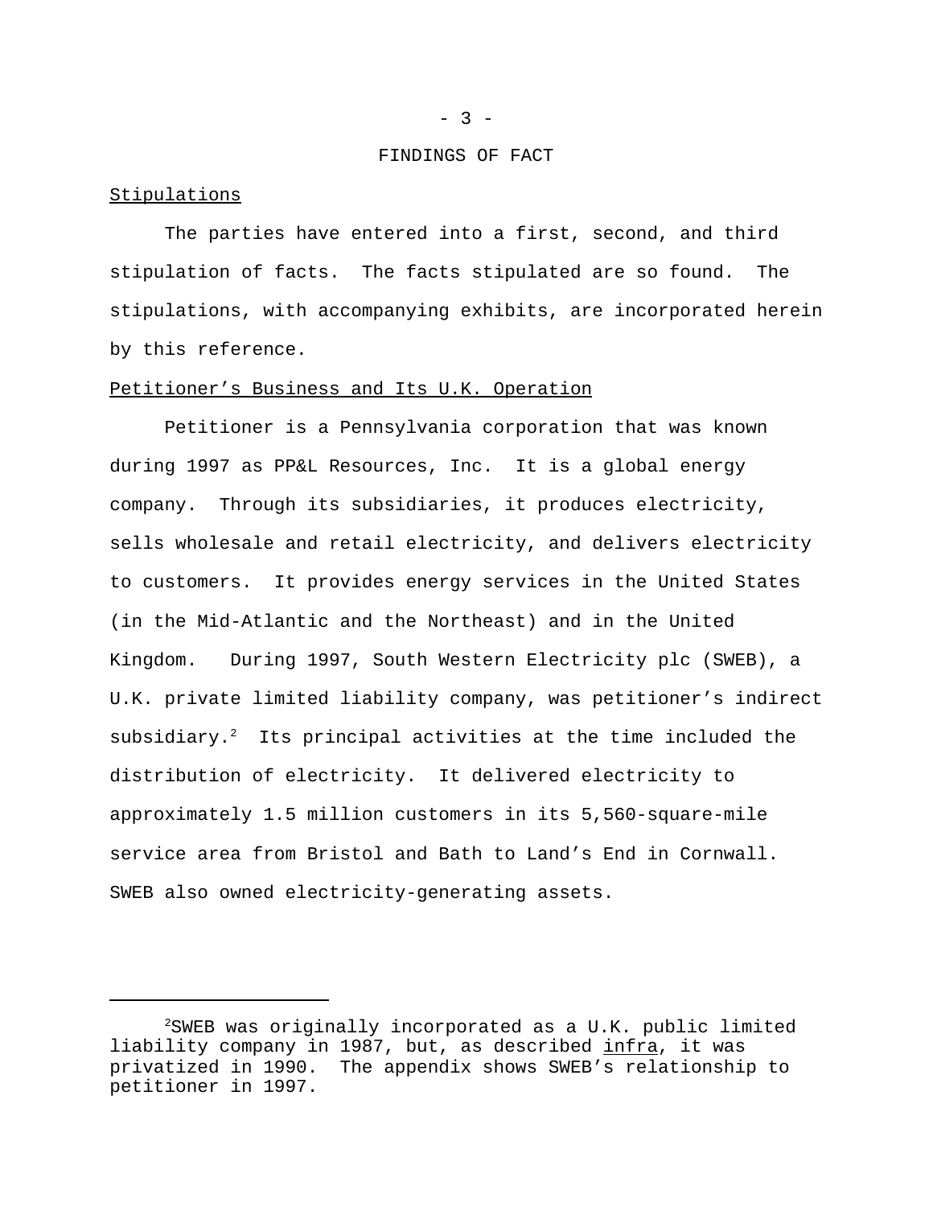## FINDINGS OF FACT

Stipulations

The parties have entered into a first, second, and third stipulation of facts. The facts stipulated are so found. The stipulations, with accompanying exhibits, are incorporated herein by this reference.

Petitioner's Business and Its U.K. Operation

Petitioner is a Pennsylvania corporation that was known during 1997 as PP&L Resources, Inc. It is a global energy company. Through its subsidiaries, it produces electricity, sells wholesale and retail electricity, and delivers electricity to customers. It provides energy services in the United States (in the Mid-Atlantic and the Northeast) and in the United Kingdom. During 1997, South Western Electricity plc (SWEB), a U.K. private limited liability company, was petitioner's indirect subsidiary.[2] Its principal activities at the time included the distribution of electricity. It delivered electricity to approximately 1.5 million customers in its 5,560-square-mile service area from Bristol and Bath to Land's End in Cornwall. SWEB also owned electricity-generating assets.

---

[2] SWEB was originally incorporated as a U.K. public limited liability company in 1987, but, as described infra, it was privatized in 1990. The appendix shows SWEB's relationship to petitioner in 1997.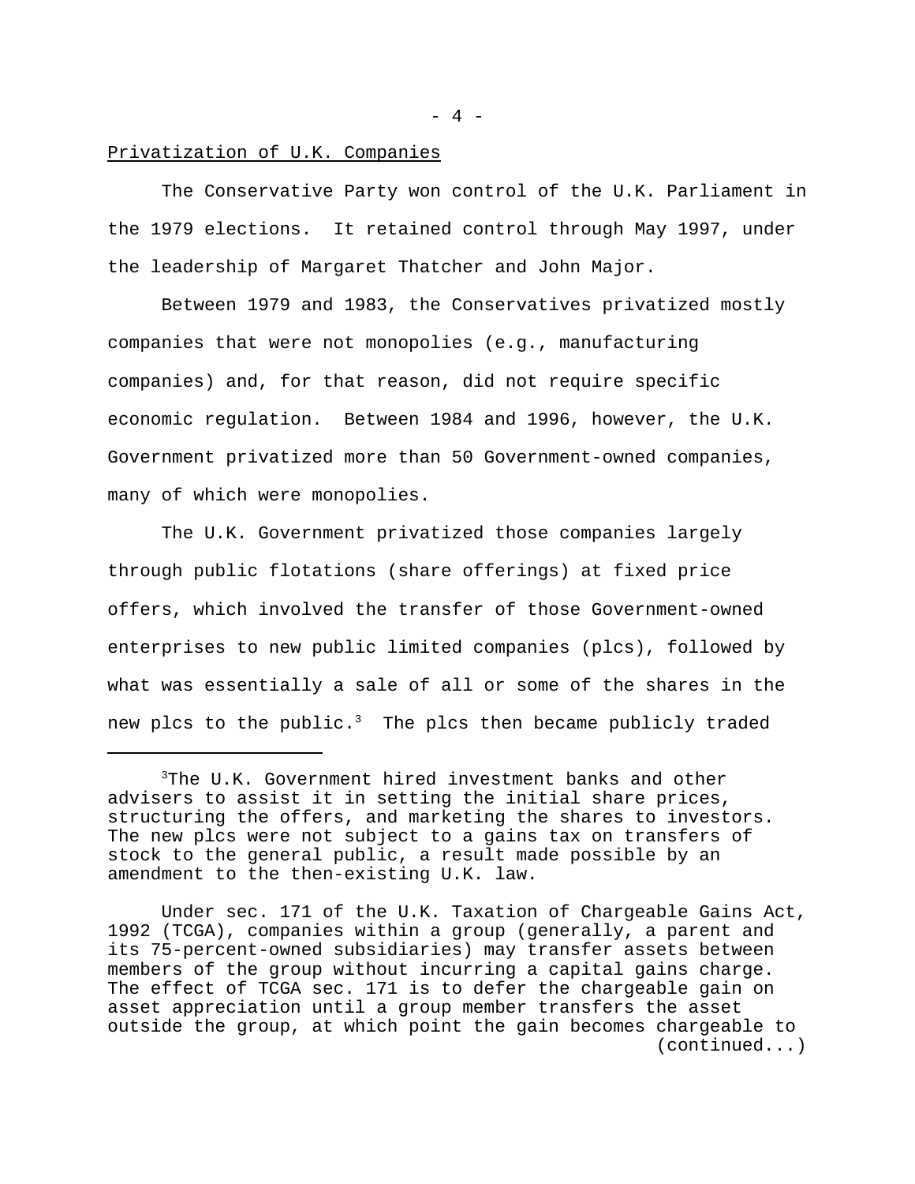Privatization of U.K. Companies

The Conservative Party won control of the U.K. Parliament in the 1979 elections. It retained control through May 1997, under the leadership of Margaret Thatcher and John Major.

Between 1979 and 1983, the Conservatives privatized mostly companies that were not monopolies (e.g., manufacturing companies) and, for that reason, did not require specific economic regulation. Between 1984 and 1996, however, the U.K. Government privatized more than 50 Government-owned companies, many of which were monopolies.

The U.K. Government privatized those companies largely through public flotations (share offerings) at fixed price offers, which involved the transfer of those Government-owned enterprises to new public limited companies (plcs), followed by what was essentially a sale of all or some of the shares in the new plcs to the public.[3] The plcs then became publicly traded

---

[3]The U.K. Government hired investment banks and other advisers to assist it in setting the initial share prices, structuring the offers, and marketing the shares to investors. The new plcs were not subject to a gains tax on transfers of stock to the general public, a result made possible by an amendment to the then-existing U.K. law.

Under sec. 171 of the U.K. Taxation of Chargeable Gains Act, 1992 (TCGA), companies within a group (generally, a parent and its 75-percent-owned subsidiaries) may transfer assets between members of the group without incurring a capital gains charge. The effect of TCGA sec. 171 is to defer the chargeable gain on asset appreciation until a group member transfers the asset outside the group, at which point the gain becomes chargeable to (continued...)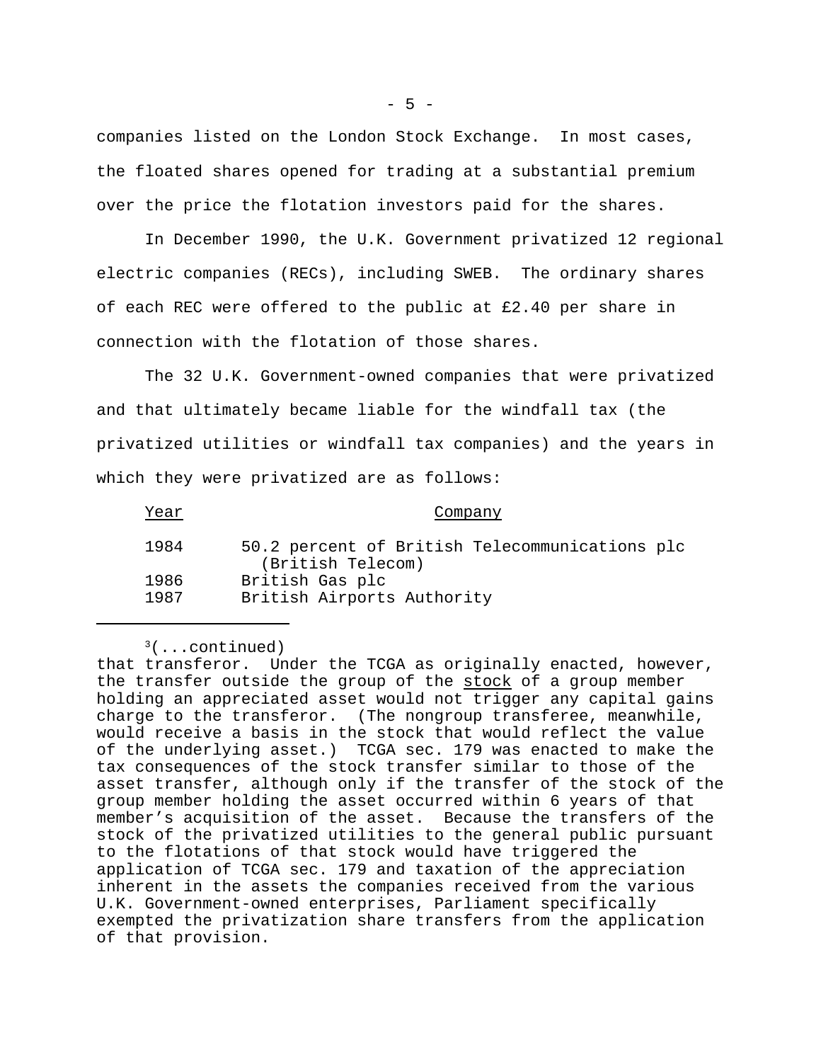companies listed on the London Stock Exchange. In most cases, the floated shares opened for trading at a substantial premium over the price the flotation investors paid for the shares.

In December 1990, the U.K. Government privatized 12 regional electric companies (RECs), including SWEB. The ordinary shares of each REC were offered to the public at £2.40 per share in connection with the flotation of those shares.

The 32 U.K. Government-owned companies that were privatized and that ultimately became liable for the windfall tax (the privatized utilities or windfall tax companies) and the years in which they were privatized are as follows:

| Year | Company |
|---|---|
| 1984 | 50.2 percent of British Telecommunications plc (British Telecom) |
| 1986 | British Gas plc |
| 1987 | British Airports Authority |

---

[3](...continued) that transferor. Under the TCGA as originally enacted, however, the transfer outside the group of the stock of a group member holding an appreciated asset would not trigger any capital gains charge to the transferor. (The nongroup transferee, meanwhile, would receive a basis in the stock that would reflect the value of the underlying asset.) TCGA sec. 179 was enacted to make the tax consequences of the stock transfer similar to those of the asset transfer, although only if the transfer of the stock of the group member holding the asset occurred within 6 years of that member's acquisition of the asset. Because the transfers of the stock of the privatized utilities to the general public pursuant to the flotations of that stock would have triggered the application of TCGA sec. 179 and taxation of the appreciation inherent in the assets the companies received from the various U.K. Government-owned enterprises, Parliament specifically exempted the privatization share transfers from the application of that provision.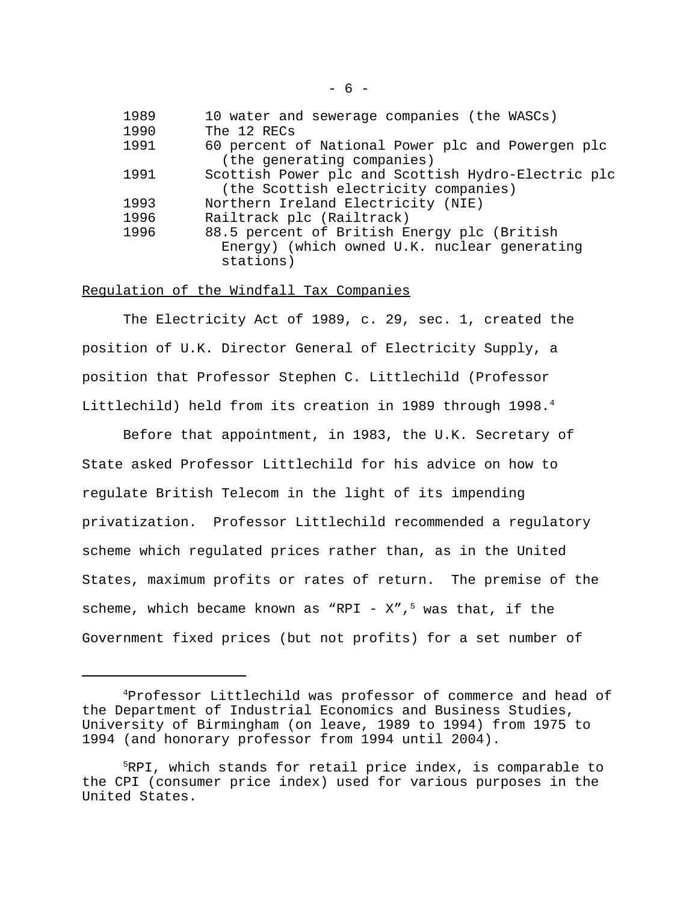| | |
|---|---|
| 1989 | 10 water and sewerage companies (the WASCs) |
| 1990 | The 12 RECs |
| 1991 | 60 percent of National Power plc and Powergen plc (the generating companies) |
| 1991 | Scottish Power plc and Scottish Hydro-Electric plc (the Scottish electricity companies) |
| 1993 | Northern Ireland Electricity (NIE) |
| 1996 | Railtrack plc (Railtrack) |
| 1996 | 88.5 percent of British Energy plc (British Energy) (which owned U.K. nuclear generating stations) |

Regulation of the Windfall Tax Companies

The Electricity Act of 1989, c. 29, sec. 1, created the position of U.K. Director General of Electricity Supply, a position that Professor Stephen C. Littlechild (Professor Littlechild) held from its creation in 1989 through 1998.[4]

Before that appointment, in 1983, the U.K. Secretary of State asked Professor Littlechild for his advice on how to regulate British Telecom in the light of its impending privatization. Professor Littlechild recommended a regulatory scheme which regulated prices rather than, as in the United States, maximum profits or rates of return. The premise of the scheme, which became known as "RPI - X",[5] was that, if the Government fixed prices (but not profits) for a set number of

---

[4]Professor Littlechild was professor of commerce and head of the Department of Industrial Economics and Business Studies, University of Birmingham (on leave, 1989 to 1994) from 1975 to 1994 (and honorary professor from 1994 until 2004).

[5]RPI, which stands for retail price index, is comparable to the CPI (consumer price index) used for various purposes in the United States.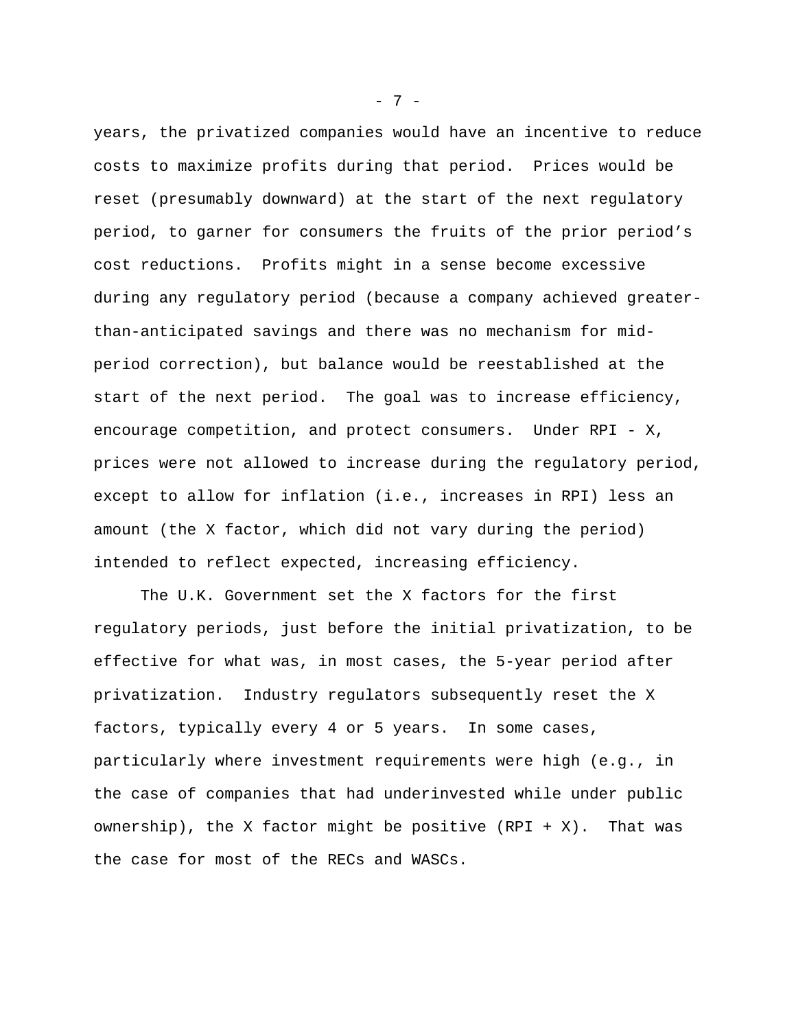years, the privatized companies would have an incentive to reduce costs to maximize profits during that period.  Prices would be reset (presumably downward) at the start of the next regulatory period, to garner for consumers the fruits of the prior period's cost reductions.  Profits might in a sense become excessive during any regulatory period (because a company achieved greater-than-anticipated savings and there was no mechanism for mid-period correction), but balance would be reestablished at the start of the next period.  The goal was to increase efficiency, encourage competition, and protect consumers.  Under RPI - X, prices were not allowed to increase during the regulatory period, except to allow for inflation (i.e., increases in RPI) less an amount (the X factor, which did not vary during the period) intended to reflect expected, increasing efficiency.

The U.K. Government set the X factors for the first regulatory periods, just before the initial privatization, to be effective for what was, in most cases, the 5-year period after privatization.  Industry regulators subsequently reset the X factors, typically every 4 or 5 years.  In some cases, particularly where investment requirements were high (e.g., in the case of companies that had underinvested while under public ownership), the X factor might be positive (RPI + X).  That was the case for most of the RECs and WASCs.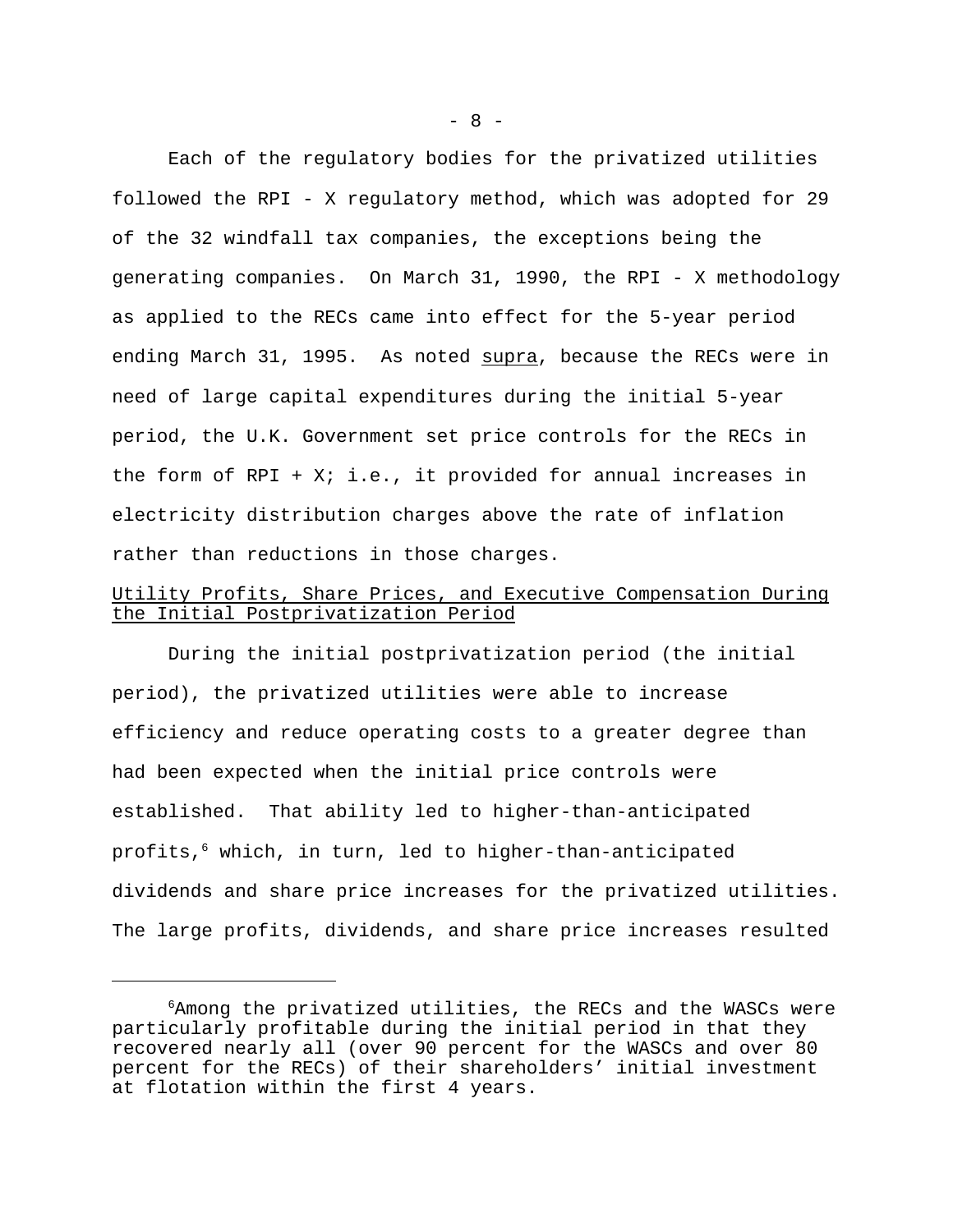Each of the regulatory bodies for the privatized utilities followed the RPI - X regulatory method, which was adopted for 29 of the 32 windfall tax companies, the exceptions being the generating companies. On March 31, 1990, the RPI - X methodology as applied to the RECs came into effect for the 5-year period ending March 31, 1995. As noted supra, because the RECs were in need of large capital expenditures during the initial 5-year period, the U.K. Government set price controls for the RECs in the form of RPI + X; i.e., it provided for annual increases in electricity distribution charges above the rate of inflation rather than reductions in those charges.

## Utility Profits, Share Prices, and Executive Compensation During the Initial Postprivatization Period

During the initial postprivatization period (the initial period), the privatized utilities were able to increase efficiency and reduce operating costs to a greater degree than had been expected when the initial price controls were established. That ability led to higher-than-anticipated profits,[6] which, in turn, led to higher-than-anticipated dividends and share price increases for the privatized utilities. The large profits, dividends, and share price increases resulted

---

[6]Among the privatized utilities, the RECs and the WASCs were particularly profitable during the initial period in that they recovered nearly all (over 90 percent for the WASCs and over 80 percent for the RECs) of their shareholders' initial investment at flotation within the first 4 years.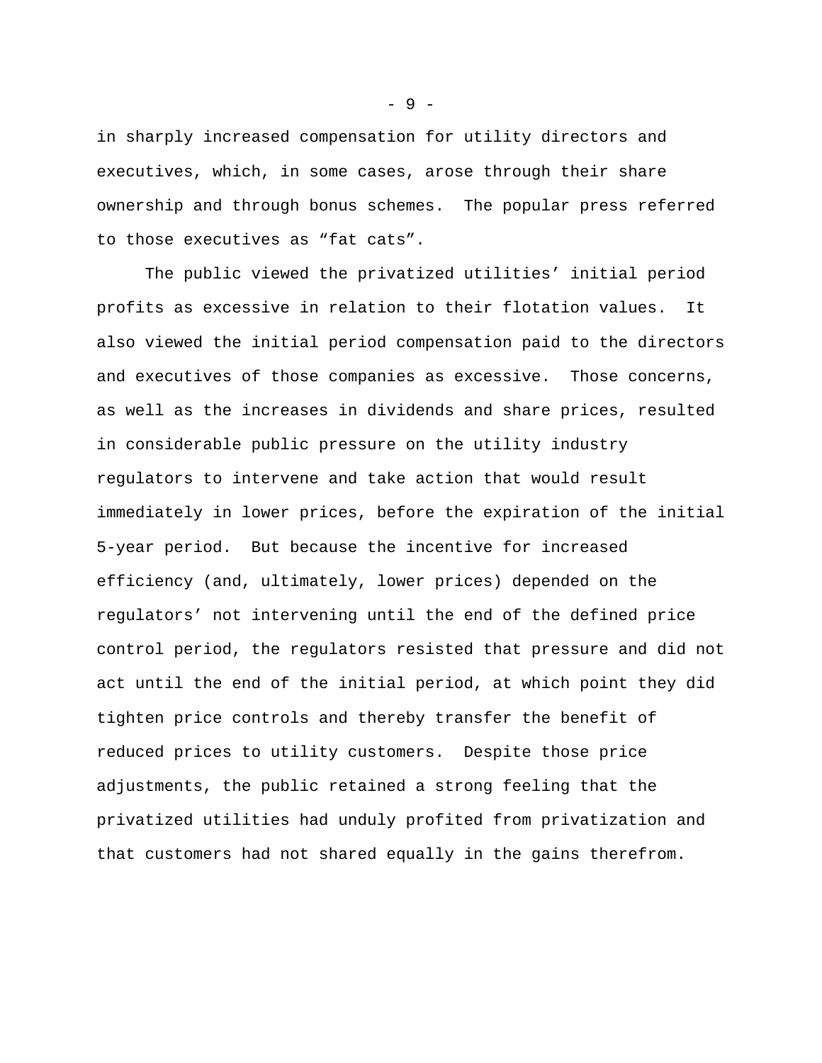in sharply increased compensation for utility directors and executives, which, in some cases, arose through their share ownership and through bonus schemes. The popular press referred to those executives as “fat cats”.

The public viewed the privatized utilities’ initial period profits as excessive in relation to their flotation values. It also viewed the initial period compensation paid to the directors and executives of those companies as excessive. Those concerns, as well as the increases in dividends and share prices, resulted in considerable public pressure on the utility industry regulators to intervene and take action that would result immediately in lower prices, before the expiration of the initial 5-year period. But because the incentive for increased efficiency (and, ultimately, lower prices) depended on the regulators’ not intervening until the end of the defined price control period, the regulators resisted that pressure and did not act until the end of the initial period, at which point they did tighten price controls and thereby transfer the benefit of reduced prices to utility customers. Despite those price adjustments, the public retained a strong feeling that the privatized utilities had unduly profited from privatization and that customers had not shared equally in the gains therefrom.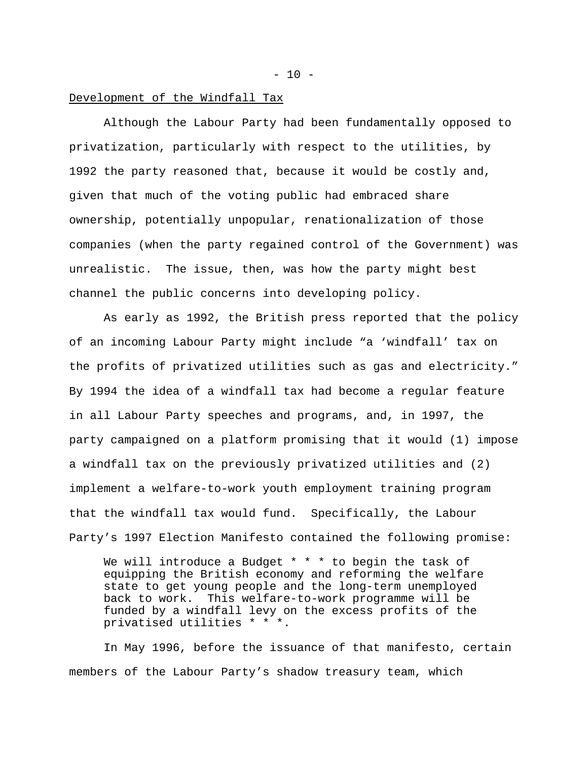Development of the Windfall Tax

Although the Labour Party had been fundamentally opposed to privatization, particularly with respect to the utilities, by 1992 the party reasoned that, because it would be costly and, given that much of the voting public had embraced share ownership, potentially unpopular, renationalization of those companies (when the party regained control of the Government) was unrealistic. The issue, then, was how the party might best channel the public concerns into developing policy.

As early as 1992, the British press reported that the policy of an incoming Labour Party might include "a 'windfall' tax on the profits of privatized utilities such as gas and electricity." By 1994 the idea of a windfall tax had become a regular feature in all Labour Party speeches and programs, and, in 1997, the party campaigned on a platform promising that it would (1) impose a windfall tax on the previously privatized utilities and (2) implement a welfare-to-work youth employment training program that the windfall tax would fund. Specifically, the Labour Party's 1997 Election Manifesto contained the following promise:

> We will introduce a Budget * * * to begin the task of equipping the British economy and reforming the welfare state to get young people and the long-term unemployed back to work. This welfare-to-work programme will be funded by a windfall levy on the excess profits of the privatised utilities * * *.

In May 1996, before the issuance of that manifesto, certain members of the Labour Party's shadow treasury team, which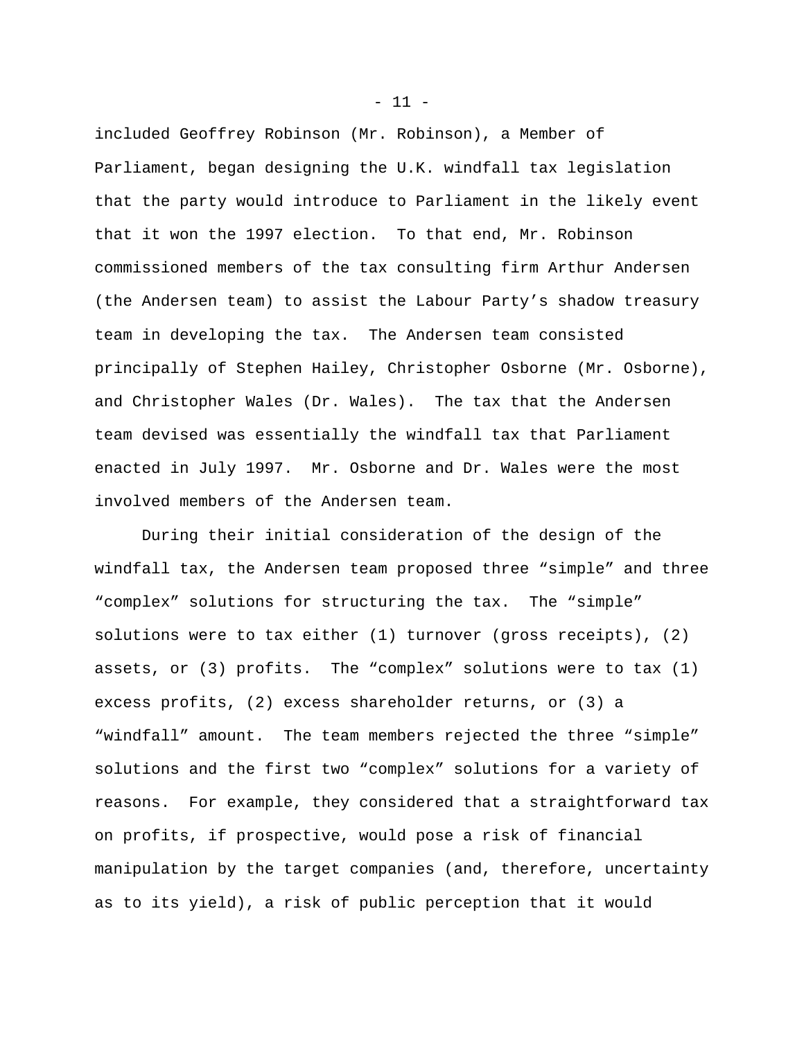included Geoffrey Robinson (Mr. Robinson), a Member of Parliament, began designing the U.K. windfall tax legislation that the party would introduce to Parliament in the likely event that it won the 1997 election. To that end, Mr. Robinson commissioned members of the tax consulting firm Arthur Andersen (the Andersen team) to assist the Labour Party's shadow treasury team in developing the tax. The Andersen team consisted principally of Stephen Hailey, Christopher Osborne (Mr. Osborne), and Christopher Wales (Dr. Wales). The tax that the Andersen team devised was essentially the windfall tax that Parliament enacted in July 1997. Mr. Osborne and Dr. Wales were the most involved members of the Andersen team.

During their initial consideration of the design of the windfall tax, the Andersen team proposed three "simple" and three "complex" solutions for structuring the tax. The "simple" solutions were to tax either (1) turnover (gross receipts), (2) assets, or (3) profits. The "complex" solutions were to tax (1) excess profits, (2) excess shareholder returns, or (3) a "windfall" amount. The team members rejected the three "simple" solutions and the first two "complex" solutions for a variety of reasons. For example, they considered that a straightforward tax on profits, if prospective, would pose a risk of financial manipulation by the target companies (and, therefore, uncertainty as to its yield), a risk of public perception that it would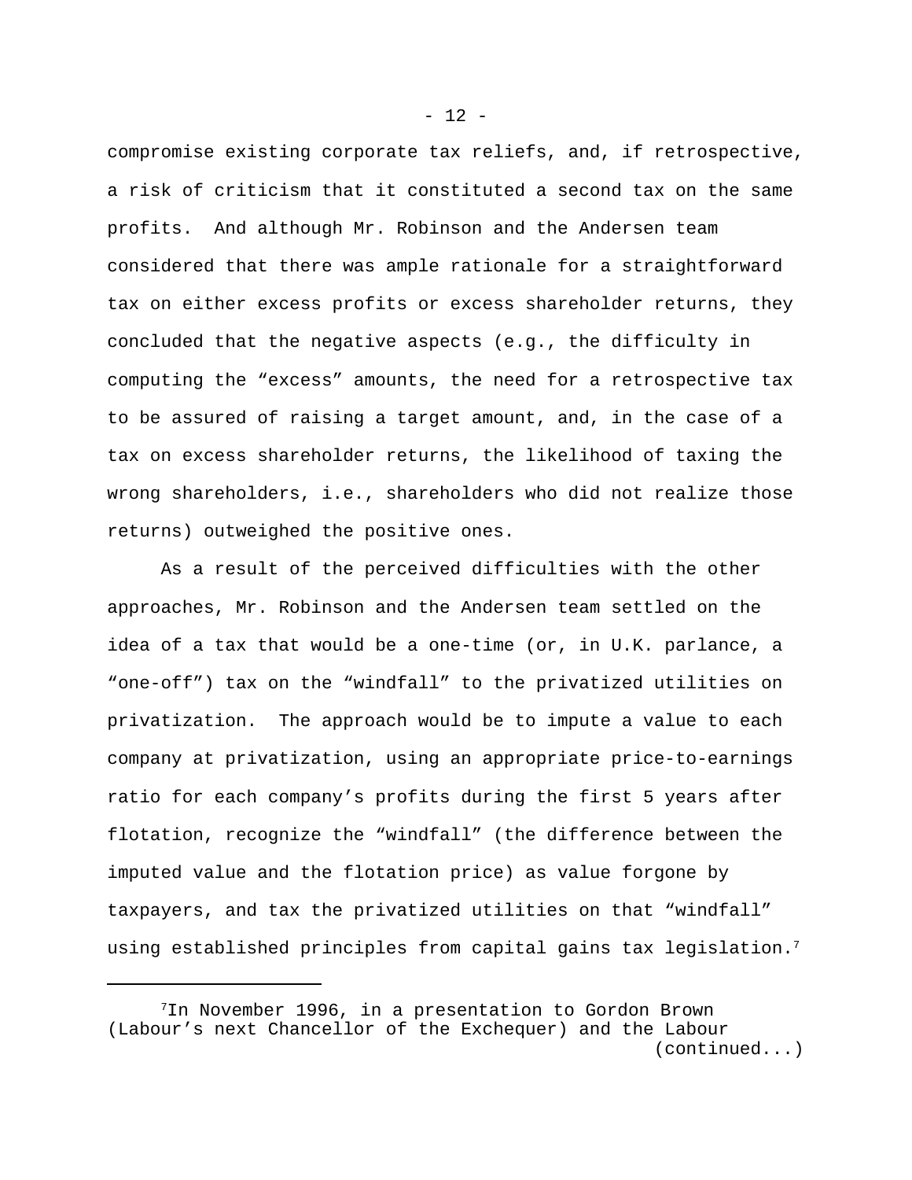compromise existing corporate tax reliefs, and, if retrospective, a risk of criticism that it constituted a second tax on the same profits. And although Mr. Robinson and the Andersen team considered that there was ample rationale for a straightforward tax on either excess profits or excess shareholder returns, they concluded that the negative aspects (e.g., the difficulty in computing the "excess" amounts, the need for a retrospective tax to be assured of raising a target amount, and, in the case of a tax on excess shareholder returns, the likelihood of taxing the wrong shareholders, i.e., shareholders who did not realize those returns) outweighed the positive ones.

As a result of the perceived difficulties with the other approaches, Mr. Robinson and the Andersen team settled on the idea of a tax that would be a one-time (or, in U.K. parlance, a "one-off") tax on the "windfall" to the privatized utilities on privatization. The approach would be to impute a value to each company at privatization, using an appropriate price-to-earnings ratio for each company's profits during the first 5 years after flotation, recognize the "windfall" (the difference between the imputed value and the flotation price) as value forgone by taxpayers, and tax the privatized utilities on that "windfall" using established principles from capital gains tax legislation.[7]

---

[7]In November 1996, in a presentation to Gordon Brown (Labour's next Chancellor of the Exchequer) and the Labour (continued...)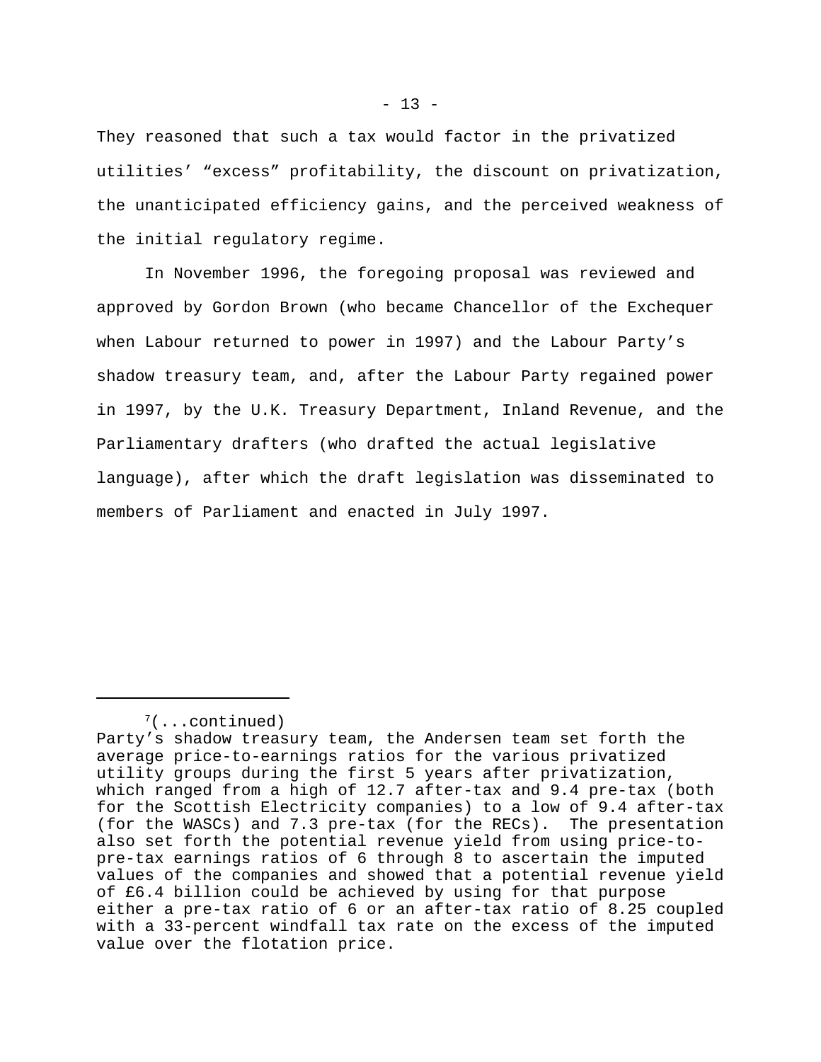They reasoned that such a tax would factor in the privatized utilities' "excess" profitability, the discount on privatization, the unanticipated efficiency gains, and the perceived weakness of the initial regulatory regime.

In November 1996, the foregoing proposal was reviewed and approved by Gordon Brown (who became Chancellor of the Exchequer when Labour returned to power in 1997) and the Labour Party's shadow treasury team, and, after the Labour Party regained power in 1997, by the U.K. Treasury Department, Inland Revenue, and the Parliamentary drafters (who drafted the actual legislative language), after which the draft legislation was disseminated to members of Parliament and enacted in July 1997.

---

[7](...continued)
Party's shadow treasury team, the Andersen team set forth the average price-to-earnings ratios for the various privatized utility groups during the first 5 years after privatization, which ranged from a high of 12.7 after-tax and 9.4 pre-tax (both for the Scottish Electricity companies) to a low of 9.4 after-tax (for the WASCs) and 7.3 pre-tax (for the RECs). The presentation also set forth the potential revenue yield from using price-to-pre-tax earnings ratios of 6 through 8 to ascertain the imputed values of the companies and showed that a potential revenue yield of £6.4 billion could be achieved by using for that purpose either a pre-tax ratio of 6 or an after-tax ratio of 8.25 coupled with a 33-percent windfall tax rate on the excess of the imputed value over the flotation price.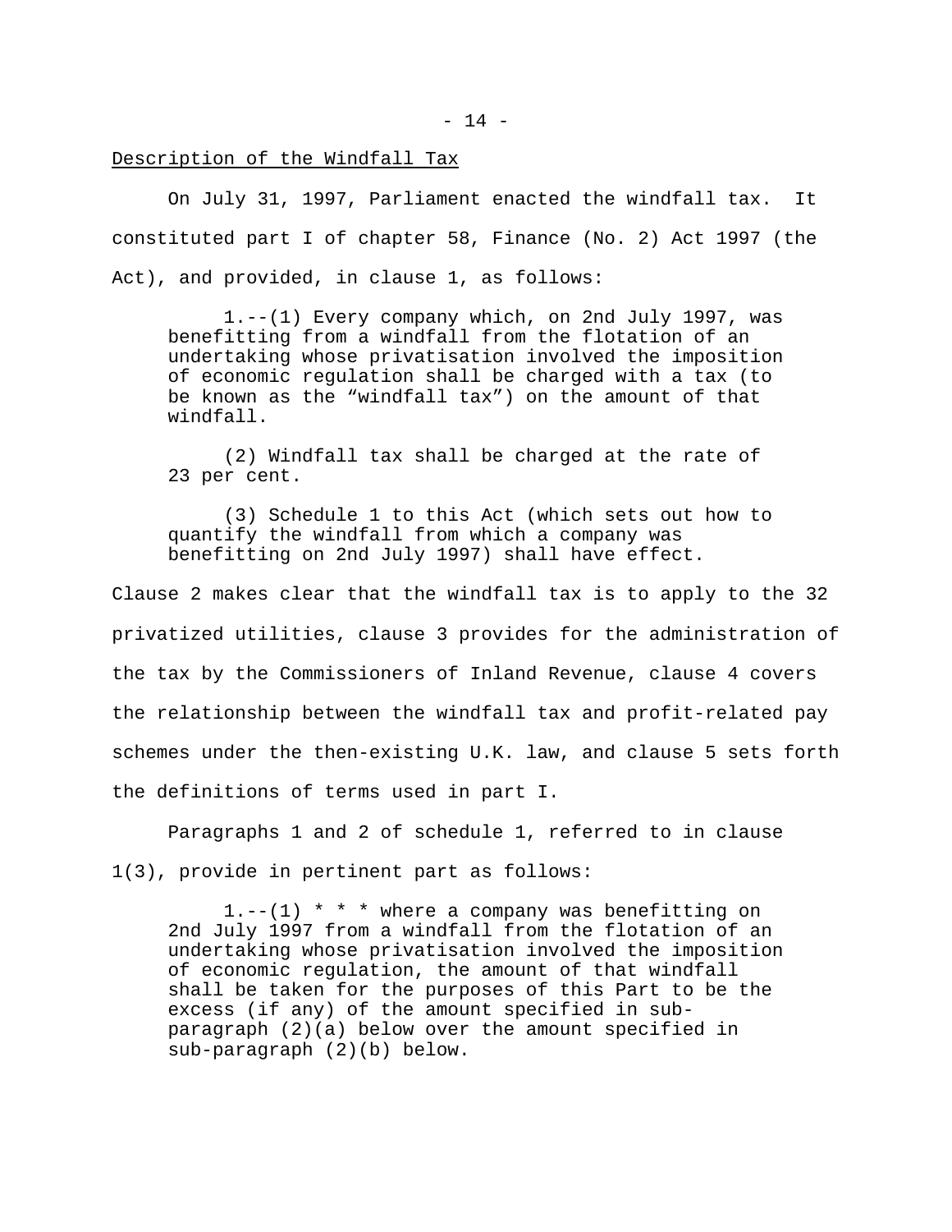Description of the Windfall Tax

On July 31, 1997, Parliament enacted the windfall tax. It constituted part I of chapter 58, Finance (No. 2) Act 1997 (the Act), and provided, in clause 1, as follows:

> 1.--(1) Every company which, on 2nd July 1997, was benefitting from a windfall from the flotation of an undertaking whose privatisation involved the imposition of economic regulation shall be charged with a tax (to be known as the "windfall tax") on the amount of that windfall.
>
> (2) Windfall tax shall be charged at the rate of 23 per cent.
>
> (3) Schedule 1 to this Act (which sets out how to quantify the windfall from which a company was benefitting on 2nd July 1997) shall have effect.

Clause 2 makes clear that the windfall tax is to apply to the 32 privatized utilities, clause 3 provides for the administration of the tax by the Commissioners of Inland Revenue, clause 4 covers the relationship between the windfall tax and profit-related pay schemes under the then-existing U.K. law, and clause 5 sets forth the definitions of terms used in part I.

Paragraphs 1 and 2 of schedule 1, referred to in clause 1(3), provide in pertinent part as follows:

> 1.--(1) * * * where a company was benefitting on 2nd July 1997 from a windfall from the flotation of an undertaking whose privatisation involved the imposition of economic regulation, the amount of that windfall shall be taken for the purposes of this Part to be the excess (if any) of the amount specified in sub-paragraph (2)(a) below over the amount specified in sub-paragraph (2)(b) below.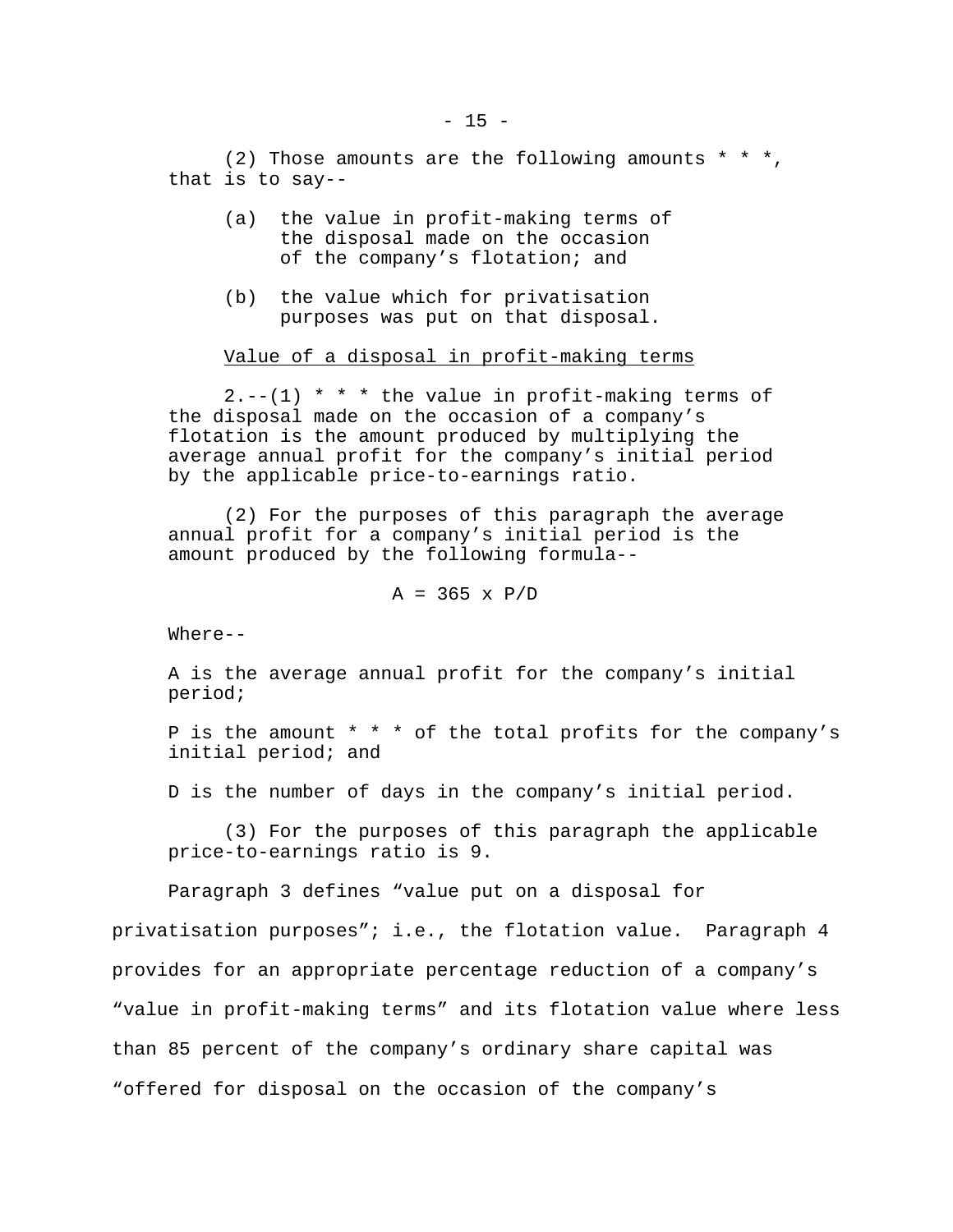(2) Those amounts are the following amounts * * *, that is to say--

(a) the value in profit-making terms of the disposal made on the occasion of the company’s flotation; and

(b) the value which for privatisation purposes was put on that disposal.

<u>Value of a disposal in profit-making terms</u>

2.--(1) * * * the value in profit-making terms of the disposal made on the occasion of a company’s flotation is the amount produced by multiplying the average annual profit for the company’s initial period by the applicable price-to-earnings ratio.

(2) For the purposes of this paragraph the average annual profit for a company’s initial period is the amount produced by the following formula--

$$A = 365 \times P/D$$

Where--

A is the average annual profit for the company’s initial period;

P is the amount * * * of the total profits for the company’s initial period; and

D is the number of days in the company’s initial period.

(3) For the purposes of this paragraph the applicable price-to-earnings ratio is 9.

Paragraph 3 defines “value put on a disposal for privatisation purposes”; i.e., the flotation value. Paragraph 4 provides for an appropriate percentage reduction of a company’s “value in profit-making terms” and its flotation value where less than 85 percent of the company’s ordinary share capital was “offered for disposal on the occasion of the company’s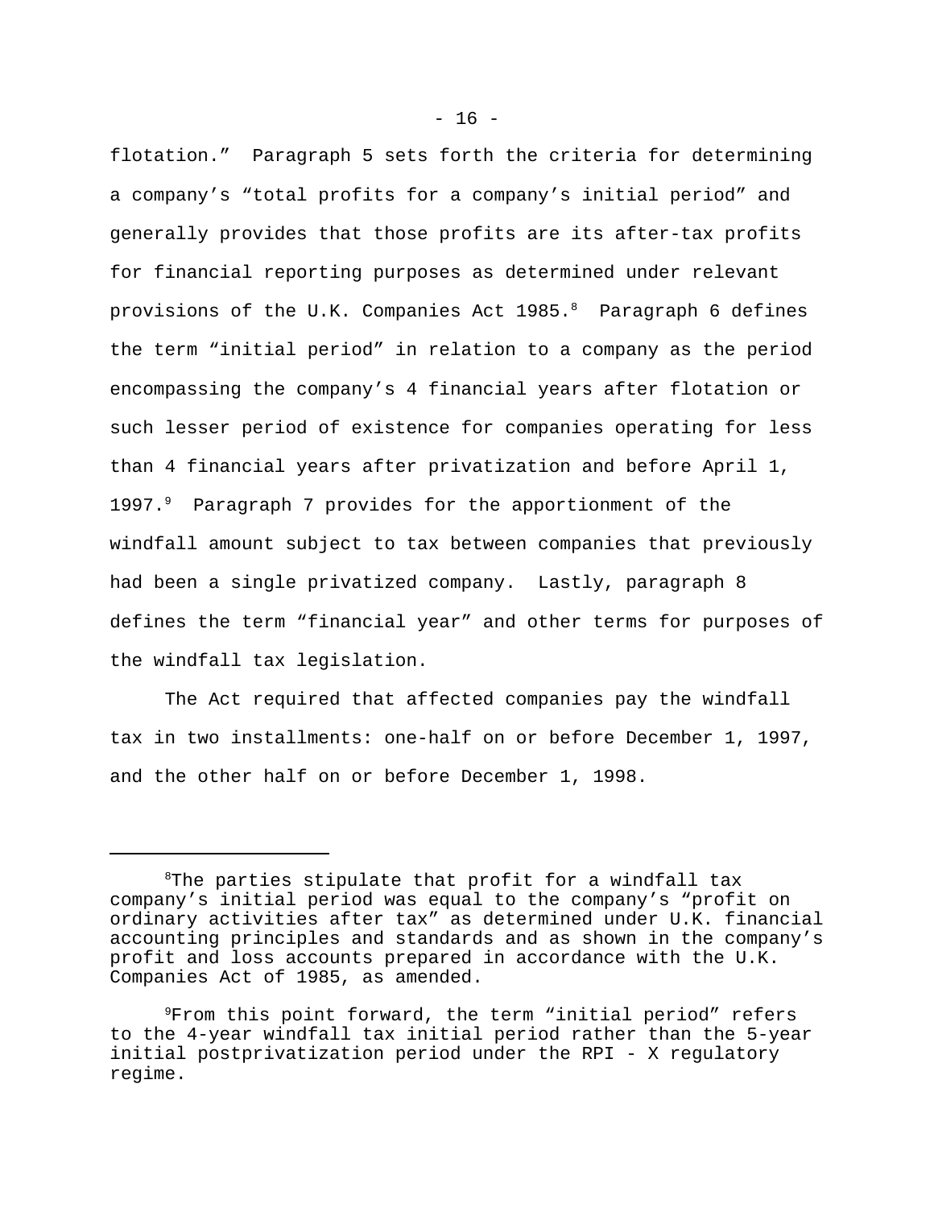flotation." Paragraph 5 sets forth the criteria for determining a company's "total profits for a company's initial period" and generally provides that those profits are its after-tax profits for financial reporting purposes as determined under relevant provisions of the U.K. Companies Act 1985.[8] Paragraph 6 defines the term "initial period" in relation to a company as the period encompassing the company's 4 financial years after flotation or such lesser period of existence for companies operating for less than 4 financial years after privatization and before April 1, 1997.[9] Paragraph 7 provides for the apportionment of the windfall amount subject to tax between companies that previously had been a single privatized company. Lastly, paragraph 8 defines the term "financial year" and other terms for purposes of the windfall tax legislation.

The Act required that affected companies pay the windfall tax in two installments: one-half on or before December 1, 1997, and the other half on or before December 1, 1998.

---

[8]The parties stipulate that profit for a windfall tax company's initial period was equal to the company's "profit on ordinary activities after tax" as determined under U.K. financial accounting principles and standards and as shown in the company's profit and loss accounts prepared in accordance with the U.K. Companies Act of 1985, as amended.

[9]From this point forward, the term "initial period" refers to the 4-year windfall tax initial period rather than the 5-year initial postprivatization period under the RPI - X regulatory regime.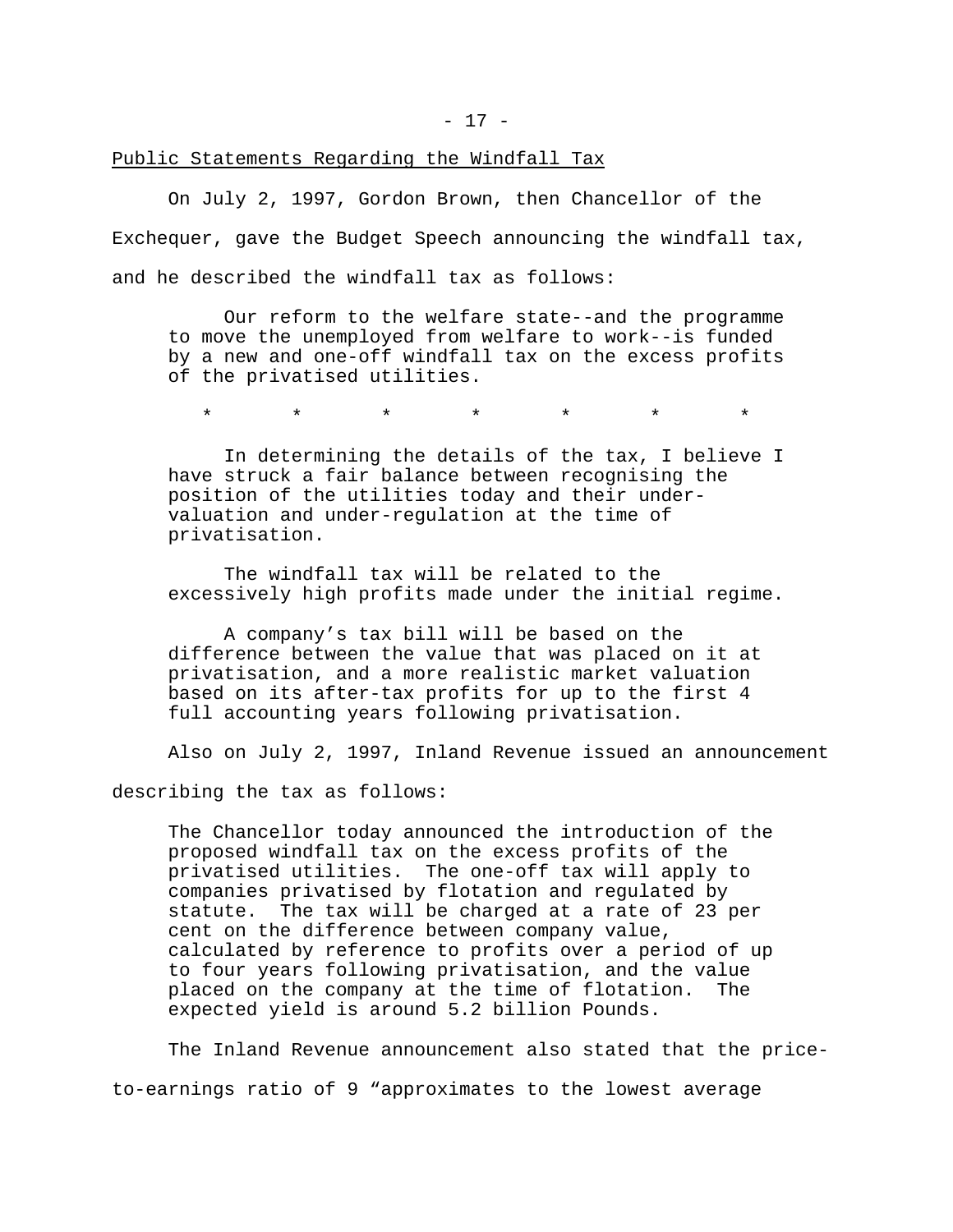<u>Public Statements Regarding the Windfall Tax</u>

On July 2, 1997, Gordon Brown, then Chancellor of the Exchequer, gave the Budget Speech announcing the windfall tax, and he described the windfall tax as follows:

> Our reform to the welfare state--and the programme to move the unemployed from welfare to work--is funded by a new and one-off windfall tax on the excess profits of the privatised utilities.
>
> \* \* \* \* \* \* \*
>
> In determining the details of the tax, I believe I have struck a fair balance between recognising the position of the utilities today and their under-valuation and under-regulation at the time of privatisation.
>
> The windfall tax will be related to the excessively high profits made under the initial regime.
>
> A company's tax bill will be based on the difference between the value that was placed on it at privatisation, and a more realistic market valuation based on its after-tax profits for up to the first 4 full accounting years following privatisation.

Also on July 2, 1997, Inland Revenue issued an announcement describing the tax as follows:

> The Chancellor today announced the introduction of the proposed windfall tax on the excess profits of the privatised utilities. The one-off tax will apply to companies privatised by flotation and regulated by statute. The tax will be charged at a rate of 23 per cent on the difference between company value, calculated by reference to profits over a period of up to four years following privatisation, and the value placed on the company at the time of flotation. The expected yield is around 5.2 billion Pounds.

The Inland Revenue announcement also stated that the price-to-earnings ratio of 9 "approximates to the lowest average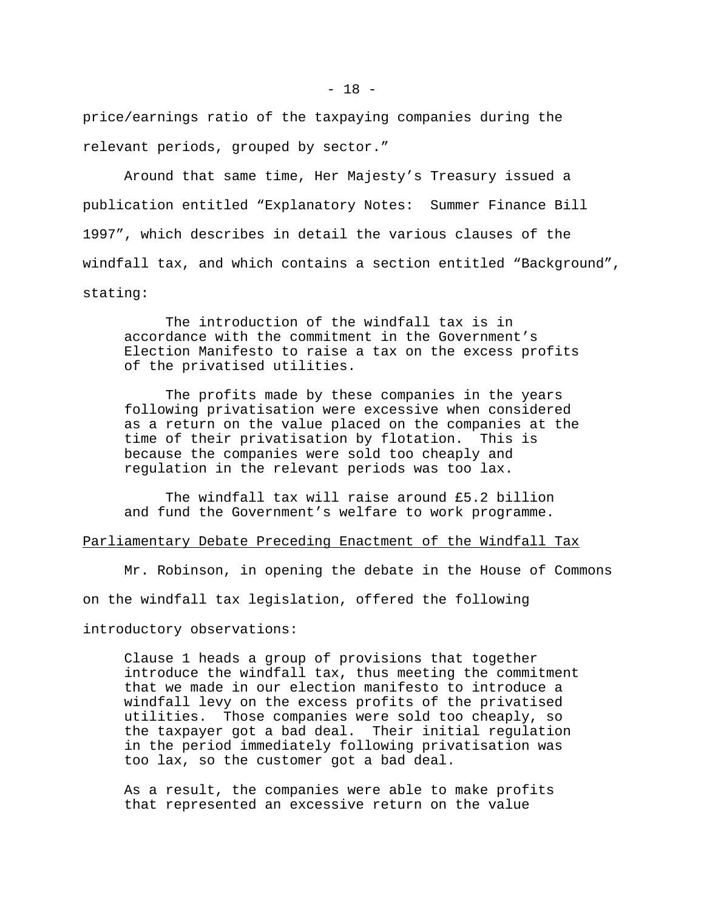price/earnings ratio of the taxpaying companies during the relevant periods, grouped by sector."

Around that same time, Her Majesty's Treasury issued a publication entitled "Explanatory Notes: Summer Finance Bill 1997", which describes in detail the various clauses of the windfall tax, and which contains a section entitled "Background", stating:

> The introduction of the windfall tax is in accordance with the commitment in the Government's Election Manifesto to raise a tax on the excess profits of the privatised utilities.
>
> The profits made by these companies in the years following privatisation were excessive when considered as a return on the value placed on the companies at the time of their privatisation by flotation. This is because the companies were sold too cheaply and regulation in the relevant periods was too lax.
>
> The windfall tax will raise around £5.2 billion and fund the Government's welfare to work programme.

<u>Parliamentary Debate Preceding Enactment of the Windfall Tax</u>

Mr. Robinson, in opening the debate in the House of Commons on the windfall tax legislation, offered the following introductory observations:

> Clause 1 heads a group of provisions that together introduce the windfall tax, thus meeting the commitment that we made in our election manifesto to introduce a windfall levy on the excess profits of the privatised utilities. Those companies were sold too cheaply, so the taxpayer got a bad deal. Their initial regulation in the period immediately following privatisation was too lax, so the customer got a bad deal.
>
> As a result, the companies were able to make profits that represented an excessive return on the value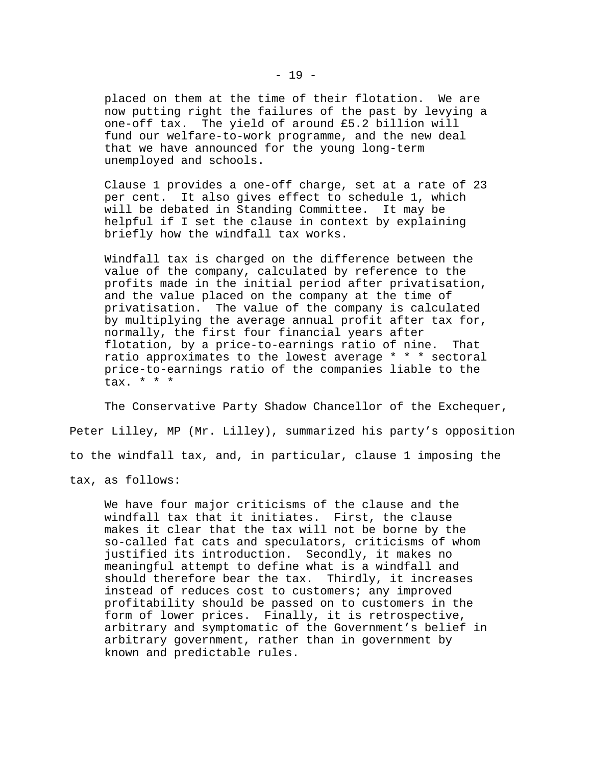> placed on them at the time of their flotation. We are now putting right the failures of the past by levying a one-off tax. The yield of around £5.2 billion will fund our welfare-to-work programme, and the new deal that we have announced for the young long-term unemployed and schools.
>
> Clause 1 provides a one-off charge, set at a rate of 23 per cent. It also gives effect to schedule 1, which will be debated in Standing Committee. It may be helpful if I set the clause in context by explaining briefly how the windfall tax works.
>
> Windfall tax is charged on the difference between the value of the company, calculated by reference to the profits made in the initial period after privatisation, and the value placed on the company at the time of privatisation. The value of the company is calculated by multiplying the average annual profit after tax for, normally, the first four financial years after flotation, by a price-to-earnings ratio of nine. That ratio approximates to the lowest average * * * sectoral price-to-earnings ratio of the companies liable to the tax. * * *

The Conservative Party Shadow Chancellor of the Exchequer, Peter Lilley, MP (Mr. Lilley), summarized his party's opposition to the windfall tax, and, in particular, clause 1 imposing the tax, as follows:

> We have four major criticisms of the clause and the windfall tax that it initiates. First, the clause makes it clear that the tax will not be borne by the so-called fat cats and speculators, criticisms of whom justified its introduction. Secondly, it makes no meaningful attempt to define what is a windfall and should therefore bear the tax. Thirdly, it increases instead of reduces cost to customers; any improved profitability should be passed on to customers in the form of lower prices. Finally, it is retrospective, arbitrary and symptomatic of the Government's belief in arbitrary government, rather than in government by known and predictable rules.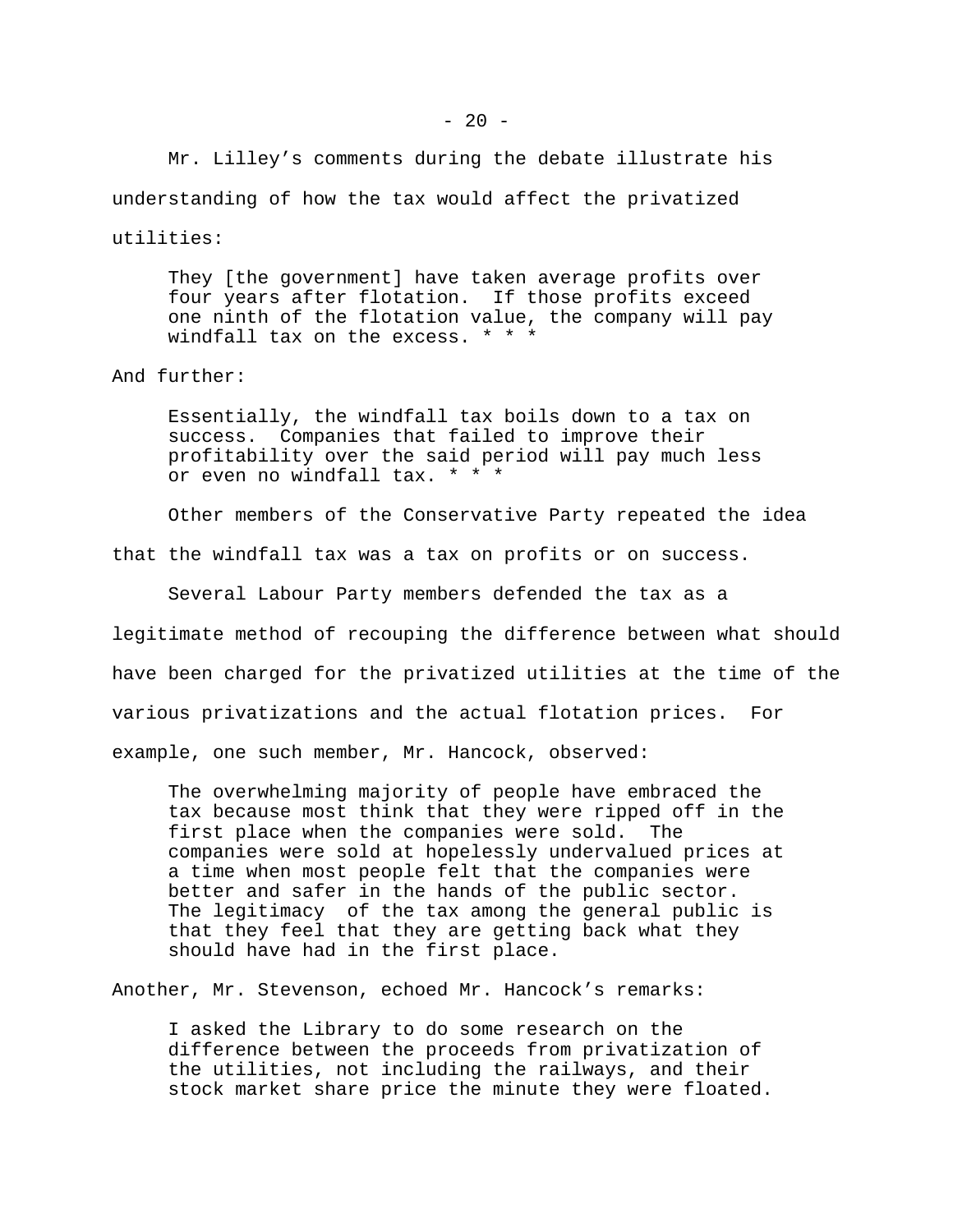Mr. Lilley’s comments during the debate illustrate his understanding of how the tax would affect the privatized utilities:

> They [the government] have taken average profits over four years after flotation. If those profits exceed one ninth of the flotation value, the company will pay windfall tax on the excess. * * *

And further:

> Essentially, the windfall tax boils down to a tax on success. Companies that failed to improve their profitability over the said period will pay much less or even no windfall tax. * * *

Other members of the Conservative Party repeated the idea that the windfall tax was a tax on profits or on success.

Several Labour Party members defended the tax as a legitimate method of recouping the difference between what should have been charged for the privatized utilities at the time of the various privatizations and the actual flotation prices. For example, one such member, Mr. Hancock, observed:

> The overwhelming majority of people have embraced the tax because most think that they were ripped off in the first place when the companies were sold. The companies were sold at hopelessly undervalued prices at a time when most people felt that the companies were better and safer in the hands of the public sector. The legitimacy of the tax among the general public is that they feel that they are getting back what they should have had in the first place.

Another, Mr. Stevenson, echoed Mr. Hancock’s remarks:

> I asked the Library to do some research on the difference between the proceeds from privatization of the utilities, not including the railways, and their stock market share price the minute they were floated.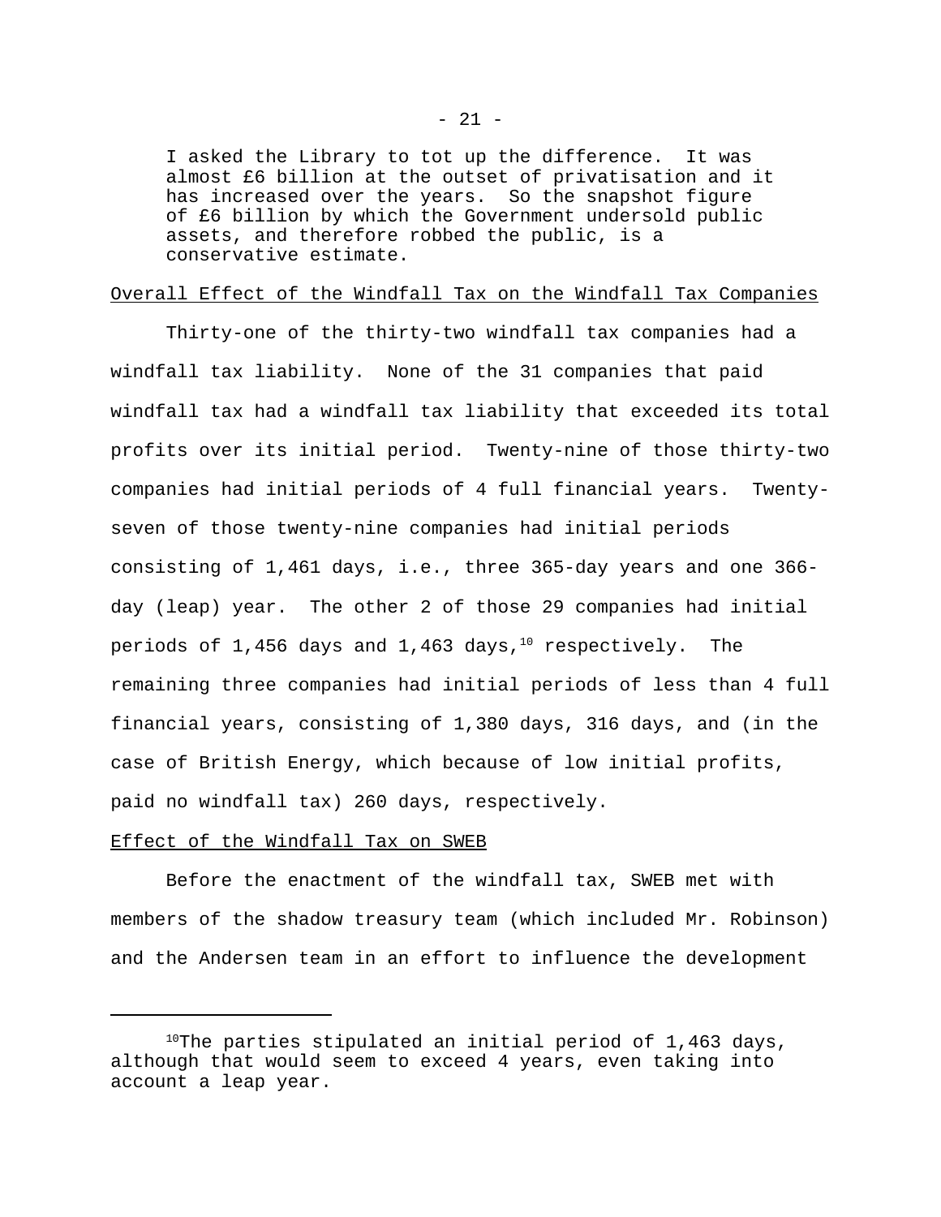> I asked the Library to tot up the difference. It was almost £6 billion at the outset of privatisation and it has increased over the years. So the snapshot figure of £6 billion by which the Government undersold public assets, and therefore robbed the public, is a conservative estimate.

Overall Effect of the Windfall Tax on the Windfall Tax Companies

Thirty-one of the thirty-two windfall tax companies had a windfall tax liability. None of the 31 companies that paid windfall tax had a windfall tax liability that exceeded its total profits over its initial period. Twenty-nine of those thirty-two companies had initial periods of 4 full financial years. Twenty-seven of those twenty-nine companies had initial periods consisting of 1,461 days, i.e., three 365-day years and one 366-day (leap) year. The other 2 of those 29 companies had initial periods of 1,456 days and 1,463 days,[10] respectively. The remaining three companies had initial periods of less than 4 full financial years, consisting of 1,380 days, 316 days, and (in the case of British Energy, which because of low initial profits, paid no windfall tax) 260 days, respectively.

Effect of the Windfall Tax on SWEB

Before the enactment of the windfall tax, SWEB met with members of the shadow treasury team (which included Mr. Robinson) and the Andersen team in an effort to influence the development

[10] The parties stipulated an initial period of 1,463 days, although that would seem to exceed 4 years, even taking into account a leap year.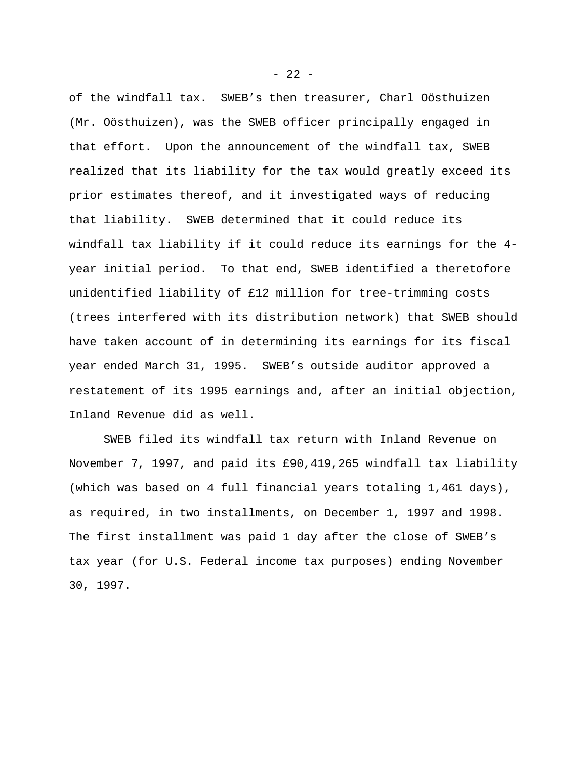of the windfall tax. SWEB's then treasurer, Charl Oösthuizen (Mr. Oösthuizen), was the SWEB officer principally engaged in that effort. Upon the announcement of the windfall tax, SWEB realized that its liability for the tax would greatly exceed its prior estimates thereof, and it investigated ways of reducing that liability. SWEB determined that it could reduce its windfall tax liability if it could reduce its earnings for the 4-year initial period. To that end, SWEB identified a theretofore unidentified liability of £12 million for tree-trimming costs (trees interfered with its distribution network) that SWEB should have taken account of in determining its earnings for its fiscal year ended March 31, 1995. SWEB's outside auditor approved a restatement of its 1995 earnings and, after an initial objection, Inland Revenue did as well.

SWEB filed its windfall tax return with Inland Revenue on November 7, 1997, and paid its £90,419,265 windfall tax liability (which was based on 4 full financial years totaling 1,461 days), as required, in two installments, on December 1, 1997 and 1998. The first installment was paid 1 day after the close of SWEB's tax year (for U.S. Federal income tax purposes) ending November 30, 1997.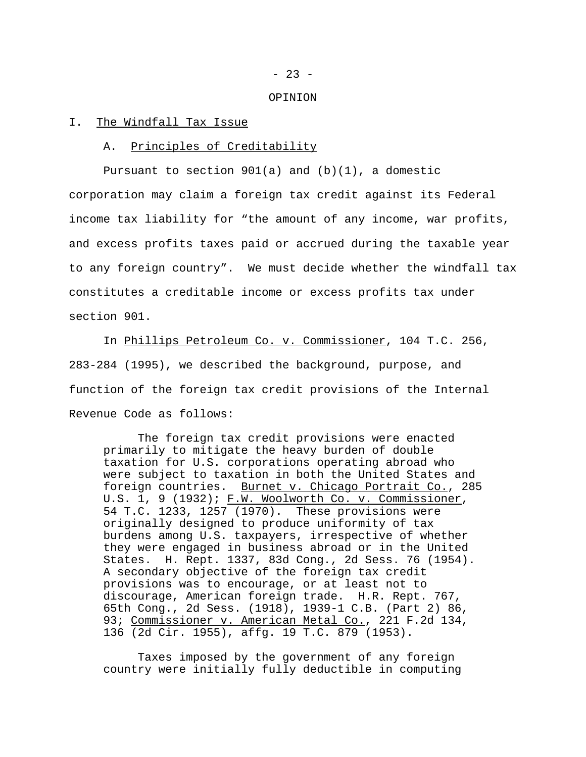OPINION

I. The Windfall Tax Issue

A. Principles of Creditability

Pursuant to section 901(a) and (b)(1), a domestic corporation may claim a foreign tax credit against its Federal income tax liability for “the amount of any income, war profits, and excess profits taxes paid or accrued during the taxable year to any foreign country”. We must decide whether the windfall tax constitutes a creditable income or excess profits tax under section 901.

In Phillips Petroleum Co. v. Commissioner, 104 T.C. 256, 283-284 (1995), we described the background, purpose, and function of the foreign tax credit provisions of the Internal Revenue Code as follows:

> The foreign tax credit provisions were enacted primarily to mitigate the heavy burden of double taxation for U.S. corporations operating abroad who were subject to taxation in both the United States and foreign countries. Burnet v. Chicago Portrait Co., 285 U.S. 1, 9 (1932); F.W. Woolworth Co. v. Commissioner, 54 T.C. 1233, 1257 (1970). These provisions were originally designed to produce uniformity of tax burdens among U.S. taxpayers, irrespective of whether they were engaged in business abroad or in the United States. H. Rept. 1337, 83d Cong., 2d Sess. 76 (1954). A secondary objective of the foreign tax credit provisions was to encourage, or at least not to discourage, American foreign trade. H.R. Rept. 767, 65th Cong., 2d Sess. (1918), 1939-1 C.B. (Part 2) 86, 93; Commissioner v. American Metal Co., 221 F.2d 134, 136 (2d Cir. 1955), affg. 19 T.C. 879 (1953).
>
> Taxes imposed by the government of any foreign country were initially fully deductible in computing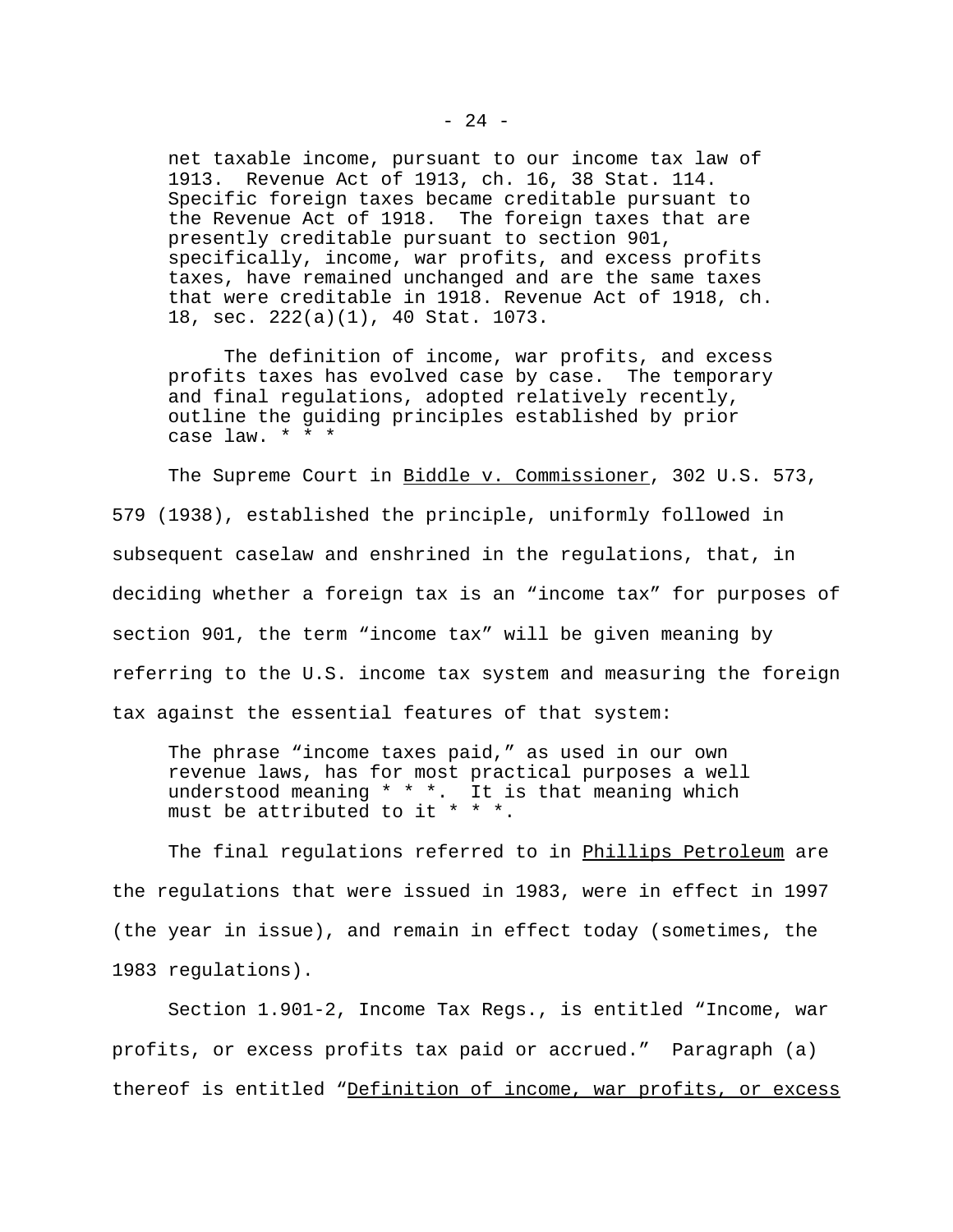> net taxable income, pursuant to our income tax law of 1913. Revenue Act of 1913, ch. 16, 38 Stat. 114. Specific foreign taxes became creditable pursuant to the Revenue Act of 1918. The foreign taxes that are presently creditable pursuant to section 901, specifically, income, war profits, and excess profits taxes, have remained unchanged and are the same taxes that were creditable in 1918. Revenue Act of 1918, ch. 18, sec. 222(a)(1), 40 Stat. 1073.
>
> The definition of income, war profits, and excess profits taxes has evolved case by case. The temporary and final regulations, adopted relatively recently, outline the guiding principles established by prior case law. * * *

The Supreme Court in <u>Biddle v. Commissioner</u>, 302 U.S. 573, 579 (1938), established the principle, uniformly followed in subsequent caselaw and enshrined in the regulations, that, in deciding whether a foreign tax is an "income tax" for purposes of section 901, the term "income tax" will be given meaning by referring to the U.S. income tax system and measuring the foreign tax against the essential features of that system:

> The phrase "income taxes paid," as used in our own revenue laws, has for most practical purposes a well understood meaning * * *. It is that meaning which must be attributed to it * * *.

The final regulations referred to in <u>Phillips Petroleum</u> are the regulations that were issued in 1983, were in effect in 1997 (the year in issue), and remain in effect today (sometimes, the 1983 regulations).

Section 1.901-2, Income Tax Regs., is entitled "Income, war profits, or excess profits tax paid or accrued." Paragraph (a) thereof is entitled "<u>Definition of income, war profits, or excess</u>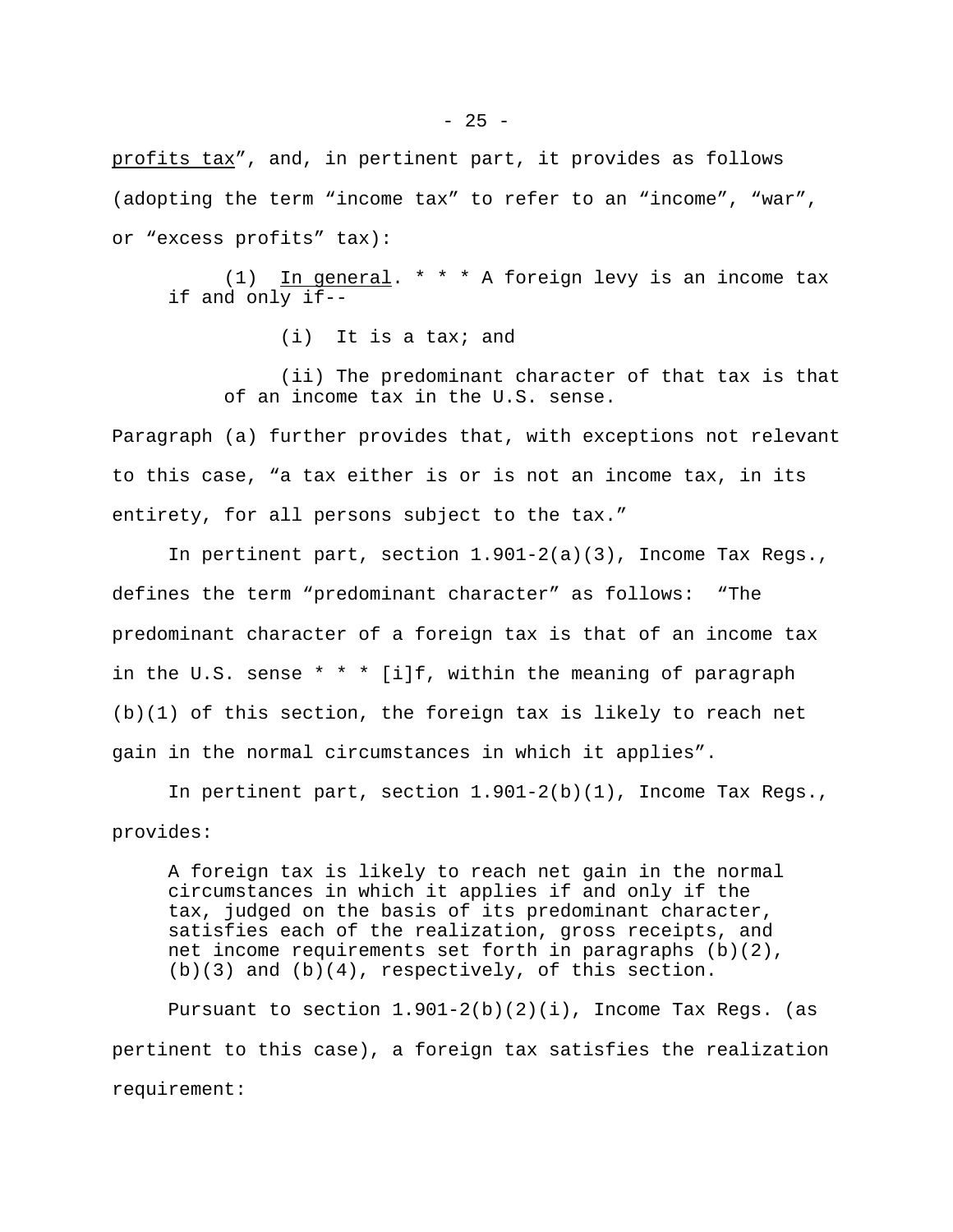profits tax", and, in pertinent part, it provides as follows (adopting the term "income tax" to refer to an "income", "war", or "excess profits" tax):

> (1) In general. * * * A foreign levy is an income tax if and only if--
>
> (i) It is a tax; and
>
> (ii) The predominant character of that tax is that of an income tax in the U.S. sense.

Paragraph (a) further provides that, with exceptions not relevant to this case, "a tax either is or is not an income tax, in its entirety, for all persons subject to the tax."

In pertinent part, section 1.901-2(a)(3), Income Tax Regs., defines the term "predominant character" as follows: "The predominant character of a foreign tax is that of an income tax in the U.S. sense * * * [i]f, within the meaning of paragraph (b)(1) of this section, the foreign tax is likely to reach net gain in the normal circumstances in which it applies".

In pertinent part, section 1.901-2(b)(1), Income Tax Regs., provides:

> A foreign tax is likely to reach net gain in the normal circumstances in which it applies if and only if the tax, judged on the basis of its predominant character, satisfies each of the realization, gross receipts, and net income requirements set forth in paragraphs (b)(2), (b)(3) and (b)(4), respectively, of this section.

Pursuant to section 1.901-2(b)(2)(i), Income Tax Regs. (as pertinent to this case), a foreign tax satisfies the realization requirement: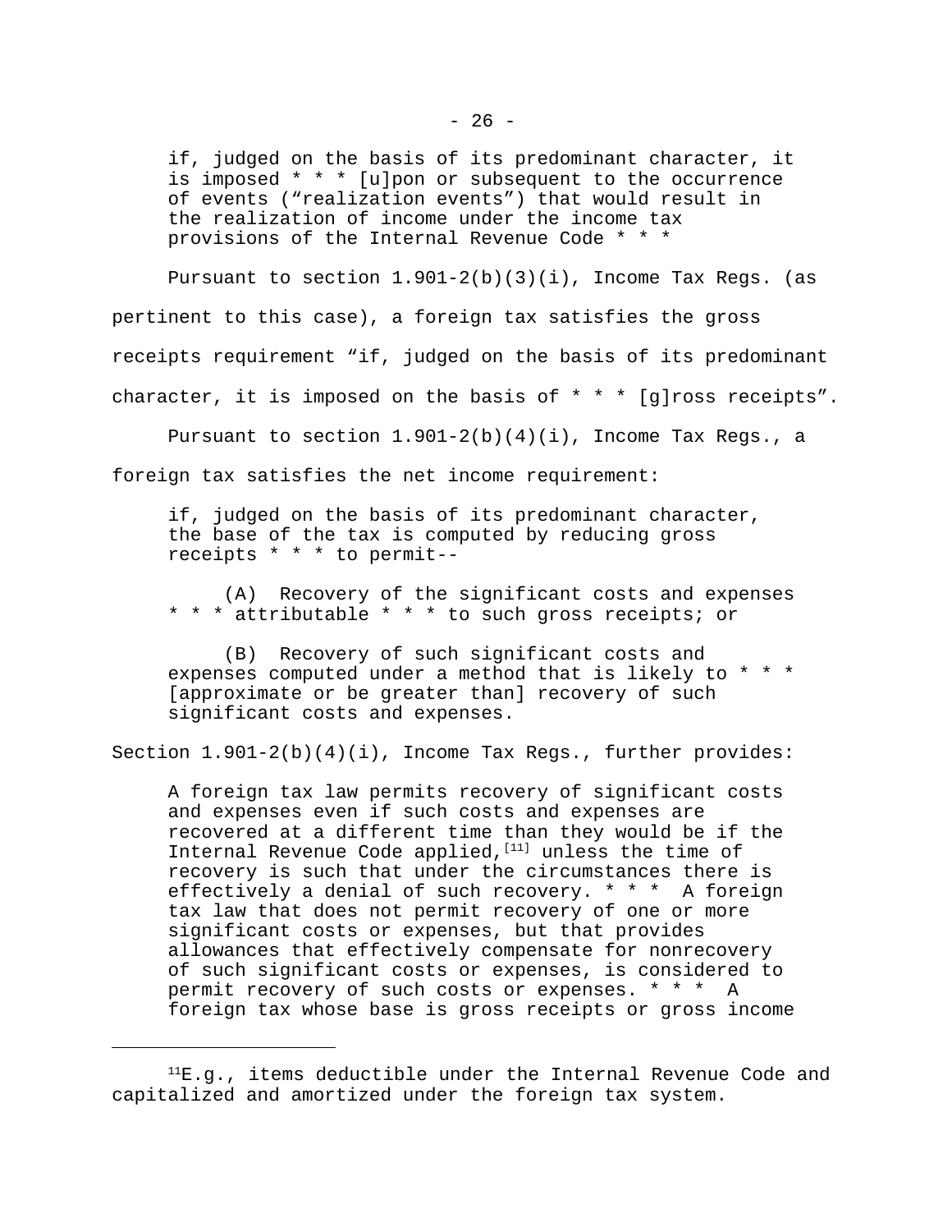> if, judged on the basis of its predominant character, it is imposed * * * [u]pon or subsequent to the occurrence of events ("realization events") that would result in the realization of income under the income tax provisions of the Internal Revenue Code * * *

Pursuant to section 1.901-2(b)(3)(i), Income Tax Regs. (as pertinent to this case), a foreign tax satisfies the gross receipts requirement "if, judged on the basis of its predominant character, it is imposed on the basis of * * * [g]ross receipts".

Pursuant to section 1.901-2(b)(4)(i), Income Tax Regs., a foreign tax satisfies the net income requirement:

> if, judged on the basis of its predominant character, the base of the tax is computed by reducing gross receipts * * * to permit--
>
> (A) Recovery of the significant costs and expenses * * * attributable * * * to such gross receipts; or
>
> (B) Recovery of such significant costs and expenses computed under a method that is likely to * * * [approximate or be greater than] recovery of such significant costs and expenses.

Section 1.901-2(b)(4)(i), Income Tax Regs., further provides:

> A foreign tax law permits recovery of significant costs and expenses even if such costs and expenses are recovered at a different time than they would be if the Internal Revenue Code applied,[11] unless the time of recovery is such that under the circumstances there is effectively a denial of such recovery. * * * A foreign tax law that does not permit recovery of one or more significant costs or expenses, but that provides allowances that effectively compensate for nonrecovery of such significant costs or expenses, is considered to permit recovery of such costs or expenses. * * * A foreign tax whose base is gross receipts or gross income

---

[11] E.g., items deductible under the Internal Revenue Code and capitalized and amortized under the foreign tax system.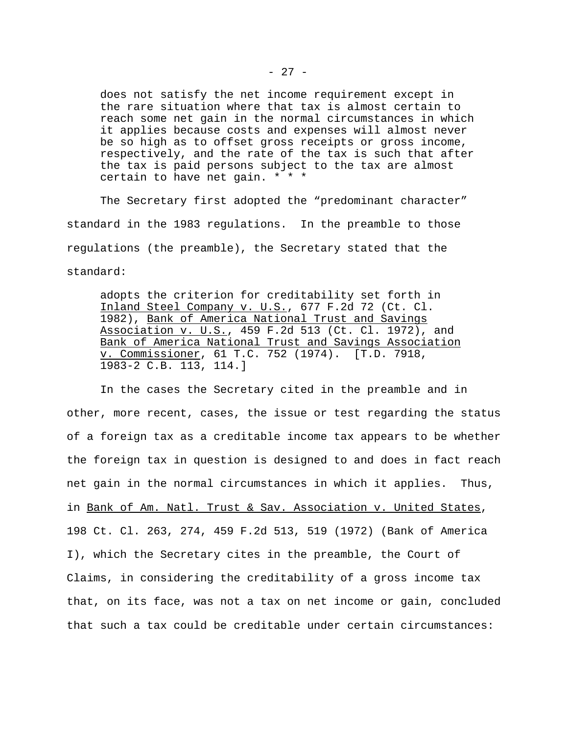> does not satisfy the net income requirement except in the rare situation where that tax is almost certain to reach some net gain in the normal circumstances in which it applies because costs and expenses will almost never be so high as to offset gross receipts or gross income, respectively, and the rate of the tax is such that after the tax is paid persons subject to the tax are almost certain to have net gain. * * *

The Secretary first adopted the "predominant character" standard in the 1983 regulations. In the preamble to those regulations (the preamble), the Secretary stated that the standard:

> adopts the criterion for creditability set forth in <u>Inland Steel Company v. U.S.</u>, 677 F.2d 72 (Ct. Cl. 1982), <u>Bank of America National Trust and Savings Association v. U.S.</u>, 459 F.2d 513 (Ct. Cl. 1972), and <u>Bank of America National Trust and Savings Association v. Commissioner</u>, 61 T.C. 752 (1974). [T.D. 7918, 1983-2 C.B. 113, 114.]

In the cases the Secretary cited in the preamble and in other, more recent, cases, the issue or test regarding the status of a foreign tax as a creditable income tax appears to be whether the foreign tax in question is designed to and does in fact reach net gain in the normal circumstances in which it applies. Thus, in <u>Bank of Am. Natl. Trust & Sav. Association v. United States</u>, 198 Ct. Cl. 263, 274, 459 F.2d 513, 519 (1972) (Bank of America I), which the Secretary cites in the preamble, the Court of Claims, in considering the creditability of a gross income tax that, on its face, was not a tax on net income or gain, concluded that such a tax could be creditable under certain circumstances: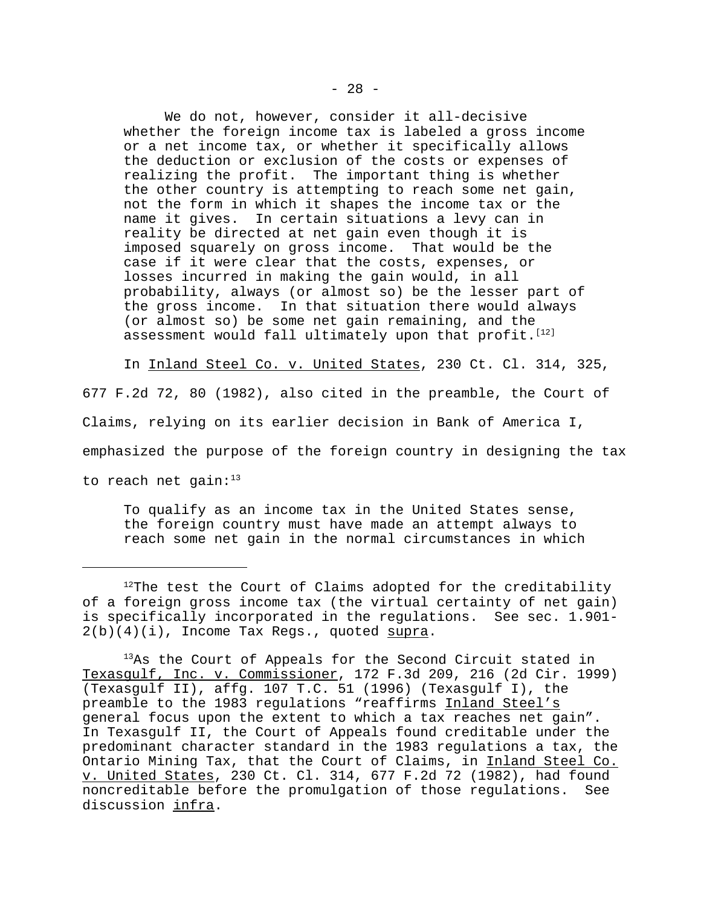> We do not, however, consider it all-decisive whether the foreign income tax is labeled a gross income or a net income tax, or whether it specifically allows the deduction or exclusion of the costs or expenses of realizing the profit. The important thing is whether the other country is attempting to reach some net gain, not the form in which it shapes the income tax or the name it gives. In certain situations a levy can in reality be directed at net gain even though it is imposed squarely on gross income. That would be the case if it were clear that the costs, expenses, or losses incurred in making the gain would, in all probability, always (or almost so) be the lesser part of the gross income. In that situation there would always (or almost so) be some net gain remaining, and the assessment would fall ultimately upon that profit.[12]

In Inland Steel Co. v. United States, 230 Ct. Cl. 314, 325, 677 F.2d 72, 80 (1982), also cited in the preamble, the Court of Claims, relying on its earlier decision in Bank of America I, emphasized the purpose of the foreign country in designing the tax to reach net gain:[13]

> To qualify as an income tax in the United States sense, the foreign country must have made an attempt always to reach some net gain in the normal circumstances in which

---

[12] The test the Court of Claims adopted for the creditability of a foreign gross income tax (the virtual certainty of net gain) is specifically incorporated in the regulations. See sec. 1.901-2(b)(4)(i), Income Tax Regs., quoted supra.

[13] As the Court of Appeals for the Second Circuit stated in Texasgulf, Inc. v. Commissioner, 172 F.3d 209, 216 (2d Cir. 1999) (Texasgulf II), affg. 107 T.C. 51 (1996) (Texasgulf I), the preamble to the 1983 regulations "reaffirms Inland Steel's general focus upon the extent to which a tax reaches net gain". In Texasgulf II, the Court of Appeals found creditable under the predominant character standard in the 1983 regulations a tax, the Ontario Mining Tax, that the Court of Claims, in Inland Steel Co. v. United States, 230 Ct. Cl. 314, 677 F.2d 72 (1982), had found noncreditable before the promulgation of those regulations. See discussion infra.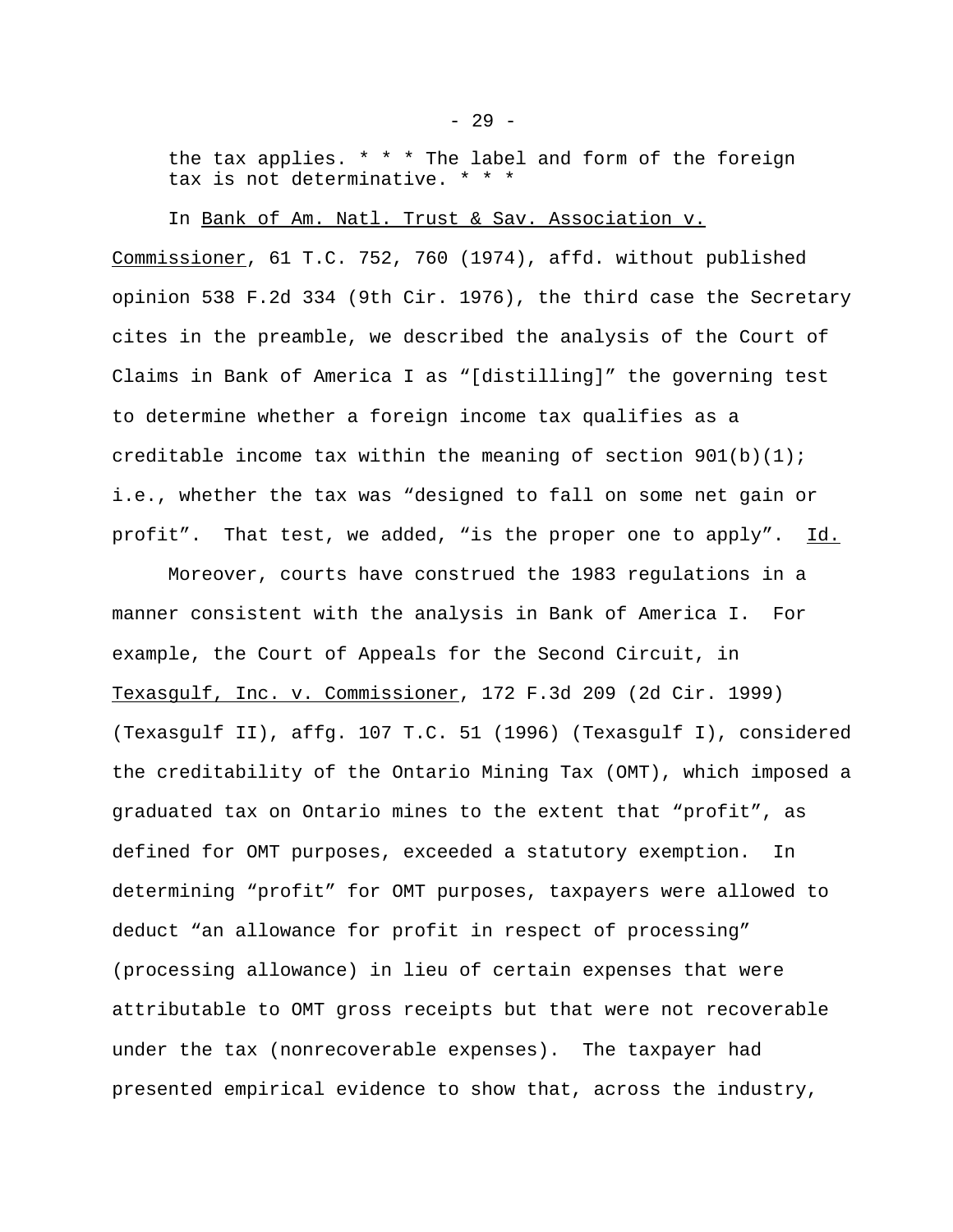the tax applies. * * * The label and form of the foreign tax is not determinative. * * *

In Bank of Am. Natl. Trust & Sav. Association v. Commissioner, 61 T.C. 752, 760 (1974), affd. without published opinion 538 F.2d 334 (9th Cir. 1976), the third case the Secretary cites in the preamble, we described the analysis of the Court of Claims in Bank of America I as "[distilling]" the governing test to determine whether a foreign income tax qualifies as a creditable income tax within the meaning of section 901(b)(1); i.e., whether the tax was "designed to fall on some net gain or profit". That test, we added, "is the proper one to apply". Id.

Moreover, courts have construed the 1983 regulations in a manner consistent with the analysis in Bank of America I. For example, the Court of Appeals for the Second Circuit, in Texasgulf, Inc. v. Commissioner, 172 F.3d 209 (2d Cir. 1999) (Texasgulf II), affg. 107 T.C. 51 (1996) (Texasgulf I), considered the creditability of the Ontario Mining Tax (OMT), which imposed a graduated tax on Ontario mines to the extent that "profit", as defined for OMT purposes, exceeded a statutory exemption. In determining "profit" for OMT purposes, taxpayers were allowed to deduct "an allowance for profit in respect of processing" (processing allowance) in lieu of certain expenses that were attributable to OMT gross receipts but that were not recoverable under the tax (nonrecoverable expenses). The taxpayer had presented empirical evidence to show that, across the industry,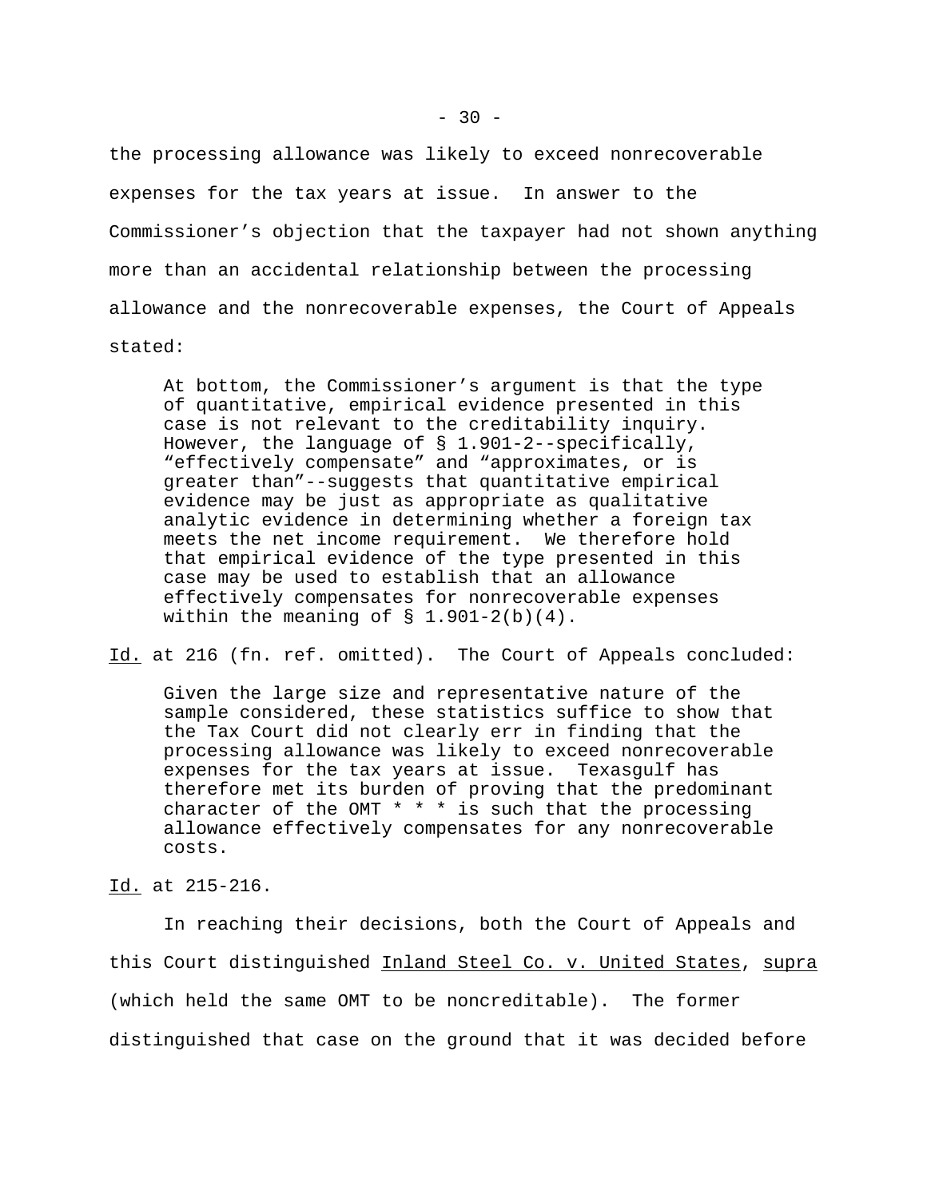the processing allowance was likely to exceed nonrecoverable expenses for the tax years at issue. In answer to the Commissioner's objection that the taxpayer had not shown anything more than an accidental relationship between the processing allowance and the nonrecoverable expenses, the Court of Appeals stated:

> At bottom, the Commissioner's argument is that the type of quantitative, empirical evidence presented in this case is not relevant to the creditability inquiry. However, the language of § 1.901-2--specifically, "effectively compensate" and "approximates, or is greater than"--suggests that quantitative empirical evidence may be just as appropriate as qualitative analytic evidence in determining whether a foreign tax meets the net income requirement. We therefore hold that empirical evidence of the type presented in this case may be used to establish that an allowance effectively compensates for nonrecoverable expenses within the meaning of § 1.901-2(b)(4).

Id. at 216 (fn. ref. omitted). The Court of Appeals concluded:

> Given the large size and representative nature of the sample considered, these statistics suffice to show that the Tax Court did not clearly err in finding that the processing allowance was likely to exceed nonrecoverable expenses for the tax years at issue. Texasgulf has therefore met its burden of proving that the predominant character of the OMT * * * is such that the processing allowance effectively compensates for any nonrecoverable costs.

Id. at 215-216.

In reaching their decisions, both the Court of Appeals and this Court distinguished Inland Steel Co. v. United States, supra (which held the same OMT to be noncreditable). The former distinguished that case on the ground that it was decided before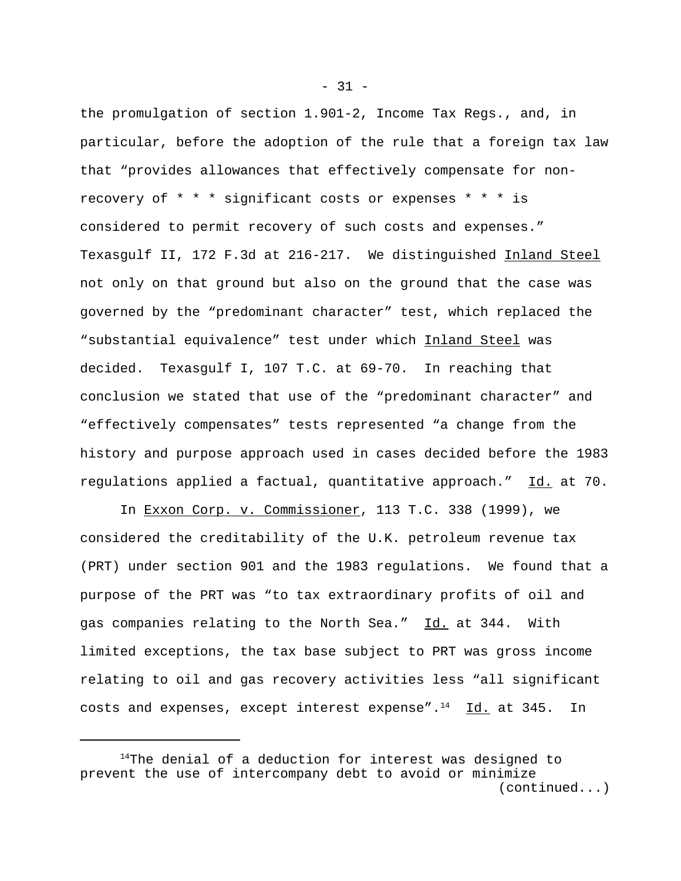the promulgation of section 1.901-2, Income Tax Regs., and, in particular, before the adoption of the rule that a foreign tax law that "provides allowances that effectively compensate for non-recovery of * * * significant costs or expenses * * * is considered to permit recovery of such costs and expenses." Texasgulf II, 172 F.3d at 216-217. We distinguished Inland Steel not only on that ground but also on the ground that the case was governed by the "predominant character" test, which replaced the "substantial equivalence" test under which Inland Steel was decided. Texasgulf I, 107 T.C. at 69-70. In reaching that conclusion we stated that use of the "predominant character" and "effectively compensates" tests represented "a change from the history and purpose approach used in cases decided before the 1983 regulations applied a factual, quantitative approach." Id. at 70.

In Exxon Corp. v. Commissioner, 113 T.C. 338 (1999), we considered the creditability of the U.K. petroleum revenue tax (PRT) under section 901 and the 1983 regulations. We found that a purpose of the PRT was "to tax extraordinary profits of oil and gas companies relating to the North Sea." Id. at 344. With limited exceptions, the tax base subject to PRT was gross income relating to oil and gas recovery activities less "all significant costs and expenses, except interest expense".[14] Id. at 345. In

[14]The denial of a deduction for interest was designed to prevent the use of intercompany debt to avoid or minimize (continued...)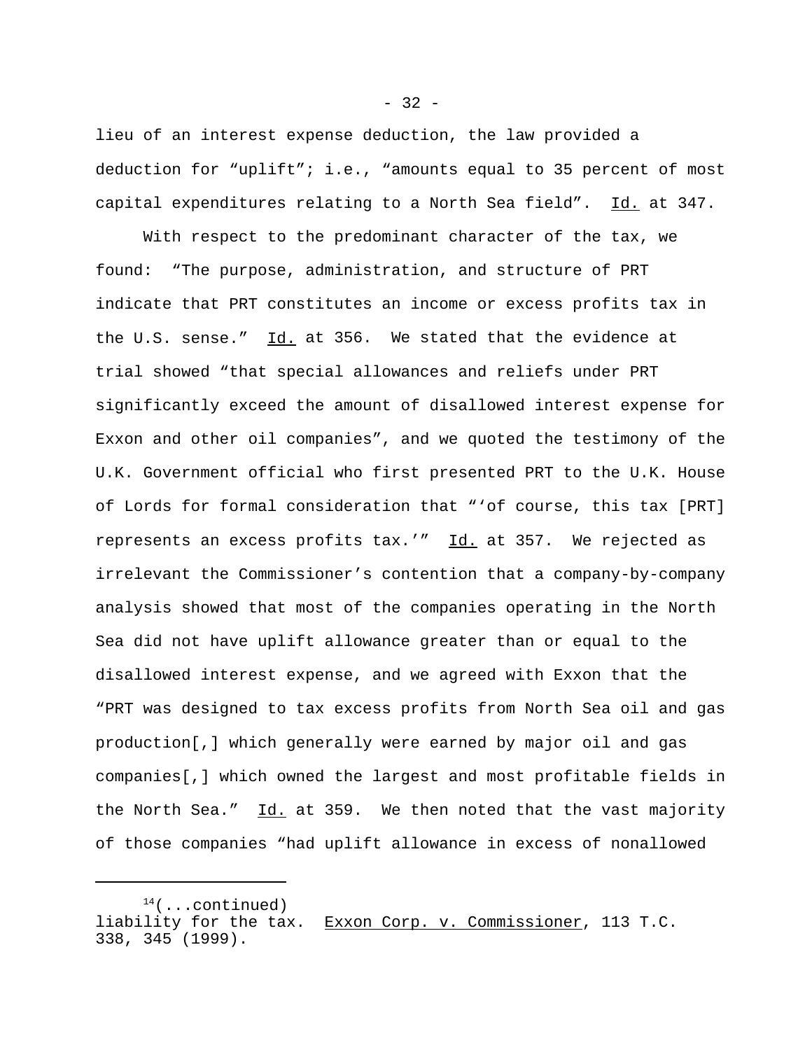lieu of an interest expense deduction, the law provided a deduction for "uplift"; i.e., "amounts equal to 35 percent of most capital expenditures relating to a North Sea field". Id. at 347.

With respect to the predominant character of the tax, we found: "The purpose, administration, and structure of PRT indicate that PRT constitutes an income or excess profits tax in the U.S. sense." Id. at 356. We stated that the evidence at trial showed "that special allowances and reliefs under PRT significantly exceed the amount of disallowed interest expense for Exxon and other oil companies", and we quoted the testimony of the U.K. Government official who first presented PRT to the U.K. House of Lords for formal consideration that "'of course, this tax [PRT] represents an excess profits tax.'" Id. at 357. We rejected as irrelevant the Commissioner's contention that a company-by-company analysis showed that most of the companies operating in the North Sea did not have uplift allowance greater than or equal to the disallowed interest expense, and we agreed with Exxon that the "PRT was designed to tax excess profits from North Sea oil and gas production[,] which generally were earned by major oil and gas companies[,] which owned the largest and most profitable fields in the North Sea." Id. at 359. We then noted that the vast majority of those companies "had uplift allowance in excess of nonallowed

---

[14](...continued)
liability for the tax. Exxon Corp. v. Commissioner, 113 T.C. 338, 345 (1999).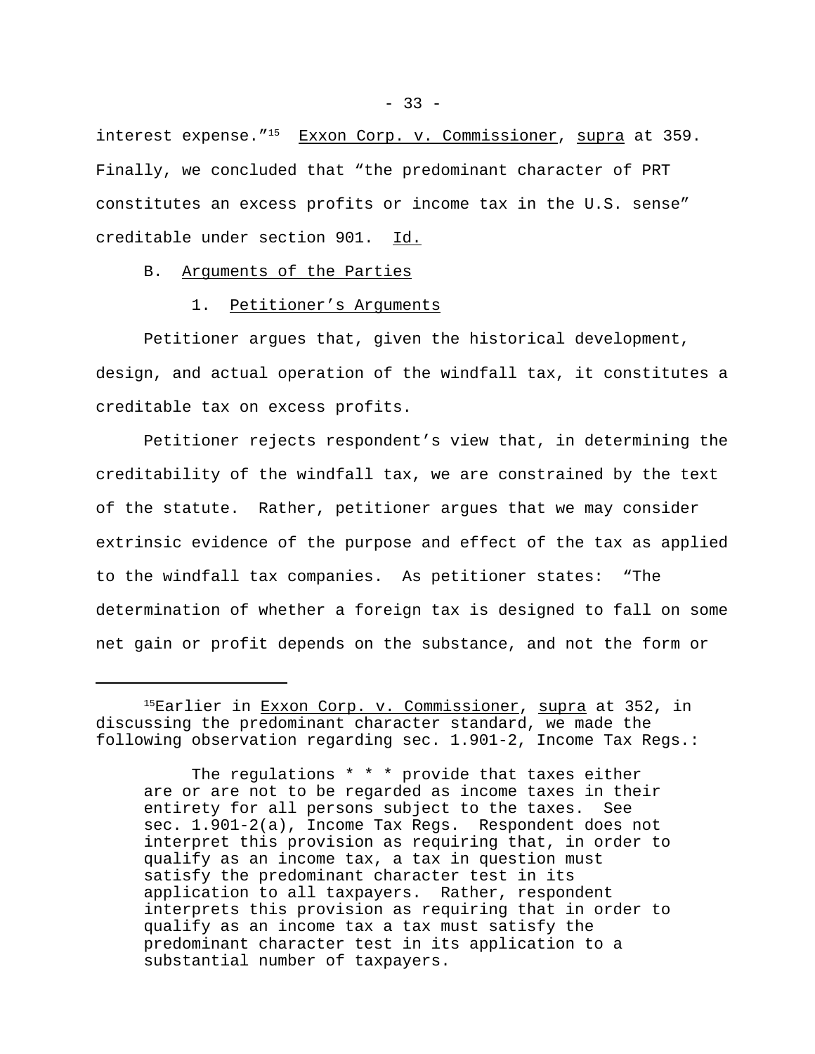interest expense."[15] Exxon Corp. v. Commissioner, supra at 359. Finally, we concluded that "the predominant character of PRT constitutes an excess profits or income tax in the U.S. sense" creditable under section 901. Id.

B. Arguments of the Parties

1. Petitioner's Arguments

Petitioner argues that, given the historical development, design, and actual operation of the windfall tax, it constitutes a creditable tax on excess profits.

Petitioner rejects respondent's view that, in determining the creditability of the windfall tax, we are constrained by the text of the statute. Rather, petitioner argues that we may consider extrinsic evidence of the purpose and effect of the tax as applied to the windfall tax companies. As petitioner states: "The determination of whether a foreign tax is designed to fall on some net gain or profit depends on the substance, and not the form or

---

[15] Earlier in Exxon Corp. v. Commissioner, supra at 352, in discussing the predominant character standard, we made the following observation regarding sec. 1.901-2, Income Tax Regs.:

> The regulations * * * provide that taxes either are or are not to be regarded as income taxes in their entirety for all persons subject to the taxes. See sec. 1.901-2(a), Income Tax Regs. Respondent does not interpret this provision as requiring that, in order to qualify as an income tax, a tax in question must satisfy the predominant character test in its application to all taxpayers. Rather, respondent interprets this provision as requiring that in order to qualify as an income tax a tax must satisfy the predominant character test in its application to a substantial number of taxpayers.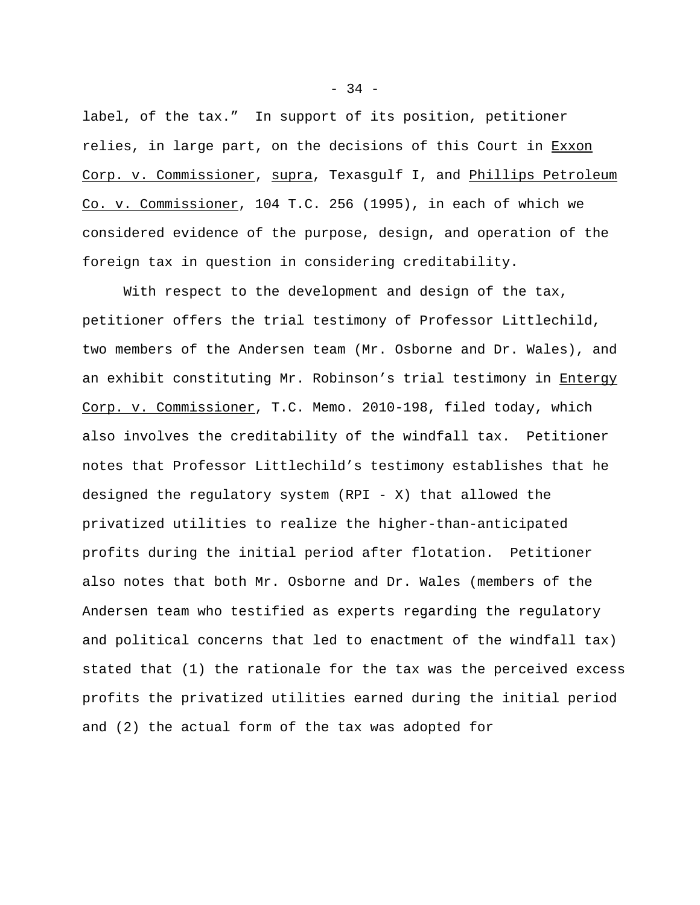label, of the tax." In support of its position, petitioner relies, in large part, on the decisions of this Court in Exxon Corp. v. Commissioner, supra, Texasgulf I, and Phillips Petroleum Co. v. Commissioner, 104 T.C. 256 (1995), in each of which we considered evidence of the purpose, design, and operation of the foreign tax in question in considering creditability.

With respect to the development and design of the tax, petitioner offers the trial testimony of Professor Littlechild, two members of the Andersen team (Mr. Osborne and Dr. Wales), and an exhibit constituting Mr. Robinson's trial testimony in Entergy Corp. v. Commissioner, T.C. Memo. 2010-198, filed today, which also involves the creditability of the windfall tax. Petitioner notes that Professor Littlechild's testimony establishes that he designed the regulatory system (RPI - X) that allowed the privatized utilities to realize the higher-than-anticipated profits during the initial period after flotation. Petitioner also notes that both Mr. Osborne and Dr. Wales (members of the Andersen team who testified as experts regarding the regulatory and political concerns that led to enactment of the windfall tax) stated that (1) the rationale for the tax was the perceived excess profits the privatized utilities earned during the initial period and (2) the actual form of the tax was adopted for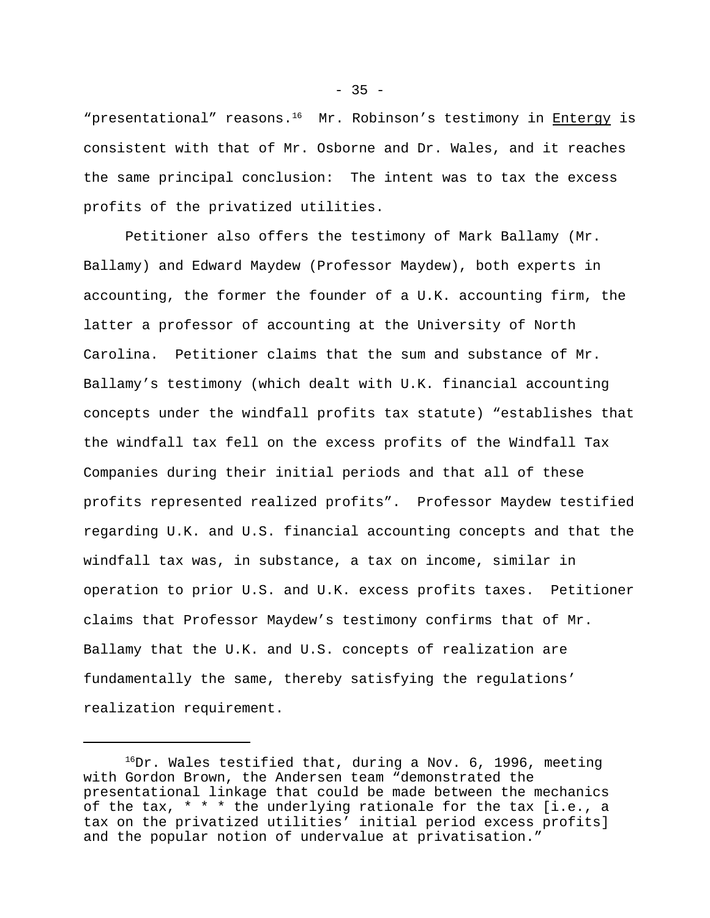"presentational" reasons.[16] Mr. Robinson's testimony in Entergy is consistent with that of Mr. Osborne and Dr. Wales, and it reaches the same principal conclusion: The intent was to tax the excess profits of the privatized utilities.

Petitioner also offers the testimony of Mark Ballamy (Mr. Ballamy) and Edward Maydew (Professor Maydew), both experts in accounting, the former the founder of a U.K. accounting firm, the latter a professor of accounting at the University of North Carolina. Petitioner claims that the sum and substance of Mr. Ballamy's testimony (which dealt with U.K. financial accounting concepts under the windfall profits tax statute) "establishes that the windfall tax fell on the excess profits of the Windfall Tax Companies during their initial periods and that all of these profits represented realized profits". Professor Maydew testified regarding U.K. and U.S. financial accounting concepts and that the windfall tax was, in substance, a tax on income, similar in operation to prior U.S. and U.K. excess profits taxes. Petitioner claims that Professor Maydew's testimony confirms that of Mr. Ballamy that the U.K. and U.S. concepts of realization are fundamentally the same, thereby satisfying the regulations' realization requirement.

---

[16]Dr. Wales testified that, during a Nov. 6, 1996, meeting with Gordon Brown, the Andersen team "demonstrated the presentational linkage that could be made between the mechanics of the tax, * * * the underlying rationale for the tax [i.e., a tax on the privatized utilities' initial period excess profits] and the popular notion of undervalue at privatisation."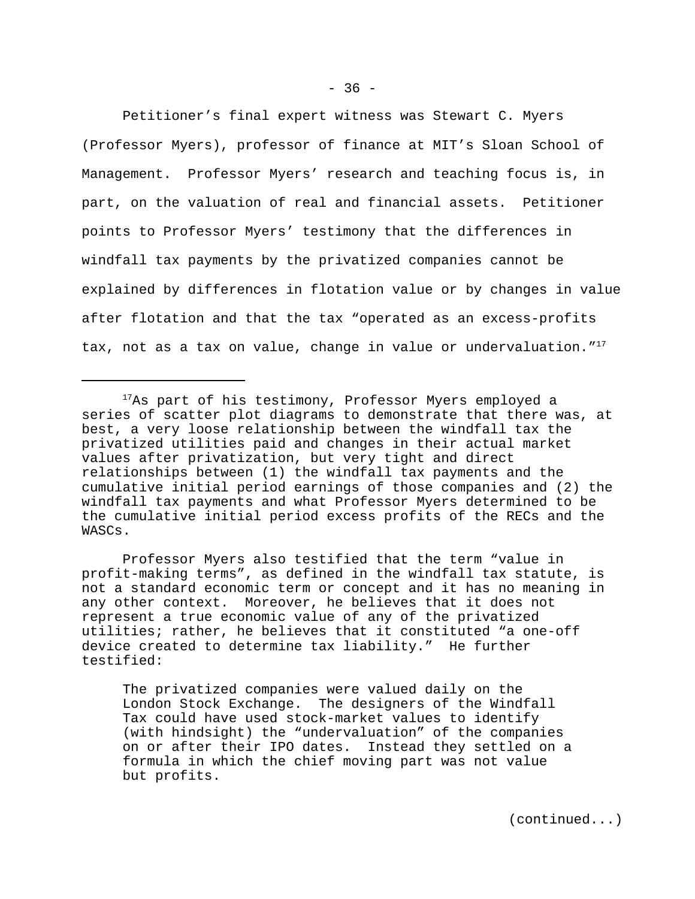Petitioner's final expert witness was Stewart C. Myers (Professor Myers), professor of finance at MIT's Sloan School of Management. Professor Myers' research and teaching focus is, in part, on the valuation of real and financial assets. Petitioner points to Professor Myers' testimony that the differences in windfall tax payments by the privatized companies cannot be explained by differences in flotation value or by changes in value after flotation and that the tax "operated as an excess-profits tax, not as a tax on value, change in value or undervaluation."[17]

---

[17]As part of his testimony, Professor Myers employed a series of scatter plot diagrams to demonstrate that there was, at best, a very loose relationship between the windfall tax the privatized utilities paid and changes in their actual market values after privatization, but very tight and direct relationships between (1) the windfall tax payments and the cumulative initial period earnings of those companies and (2) the windfall tax payments and what Professor Myers determined to be the cumulative initial period excess profits of the RECs and the WASCs.

Professor Myers also testified that the term "value in profit-making terms", as defined in the windfall tax statute, is not a standard economic term or concept and it has no meaning in any other context. Moreover, he believes that it does not represent a true economic value of any of the privatized utilities; rather, he believes that it constituted "a one-off device created to determine tax liability." He further testified:

> The privatized companies were valued daily on the London Stock Exchange. The designers of the Windfall Tax could have used stock-market values to identify (with hindsight) the "undervaluation" of the companies on or after their IPO dates. Instead they settled on a formula in which the chief moving part was not value but profits.

(continued...)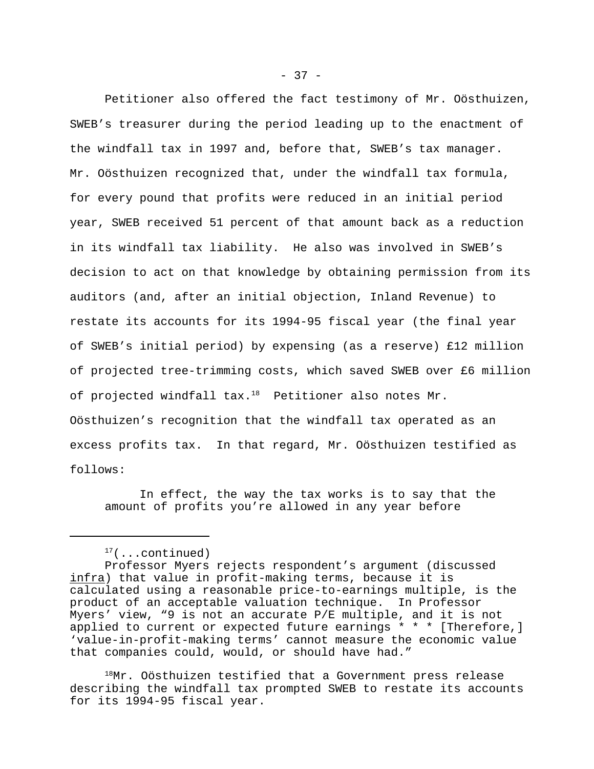Petitioner also offered the fact testimony of Mr. Oösthuizen, SWEB's treasurer during the period leading up to the enactment of the windfall tax in 1997 and, before that, SWEB's tax manager. Mr. Oösthuizen recognized that, under the windfall tax formula, for every pound that profits were reduced in an initial period year, SWEB received 51 percent of that amount back as a reduction in its windfall tax liability. He also was involved in SWEB's decision to act on that knowledge by obtaining permission from its auditors (and, after an initial objection, Inland Revenue) to restate its accounts for its 1994-95 fiscal year (the final year of SWEB's initial period) by expensing (as a reserve) £12 million of projected tree-trimming costs, which saved SWEB over £6 million of projected windfall tax.[18] Petitioner also notes Mr. Oösthuizen's recognition that the windfall tax operated as an excess profits tax. In that regard, Mr. Oösthuizen testified as follows:

> In effect, the way the tax works is to say that the amount of profits you're allowed in any year before

---

[17](...continued)
Professor Myers rejects respondent's argument (discussed infra) that value in profit-making terms, because it is calculated using a reasonable price-to-earnings multiple, is the product of an acceptable valuation technique. In Professor Myers' view, "9 is not an accurate P/E multiple, and it is not applied to current or expected future earnings * * * [Therefore,] 'value-in-profit-making terms' cannot measure the economic value that companies could, would, or should have had."

[18]Mr. Oösthuizen testified that a Government press release describing the windfall tax prompted SWEB to restate its accounts for its 1994-95 fiscal year.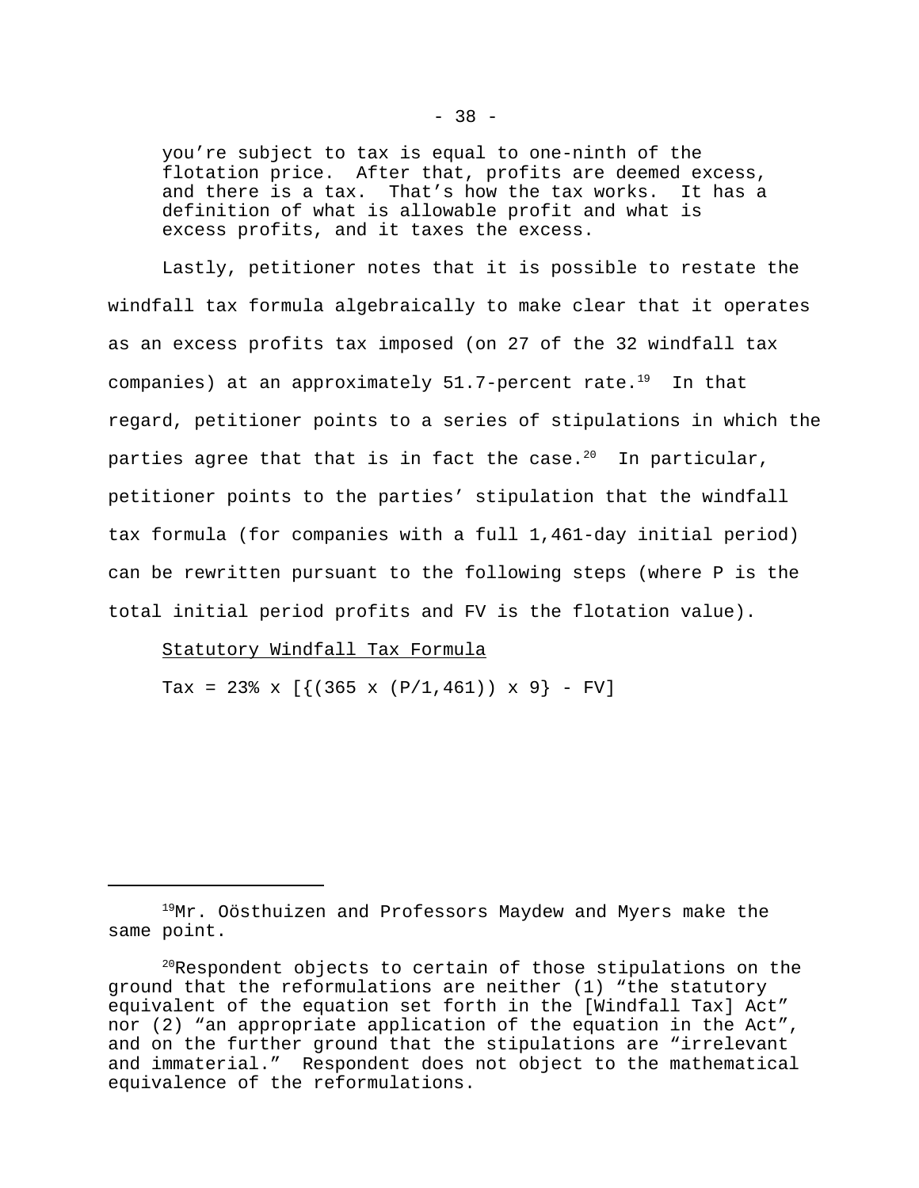> you're subject to tax is equal to one-ninth of the flotation price. After that, profits are deemed excess, and there is a tax. That's how the tax works. It has a definition of what is allowable profit and what is excess profits, and it taxes the excess.

Lastly, petitioner notes that it is possible to restate the windfall tax formula algebraically to make clear that it operates as an excess profits tax imposed (on 27 of the 32 windfall tax companies) at an approximately 51.7-percent rate.[19] In that regard, petitioner points to a series of stipulations in which the parties agree that that is in fact the case.[20] In particular, petitioner points to the parties' stipulation that the windfall tax formula (for companies with a full 1,461-day initial period) can be rewritten pursuant to the following steps (where P is the total initial period profits and FV is the flotation value).

<u>Statutory Windfall Tax Formula</u>

$$\text{Tax} = 23\% \times [\{(365 \times (P/1{,}461)) \times 9\} - FV]$$

---

[19]Mr. Oösthuizen and Professors Maydew and Myers make the same point.

[20]Respondent objects to certain of those stipulations on the ground that the reformulations are neither (1) "the statutory equivalent of the equation set forth in the [Windfall Tax] Act" nor (2) "an appropriate application of the equation in the Act", and on the further ground that the stipulations are "irrelevant and immaterial." Respondent does not object to the mathematical equivalence of the reformulations.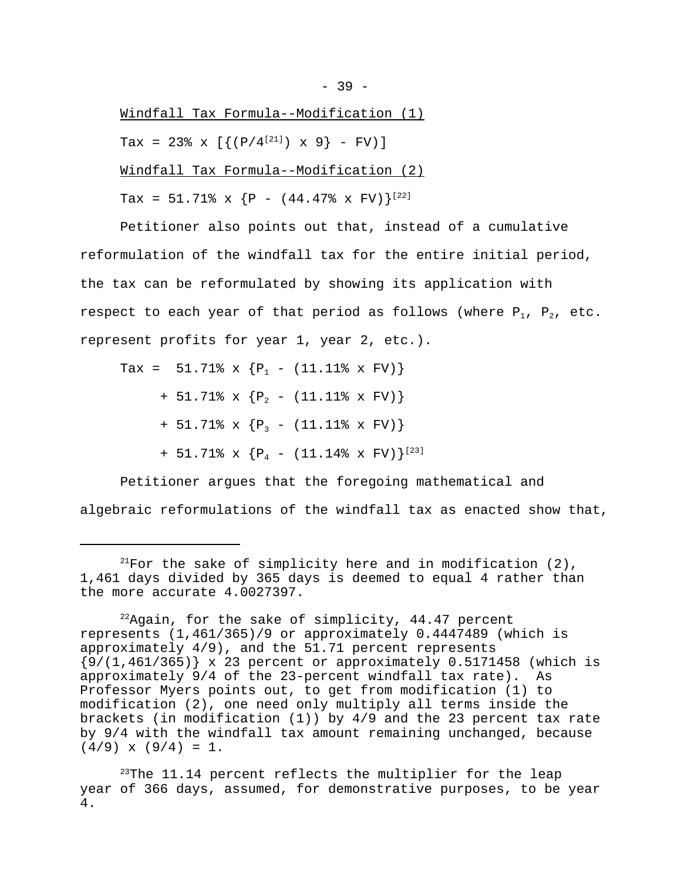Windfall Tax Formula--Modification (1)

Tax = 23% x [{(P/4[21]) x 9} - FV)]

Windfall Tax Formula--Modification (2)

Tax = 51.71% x {P - (44.47% x FV)}[22]

Petitioner also points out that, instead of a cumulative reformulation of the windfall tax for the entire initial period, the tax can be reformulated by showing its application with respect to each year of that period as follows (where $P_1$, $P_2$, etc. represent profits for year 1, year 2, etc.).

Tax = 51.71% x {$P_1$ - (11.11% x FV)}

+ 51.71% x {$P_2$ - (11.11% x FV)}

+ 51.71% x {$P_3$ - (11.11% x FV)}

+ 51.71% x {$P_4$ - (11.14% x FV)}[23]

Petitioner argues that the foregoing mathematical and algebraic reformulations of the windfall tax as enacted show that,

---

[21]For the sake of simplicity here and in modification (2), 1,461 days divided by 365 days is deemed to equal 4 rather than the more accurate 4.0027397.

[22]Again, for the sake of simplicity, 44.47 percent represents (1,461/365)/9 or approximately 0.4447489 (which is approximately 4/9), and the 51.71 percent represents {9/(1,461/365)} x 23 percent or approximately 0.5171458 (which is approximately 9/4 of the 23-percent windfall tax rate). As Professor Myers points out, to get from modification (1) to modification (2), one need only multiply all terms inside the brackets (in modification (1)) by 4/9 and the 23 percent tax rate by 9/4 with the windfall tax amount remaining unchanged, because (4/9) x (9/4) = 1.

[23]The 11.14 percent reflects the multiplier for the leap year of 366 days, assumed, for demonstrative purposes, to be year 4.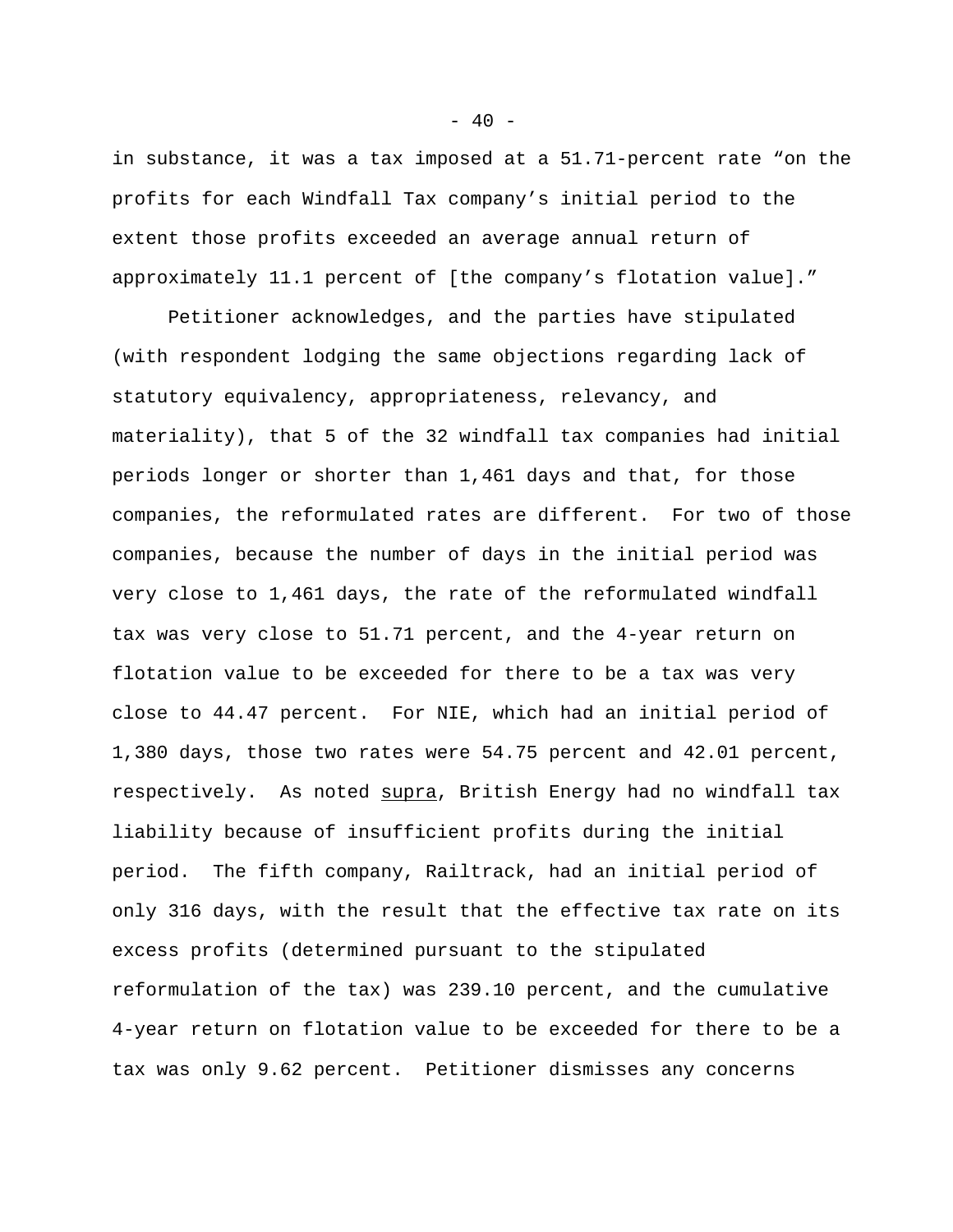in substance, it was a tax imposed at a 51.71-percent rate “on the profits for each Windfall Tax company’s initial period to the extent those profits exceeded an average annual return of approximately 11.1 percent of [the company’s flotation value].”

Petitioner acknowledges, and the parties have stipulated (with respondent lodging the same objections regarding lack of statutory equivalency, appropriateness, relevancy, and materiality), that 5 of the 32 windfall tax companies had initial periods longer or shorter than 1,461 days and that, for those companies, the reformulated rates are different. For two of those companies, because the number of days in the initial period was very close to 1,461 days, the rate of the reformulated windfall tax was very close to 51.71 percent, and the 4-year return on flotation value to be exceeded for there to be a tax was very close to 44.47 percent. For NIE, which had an initial period of 1,380 days, those two rates were 54.75 percent and 42.01 percent, respectively. As noted supra, British Energy had no windfall tax liability because of insufficient profits during the initial period. The fifth company, Railtrack, had an initial period of only 316 days, with the result that the effective tax rate on its excess profits (determined pursuant to the stipulated reformulation of the tax) was 239.10 percent, and the cumulative 4-year return on flotation value to be exceeded for there to be a tax was only 9.62 percent. Petitioner dismisses any concerns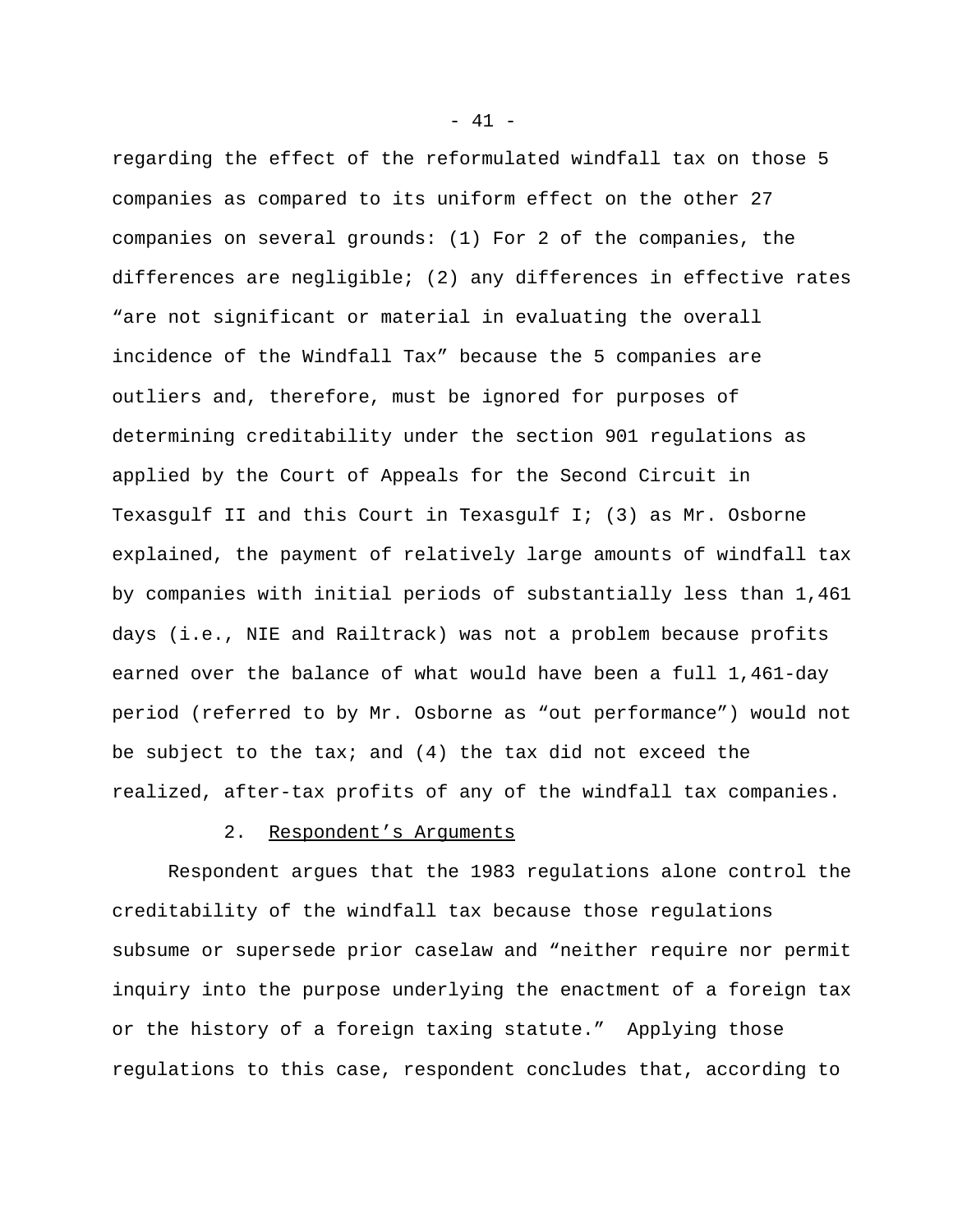regarding the effect of the reformulated windfall tax on those 5 companies as compared to its uniform effect on the other 27 companies on several grounds: (1) For 2 of the companies, the differences are negligible; (2) any differences in effective rates "are not significant or material in evaluating the overall incidence of the Windfall Tax" because the 5 companies are outliers and, therefore, must be ignored for purposes of determining creditability under the section 901 regulations as applied by the Court of Appeals for the Second Circuit in Texasgulf II and this Court in Texasgulf I; (3) as Mr. Osborne explained, the payment of relatively large amounts of windfall tax by companies with initial periods of substantially less than 1,461 days (i.e., NIE and Railtrack) was not a problem because profits earned over the balance of what would have been a full 1,461-day period (referred to by Mr. Osborne as "out performance") would not be subject to the tax; and (4) the tax did not exceed the realized, after-tax profits of any of the windfall tax companies.

2. Respondent's Arguments

Respondent argues that the 1983 regulations alone control the creditability of the windfall tax because those regulations subsume or supersede prior caselaw and "neither require nor permit inquiry into the purpose underlying the enactment of a foreign tax or the history of a foreign taxing statute." Applying those regulations to this case, respondent concludes that, according to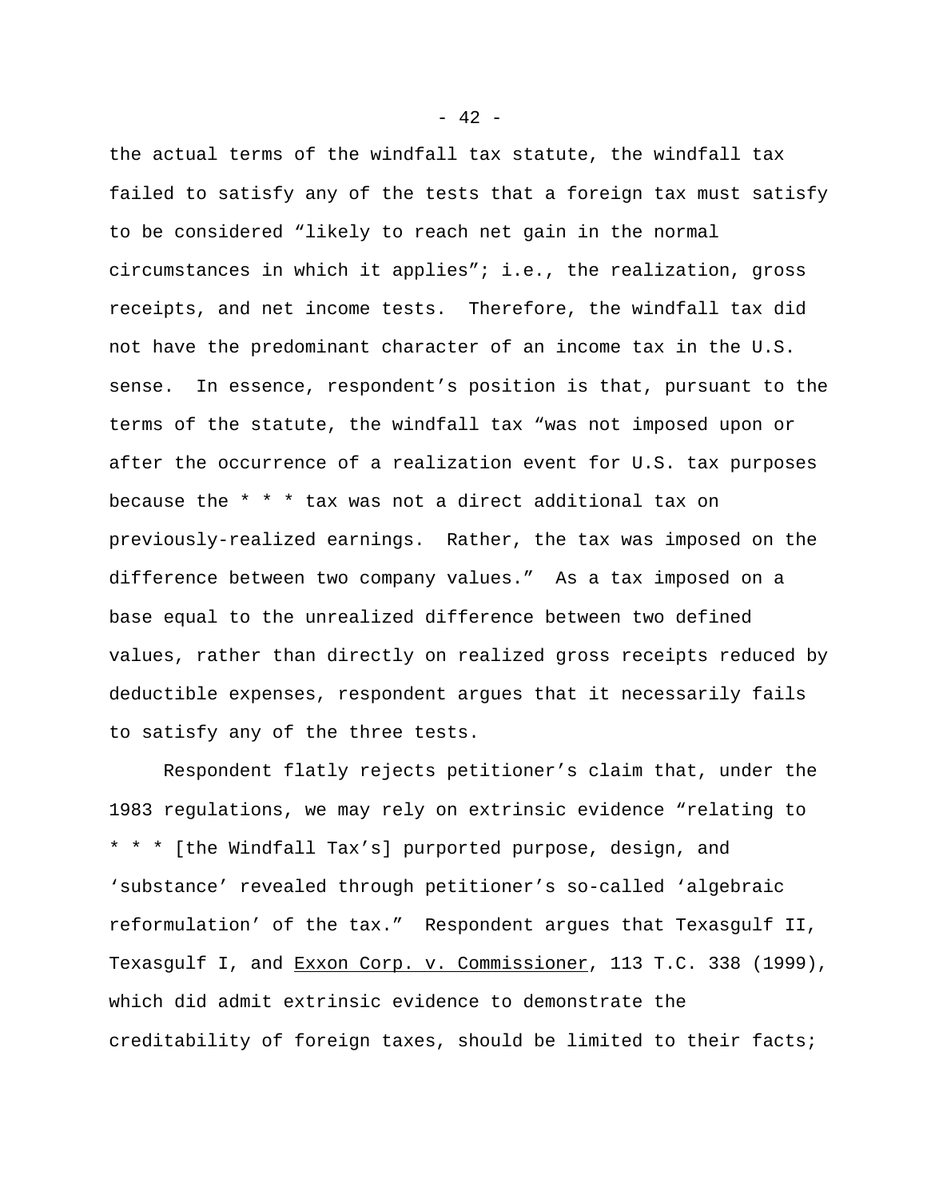the actual terms of the windfall tax statute, the windfall tax failed to satisfy any of the tests that a foreign tax must satisfy to be considered "likely to reach net gain in the normal circumstances in which it applies"; i.e., the realization, gross receipts, and net income tests. Therefore, the windfall tax did not have the predominant character of an income tax in the U.S. sense. In essence, respondent's position is that, pursuant to the terms of the statute, the windfall tax "was not imposed upon or after the occurrence of a realization event for U.S. tax purposes because the * * * tax was not a direct additional tax on previously-realized earnings. Rather, the tax was imposed on the difference between two company values." As a tax imposed on a base equal to the unrealized difference between two defined values, rather than directly on realized gross receipts reduced by deductible expenses, respondent argues that it necessarily fails to satisfy any of the three tests.

Respondent flatly rejects petitioner's claim that, under the 1983 regulations, we may rely on extrinsic evidence "relating to * * * [the Windfall Tax's] purported purpose, design, and 'substance' revealed through petitioner's so-called 'algebraic reformulation' of the tax." Respondent argues that Texasgulf II, Texasgulf I, and Exxon Corp. v. Commissioner, 113 T.C. 338 (1999), which did admit extrinsic evidence to demonstrate the creditability of foreign taxes, should be limited to their facts;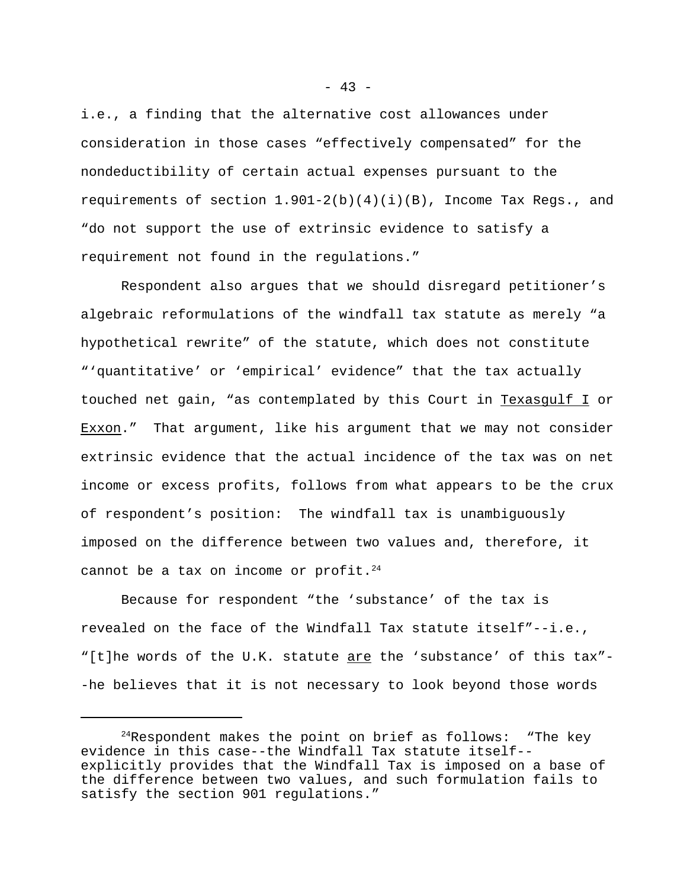i.e., a finding that the alternative cost allowances under consideration in those cases "effectively compensated" for the nondeductibility of certain actual expenses pursuant to the requirements of section 1.901-2(b)(4)(i)(B), Income Tax Regs., and "do not support the use of extrinsic evidence to satisfy a requirement not found in the regulations."

Respondent also argues that we should disregard petitioner's algebraic reformulations of the windfall tax statute as merely "a hypothetical rewrite" of the statute, which does not constitute "'quantitative' or 'empirical' evidence" that the tax actually touched net gain, "as contemplated by this Court in _Texasgulf I_ or _Exxon_." That argument, like his argument that we may not consider extrinsic evidence that the actual incidence of the tax was on net income or excess profits, follows from what appears to be the crux of respondent's position: The windfall tax is unambiguously imposed on the difference between two values and, therefore, it cannot be a tax on income or profit.[24]

Because for respondent "the 'substance' of the tax is revealed on the face of the Windfall Tax statute itself"--i.e., "[t]he words of the U.K. statute _are_ the 'substance' of this tax"--he believes that it is not necessary to look beyond those words

---

[24]Respondent makes the point on brief as follows: "The key evidence in this case--the Windfall Tax statute itself--explicitly provides that the Windfall Tax is imposed on a base of the difference between two values, and such formulation fails to satisfy the section 901 regulations."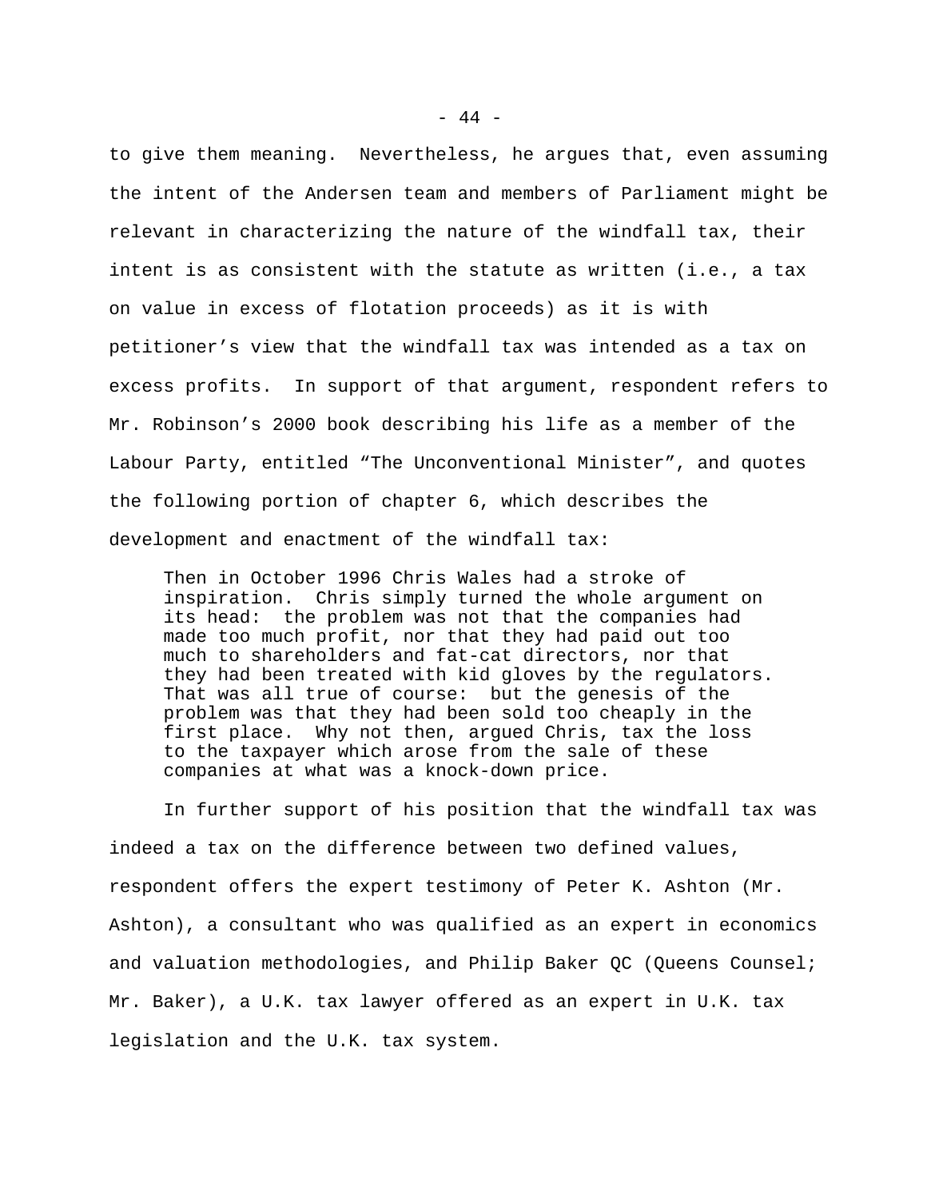to give them meaning. Nevertheless, he argues that, even assuming the intent of the Andersen team and members of Parliament might be relevant in characterizing the nature of the windfall tax, their intent is as consistent with the statute as written (i.e., a tax on value in excess of flotation proceeds) as it is with petitioner's view that the windfall tax was intended as a tax on excess profits. In support of that argument, respondent refers to Mr. Robinson's 2000 book describing his life as a member of the Labour Party, entitled "The Unconventional Minister", and quotes the following portion of chapter 6, which describes the development and enactment of the windfall tax:

> Then in October 1996 Chris Wales had a stroke of inspiration. Chris simply turned the whole argument on its head: the problem was not that the companies had made too much profit, nor that they had paid out too much to shareholders and fat-cat directors, nor that they had been treated with kid gloves by the regulators. That was all true of course: but the genesis of the problem was that they had been sold too cheaply in the first place. Why not then, argued Chris, tax the loss to the taxpayer which arose from the sale of these companies at what was a knock-down price.

In further support of his position that the windfall tax was indeed a tax on the difference between two defined values, respondent offers the expert testimony of Peter K. Ashton (Mr. Ashton), a consultant who was qualified as an expert in economics and valuation methodologies, and Philip Baker QC (Queens Counsel; Mr. Baker), a U.K. tax lawyer offered as an expert in U.K. tax legislation and the U.K. tax system.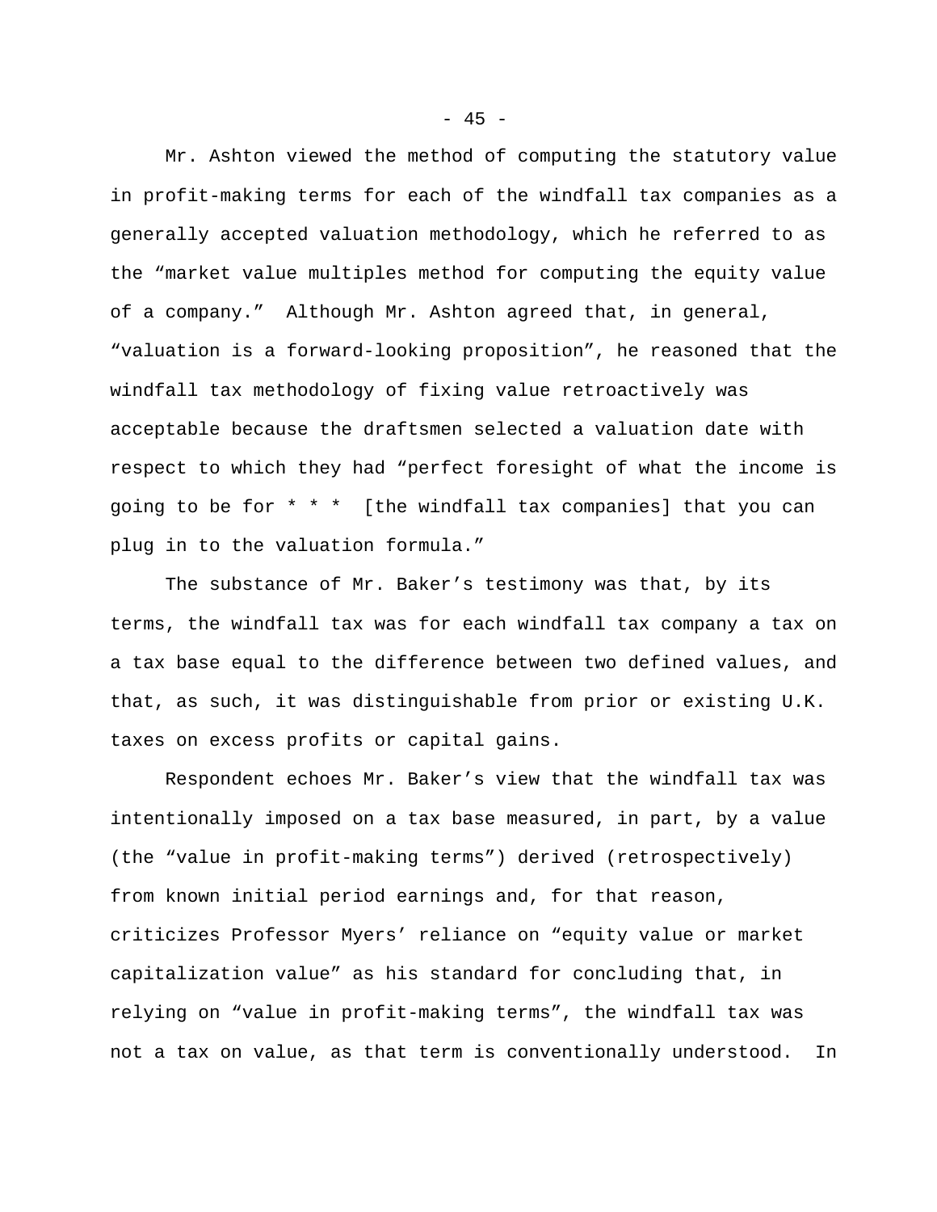Mr. Ashton viewed the method of computing the statutory value in profit-making terms for each of the windfall tax companies as a generally accepted valuation methodology, which he referred to as the "market value multiples method for computing the equity value of a company." Although Mr. Ashton agreed that, in general, "valuation is a forward-looking proposition", he reasoned that the windfall tax methodology of fixing value retroactively was acceptable because the draftsmen selected a valuation date with respect to which they had "perfect foresight of what the income is going to be for * * * [the windfall tax companies] that you can plug in to the valuation formula."

The substance of Mr. Baker's testimony was that, by its terms, the windfall tax was for each windfall tax company a tax on a tax base equal to the difference between two defined values, and that, as such, it was distinguishable from prior or existing U.K. taxes on excess profits or capital gains.

Respondent echoes Mr. Baker's view that the windfall tax was intentionally imposed on a tax base measured, in part, by a value (the "value in profit-making terms") derived (retrospectively) from known initial period earnings and, for that reason, criticizes Professor Myers' reliance on "equity value or market capitalization value" as his standard for concluding that, in relying on "value in profit-making terms", the windfall tax was not a tax on value, as that term is conventionally understood. In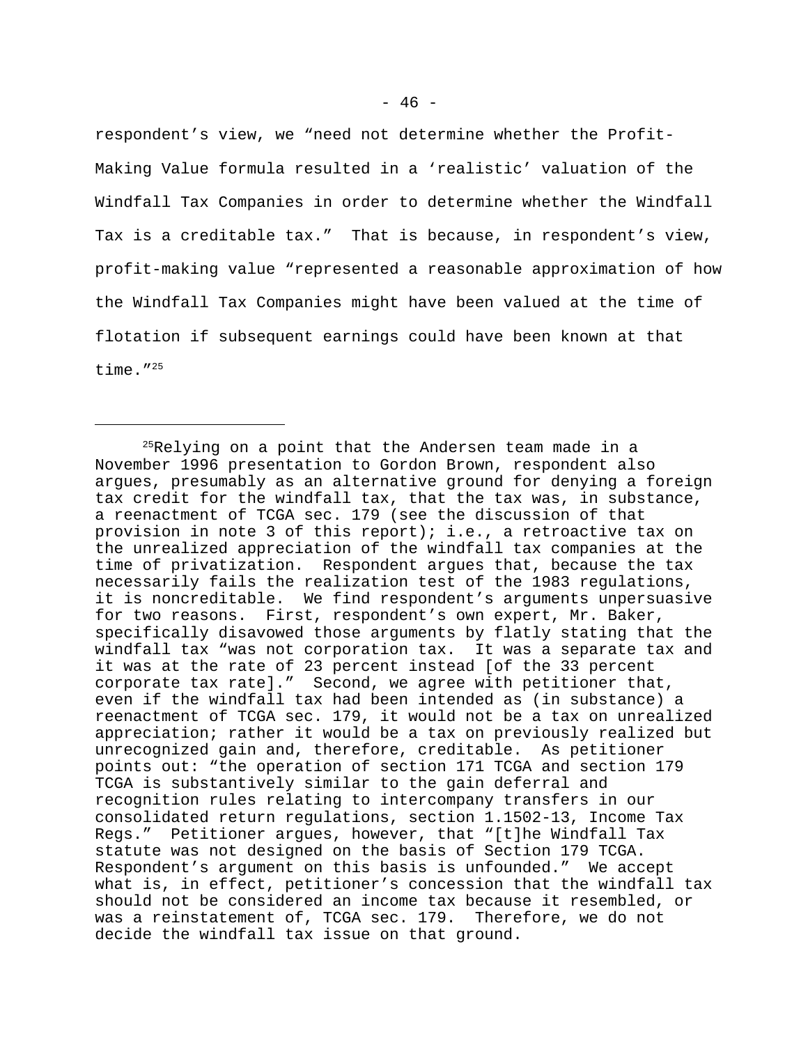respondent's view, we "need not determine whether the Profit-Making Value formula resulted in a 'realistic' valuation of the Windfall Tax Companies in order to determine whether the Windfall Tax is a creditable tax." That is because, in respondent's view, profit-making value "represented a reasonable approximation of how the Windfall Tax Companies might have been valued at the time of flotation if subsequent earnings could have been known at that time."[25]

---

[25]Relying on a point that the Andersen team made in a November 1996 presentation to Gordon Brown, respondent also argues, presumably as an alternative ground for denying a foreign tax credit for the windfall tax, that the tax was, in substance, a reenactment of TCGA sec. 179 (see the discussion of that provision in note 3 of this report); i.e., a retroactive tax on the unrealized appreciation of the windfall tax companies at the time of privatization. Respondent argues that, because the tax necessarily fails the realization test of the 1983 regulations, it is noncreditable. We find respondent's arguments unpersuasive for two reasons. First, respondent's own expert, Mr. Baker, specifically disavowed those arguments by flatly stating that the windfall tax "was not corporation tax. It was a separate tax and it was at the rate of 23 percent instead [of the 33 percent corporate tax rate]." Second, we agree with petitioner that, even if the windfall tax had been intended as (in substance) a reenactment of TCGA sec. 179, it would not be a tax on unrealized appreciation; rather it would be a tax on previously realized but unrecognized gain and, therefore, creditable. As petitioner points out: "the operation of section 171 TCGA and section 179 TCGA is substantively similar to the gain deferral and recognition rules relating to intercompany transfers in our consolidated return regulations, section 1.1502-13, Income Tax Regs." Petitioner argues, however, that "[t]he Windfall Tax statute was not designed on the basis of Section 179 TCGA. Respondent's argument on this basis is unfounded." We accept what is, in effect, petitioner's concession that the windfall tax should not be considered an income tax because it resembled, or was a reinstatement of, TCGA sec. 179. Therefore, we do not decide the windfall tax issue on that ground.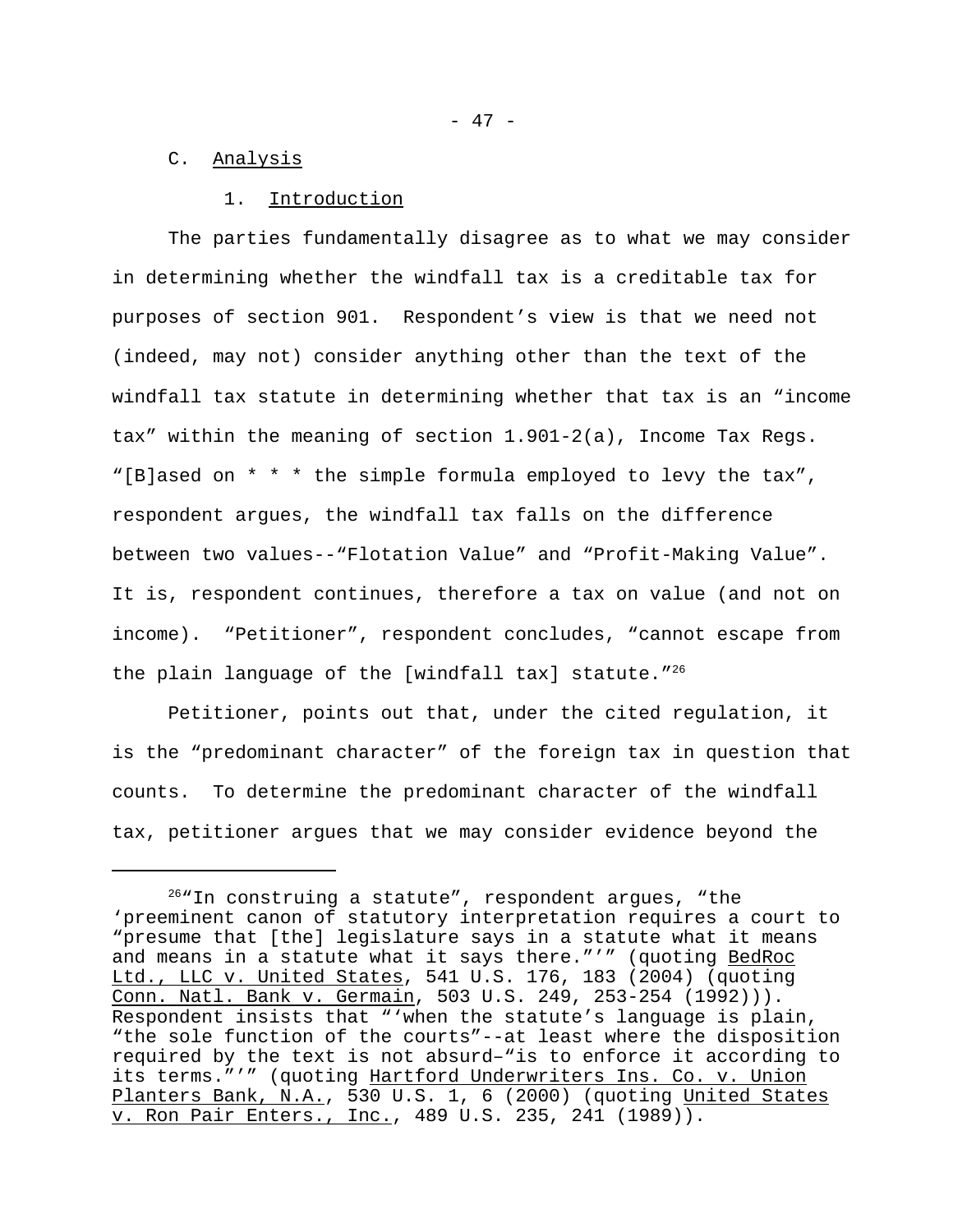C. Analysis

1. Introduction

The parties fundamentally disagree as to what we may consider in determining whether the windfall tax is a creditable tax for purposes of section 901. Respondent's view is that we need not (indeed, may not) consider anything other than the text of the windfall tax statute in determining whether that tax is an "income tax" within the meaning of section 1.901-2(a), Income Tax Regs. "[B]ased on * * * the simple formula employed to levy the tax", respondent argues, the windfall tax falls on the difference between two values--"Flotation Value" and "Profit-Making Value". It is, respondent continues, therefore a tax on value (and not on income). "Petitioner", respondent concludes, "cannot escape from the plain language of the [windfall tax] statute."[26]

Petitioner, points out that, under the cited regulation, it is the "predominant character" of the foreign tax in question that counts. To determine the predominant character of the windfall tax, petitioner argues that we may consider evidence beyond the

---

[26] "In construing a statute", respondent argues, "the 'preeminent canon of statutory interpretation requires a court to "presume that [the] legislature says in a statute what it means and means in a statute what it says there."'" (quoting BedRoc Ltd., LLC v. United States, 541 U.S. 176, 183 (2004) (quoting Conn. Natl. Bank v. Germain, 503 U.S. 249, 253-254 (1992))). Respondent insists that "'when the statute's language is plain, "the sole function of the courts"--at least where the disposition required by the text is not absurd–"is to enforce it according to its terms."'" (quoting Hartford Underwriters Ins. Co. v. Union Planters Bank, N.A., 530 U.S. 1, 6 (2000) (quoting United States v. Ron Pair Enters., Inc., 489 U.S. 235, 241 (1989)).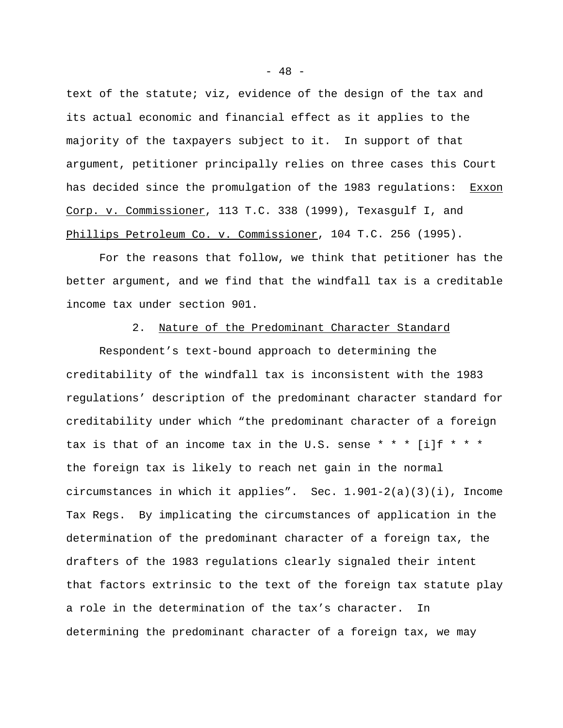text of the statute; viz, evidence of the design of the tax and its actual economic and financial effect as it applies to the majority of the taxpayers subject to it. In support of that argument, petitioner principally relies on three cases this Court has decided since the promulgation of the 1983 regulations: Exxon Corp. v. Commissioner, 113 T.C. 338 (1999), Texasgulf I, and Phillips Petroleum Co. v. Commissioner, 104 T.C. 256 (1995).

For the reasons that follow, we think that petitioner has the better argument, and we find that the windfall tax is a creditable income tax under section 901.

2. Nature of the Predominant Character Standard

Respondent's text-bound approach to determining the creditability of the windfall tax is inconsistent with the 1983 regulations' description of the predominant character standard for creditability under which "the predominant character of a foreign tax is that of an income tax in the U.S. sense * * * [i]f * * * the foreign tax is likely to reach net gain in the normal circumstances in which it applies". Sec. 1.901-2(a)(3)(i), Income Tax Regs. By implicating the circumstances of application in the determination of the predominant character of a foreign tax, the drafters of the 1983 regulations clearly signaled their intent that factors extrinsic to the text of the foreign tax statute play a role in the determination of the tax's character. In determining the predominant character of a foreign tax, we may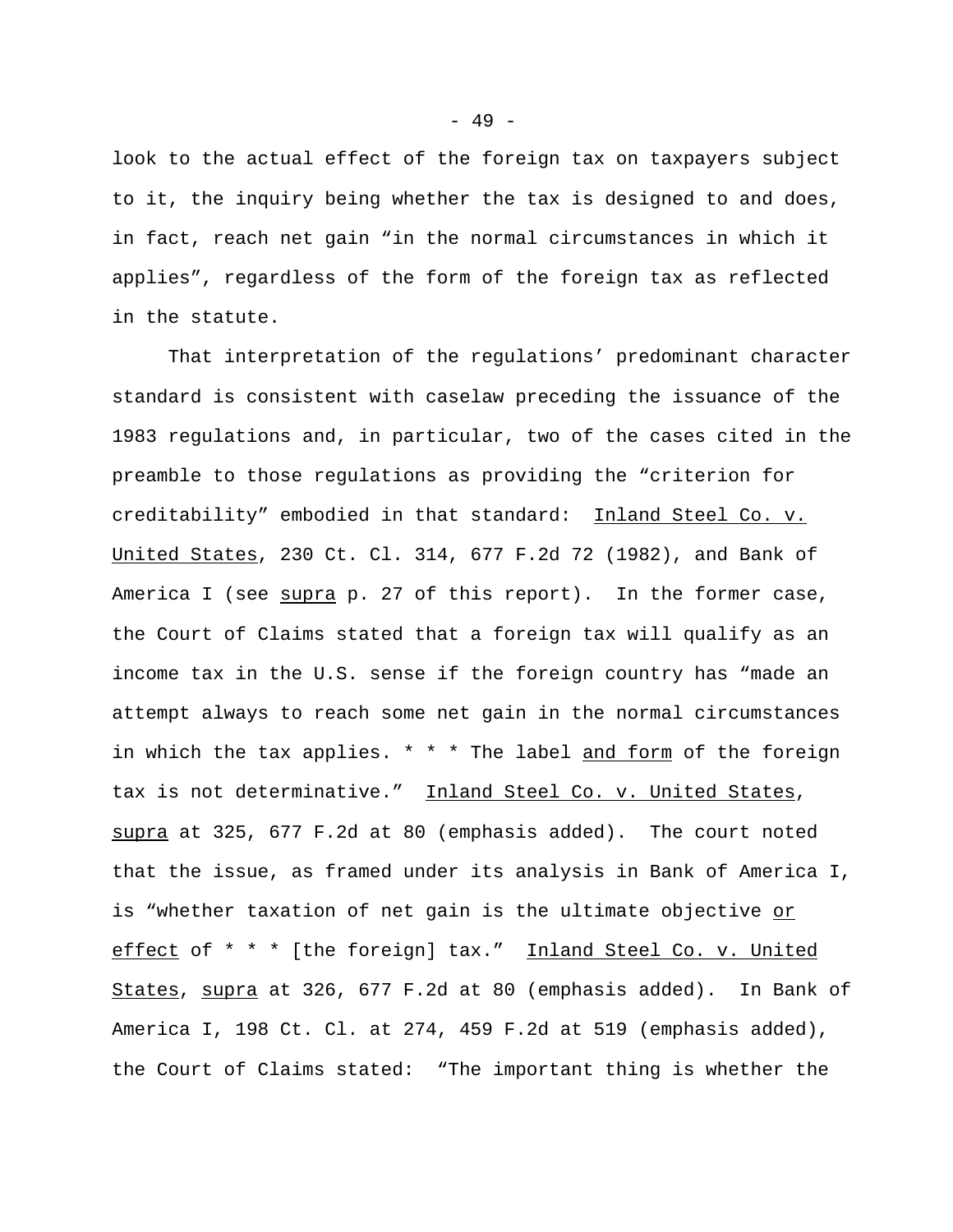look to the actual effect of the foreign tax on taxpayers subject to it, the inquiry being whether the tax is designed to and does, in fact, reach net gain "in the normal circumstances in which it applies", regardless of the form of the foreign tax as reflected in the statute.

That interpretation of the regulations' predominant character standard is consistent with caselaw preceding the issuance of the 1983 regulations and, in particular, two of the cases cited in the preamble to those regulations as providing the "criterion for creditability" embodied in that standard: Inland Steel Co. v. United States, 230 Ct. Cl. 314, 677 F.2d 72 (1982), and Bank of America I (see supra p. 27 of this report). In the former case, the Court of Claims stated that a foreign tax will qualify as an income tax in the U.S. sense if the foreign country has "made an attempt always to reach some net gain in the normal circumstances in which the tax applies. * * * The label and form of the foreign tax is not determinative." Inland Steel Co. v. United States, supra at 325, 677 F.2d at 80 (emphasis added). The court noted that the issue, as framed under its analysis in Bank of America I, is "whether taxation of net gain is the ultimate objective or effect of * * * [the foreign] tax." Inland Steel Co. v. United States, supra at 326, 677 F.2d at 80 (emphasis added). In Bank of America I, 198 Ct. Cl. at 274, 459 F.2d at 519 (emphasis added), the Court of Claims stated: "The important thing is whether the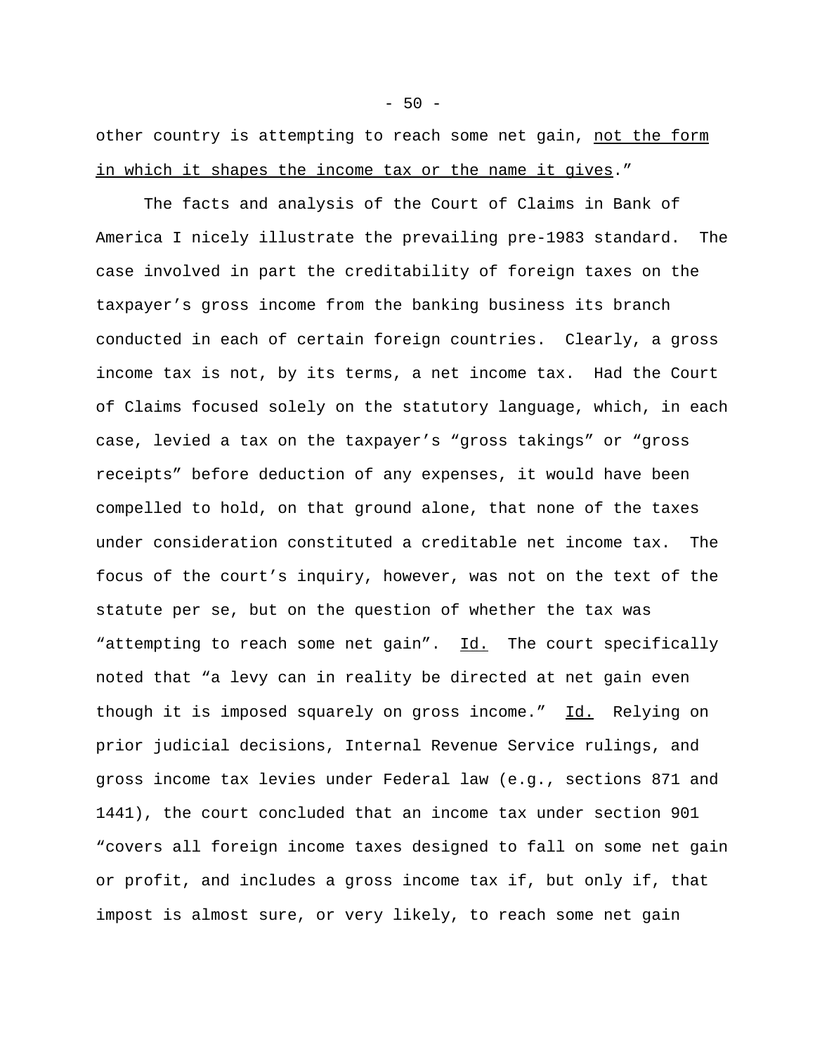other country is attempting to reach some net gain, not the form in which it shapes the income tax or the name it gives."

The facts and analysis of the Court of Claims in Bank of America I nicely illustrate the prevailing pre-1983 standard. The case involved in part the creditability of foreign taxes on the taxpayer's gross income from the banking business its branch conducted in each of certain foreign countries. Clearly, a gross income tax is not, by its terms, a net income tax. Had the Court of Claims focused solely on the statutory language, which, in each case, levied a tax on the taxpayer's "gross takings" or "gross receipts" before deduction of any expenses, it would have been compelled to hold, on that ground alone, that none of the taxes under consideration constituted a creditable net income tax. The focus of the court's inquiry, however, was not on the text of the statute per se, but on the question of whether the tax was "attempting to reach some net gain". Id. The court specifically noted that "a levy can in reality be directed at net gain even though it is imposed squarely on gross income." Id. Relying on prior judicial decisions, Internal Revenue Service rulings, and gross income tax levies under Federal law (e.g., sections 871 and 1441), the court concluded that an income tax under section 901 "covers all foreign income taxes designed to fall on some net gain or profit, and includes a gross income tax if, but only if, that impost is almost sure, or very likely, to reach some net gain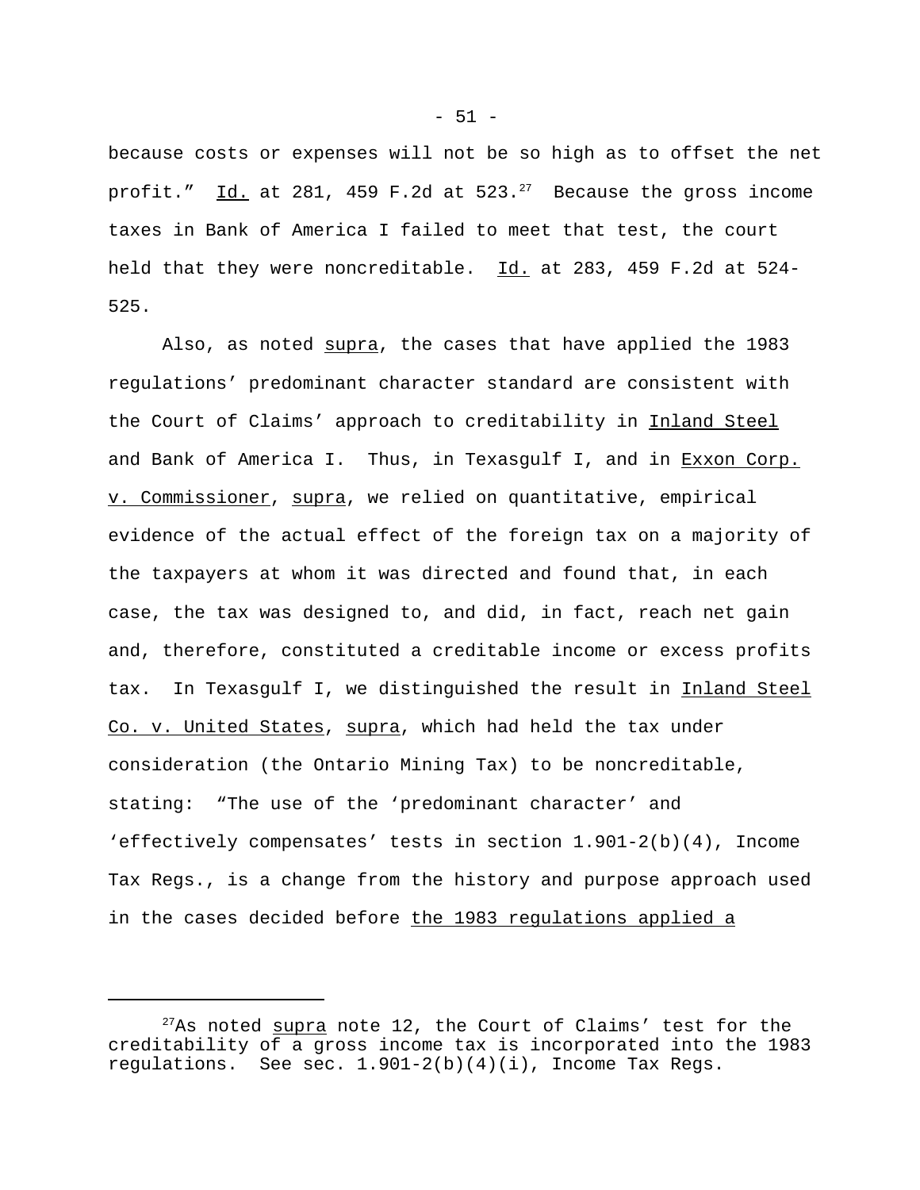because costs or expenses will not be so high as to offset the net profit." Id. at 281, 459 F.2d at 523.[27] Because the gross income taxes in Bank of America I failed to meet that test, the court held that they were noncreditable. Id. at 283, 459 F.2d at 524-525.

Also, as noted supra, the cases that have applied the 1983 regulations' predominant character standard are consistent with the Court of Claims' approach to creditability in Inland Steel and Bank of America I. Thus, in Texasgulf I, and in Exxon Corp. v. Commissioner, supra, we relied on quantitative, empirical evidence of the actual effect of the foreign tax on a majority of the taxpayers at whom it was directed and found that, in each case, the tax was designed to, and did, in fact, reach net gain and, therefore, constituted a creditable income or excess profits tax. In Texasgulf I, we distinguished the result in Inland Steel Co. v. United States, supra, which had held the tax under consideration (the Ontario Mining Tax) to be noncreditable, stating: "The use of the 'predominant character' and 'effectively compensates' tests in section 1.901-2(b)(4), Income Tax Regs., is a change from the history and purpose approach used in the cases decided before the 1983 regulations applied a

---

[27] As noted supra note 12, the Court of Claims' test for the creditability of a gross income tax is incorporated into the 1983 regulations. See sec. 1.901-2(b)(4)(i), Income Tax Regs.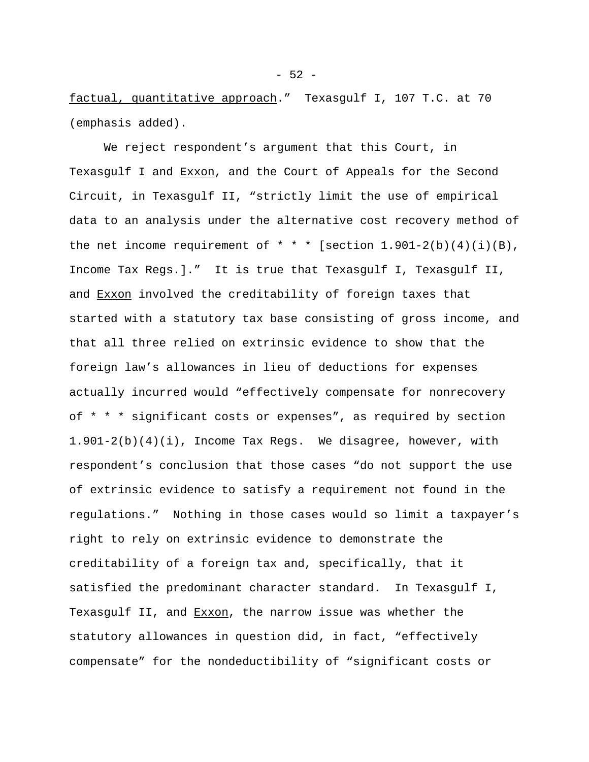factual, quantitative approach." Texasgulf I, 107 T.C. at 70 (emphasis added).

We reject respondent's argument that this Court, in Texasgulf I and Exxon, and the Court of Appeals for the Second Circuit, in Texasgulf II, "strictly limit the use of empirical data to an analysis under the alternative cost recovery method of the net income requirement of * * * [section 1.901-2(b)(4)(i)(B), Income Tax Regs.]." It is true that Texasgulf I, Texasgulf II, and Exxon involved the creditability of foreign taxes that started with a statutory tax base consisting of gross income, and that all three relied on extrinsic evidence to show that the foreign law's allowances in lieu of deductions for expenses actually incurred would "effectively compensate for nonrecovery of * * * significant costs or expenses", as required by section 1.901-2(b)(4)(i), Income Tax Regs. We disagree, however, with respondent's conclusion that those cases "do not support the use of extrinsic evidence to satisfy a requirement not found in the regulations." Nothing in those cases would so limit a taxpayer's right to rely on extrinsic evidence to demonstrate the creditability of a foreign tax and, specifically, that it satisfied the predominant character standard. In Texasgulf I, Texasgulf II, and Exxon, the narrow issue was whether the statutory allowances in question did, in fact, "effectively compensate" for the nondeductibility of "significant costs or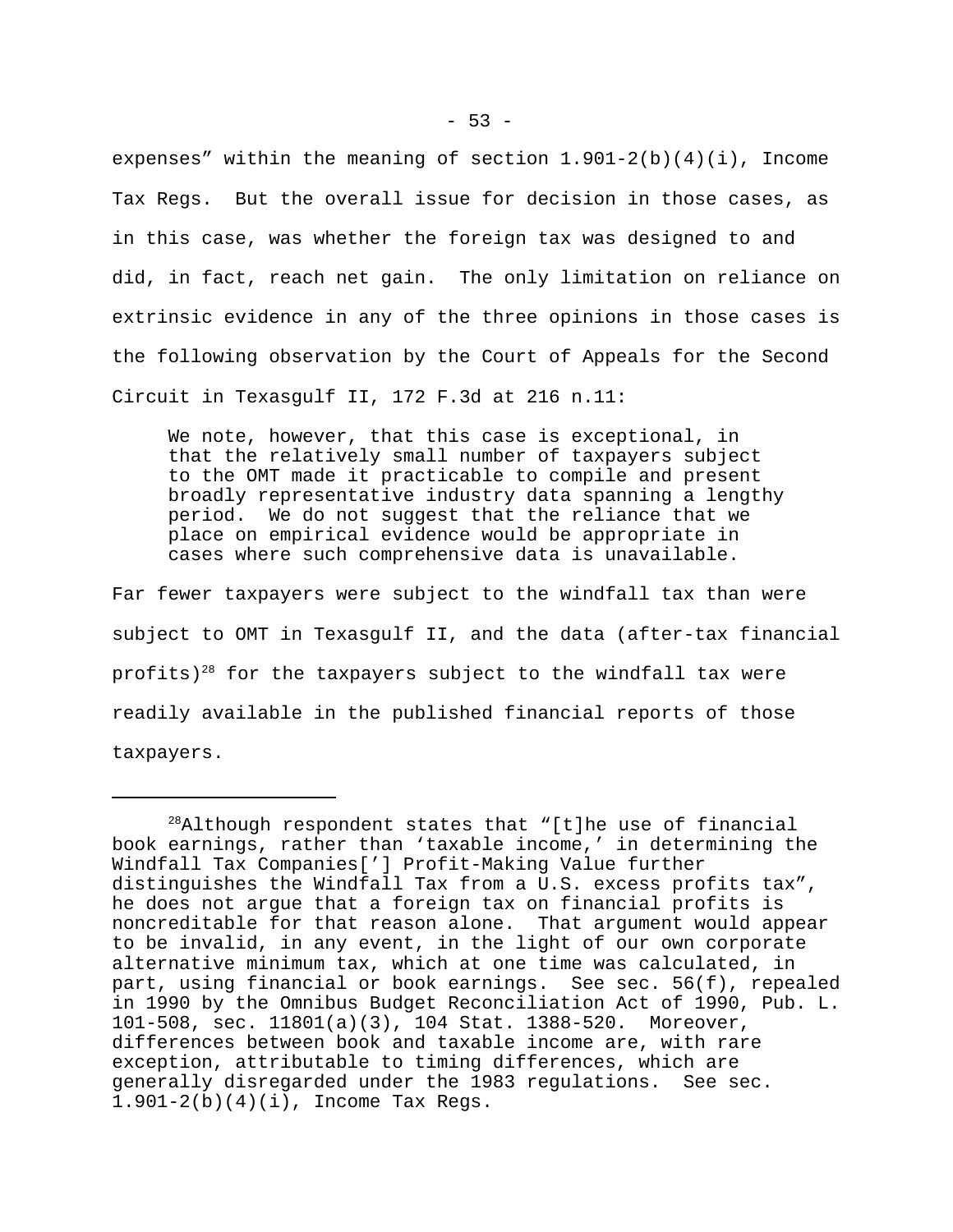expenses" within the meaning of section 1.901-2(b)(4)(i), Income Tax Regs. But the overall issue for decision in those cases, as in this case, was whether the foreign tax was designed to and did, in fact, reach net gain. The only limitation on reliance on extrinsic evidence in any of the three opinions in those cases is the following observation by the Court of Appeals for the Second Circuit in Texasgulf II, 172 F.3d at 216 n.11:

> We note, however, that this case is exceptional, in that the relatively small number of taxpayers subject to the OMT made it practicable to compile and present broadly representative industry data spanning a lengthy period. We do not suggest that the reliance that we place on empirical evidence would be appropriate in cases where such comprehensive data is unavailable.

Far fewer taxpayers were subject to the windfall tax than were subject to OMT in Texasgulf II, and the data (after-tax financial profits)[28] for the taxpayers subject to the windfall tax were readily available in the published financial reports of those taxpayers.

---

[28]Although respondent states that "[t]he use of financial book earnings, rather than 'taxable income,' in determining the Windfall Tax Companies['] Profit-Making Value further distinguishes the Windfall Tax from a U.S. excess profits tax", he does not argue that a foreign tax on financial profits is noncreditable for that reason alone. That argument would appear to be invalid, in any event, in the light of our own corporate alternative minimum tax, which at one time was calculated, in part, using financial or book earnings. See sec. 56(f), repealed in 1990 by the Omnibus Budget Reconciliation Act of 1990, Pub. L. 101-508, sec. 11801(a)(3), 104 Stat. 1388-520. Moreover, differences between book and taxable income are, with rare exception, attributable to timing differences, which are generally disregarded under the 1983 regulations. See sec. 1.901-2(b)(4)(i), Income Tax Regs.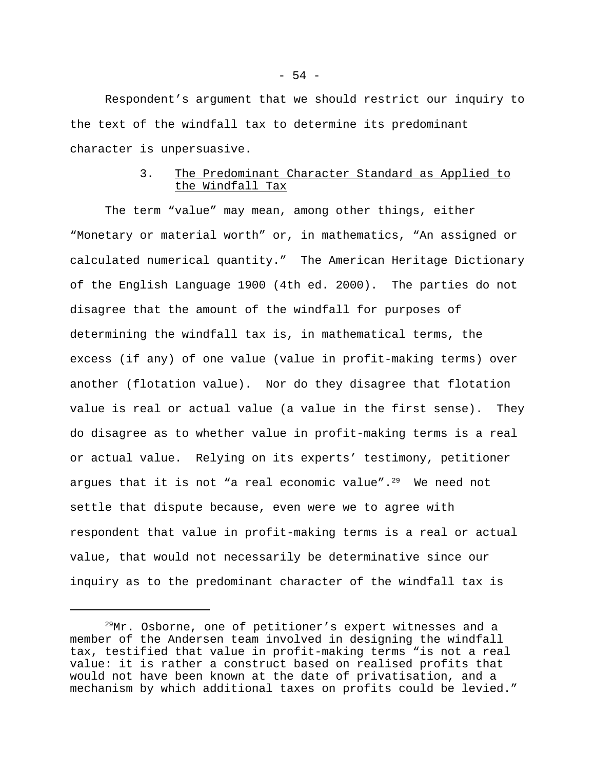Respondent’s argument that we should restrict our inquiry to the text of the windfall tax to determine its predominant character is unpersuasive.

### 3. The Predominant Character Standard as Applied to the Windfall Tax

The term “value” may mean, among other things, either “Monetary or material worth” or, in mathematics, “An assigned or calculated numerical quantity.” The American Heritage Dictionary of the English Language 1900 (4th ed. 2000). The parties do not disagree that the amount of the windfall for purposes of determining the windfall tax is, in mathematical terms, the excess (if any) of one value (value in profit-making terms) over another (flotation value). Nor do they disagree that flotation value is real or actual value (a value in the first sense). They do disagree as to whether value in profit-making terms is a real or actual value. Relying on its experts’ testimony, petitioner argues that it is not “a real economic value”.[29] We need not settle that dispute because, even were we to agree with respondent that value in profit-making terms is a real or actual value, that would not necessarily be determinative since our inquiry as to the predominant character of the windfall tax is

---

[29] Mr. Osborne, one of petitioner’s expert witnesses and a member of the Andersen team involved in designing the windfall tax, testified that value in profit-making terms “is not a real value: it is rather a construct based on realised profits that would not have been known at the date of privatisation, and a mechanism by which additional taxes on profits could be levied.”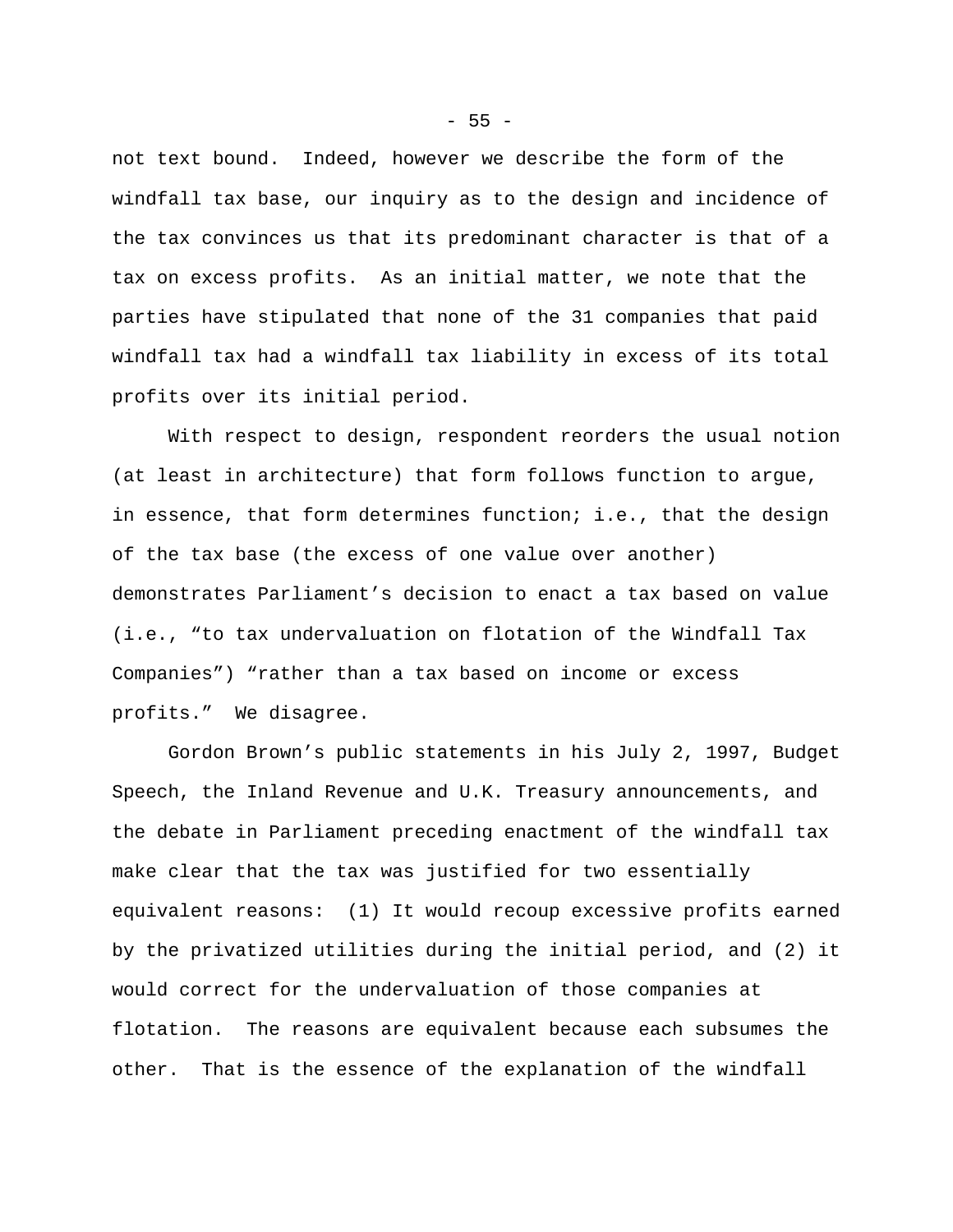not text bound. Indeed, however we describe the form of the windfall tax base, our inquiry as to the design and incidence of the tax convinces us that its predominant character is that of a tax on excess profits. As an initial matter, we note that the parties have stipulated that none of the 31 companies that paid windfall tax had a windfall tax liability in excess of its total profits over its initial period.

With respect to design, respondent reorders the usual notion (at least in architecture) that form follows function to argue, in essence, that form determines function; i.e., that the design of the tax base (the excess of one value over another) demonstrates Parliament's decision to enact a tax based on value (i.e., "to tax undervaluation on flotation of the Windfall Tax Companies") "rather than a tax based on income or excess profits." We disagree.

Gordon Brown's public statements in his July 2, 1997, Budget Speech, the Inland Revenue and U.K. Treasury announcements, and the debate in Parliament preceding enactment of the windfall tax make clear that the tax was justified for two essentially equivalent reasons: (1) It would recoup excessive profits earned by the privatized utilities during the initial period, and (2) it would correct for the undervaluation of those companies at flotation. The reasons are equivalent because each subsumes the other. That is the essence of the explanation of the windfall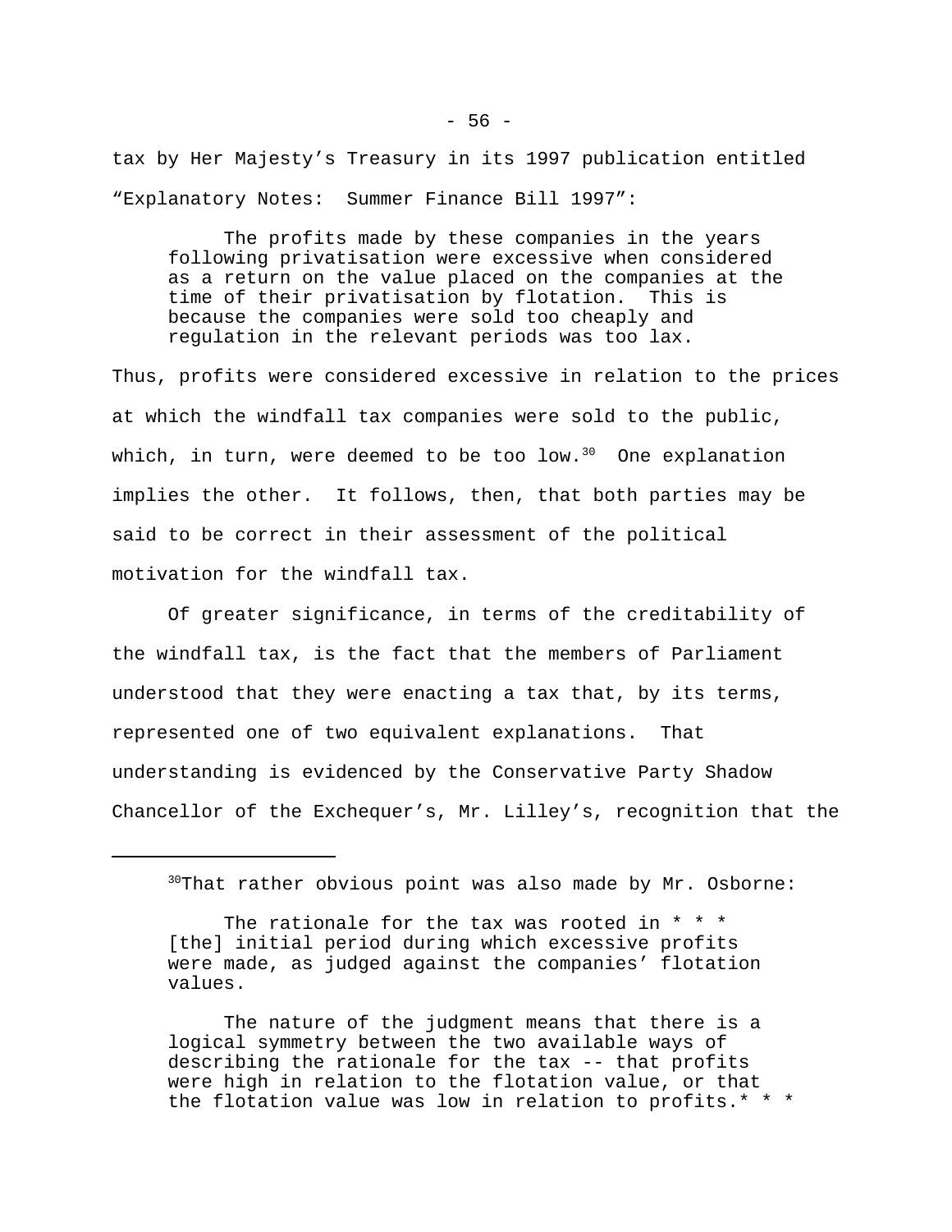tax by Her Majesty’s Treasury in its 1997 publication entitled “Explanatory Notes: Summer Finance Bill 1997”:

> The profits made by these companies in the years following privatisation were excessive when considered as a return on the value placed on the companies at the time of their privatisation by flotation. This is because the companies were sold too cheaply and regulation in the relevant periods was too lax.

Thus, profits were considered excessive in relation to the prices at which the windfall tax companies were sold to the public, which, in turn, were deemed to be too low.[30] One explanation implies the other. It follows, then, that both parties may be said to be correct in their assessment of the political motivation for the windfall tax.

Of greater significance, in terms of the creditability of the windfall tax, is the fact that the members of Parliament understood that they were enacting a tax that, by its terms, represented one of two equivalent explanations. That understanding is evidenced by the Conservative Party Shadow Chancellor of the Exchequer’s, Mr. Lilley’s, recognition that the

---

[30]That rather obvious point was also made by Mr. Osborne:

> The rationale for the tax was rooted in * * * [the] initial period during which excessive profits were made, as judged against the companies’ flotation values.
>
> The nature of the judgment means that there is a logical symmetry between the two available ways of describing the rationale for the tax -- that profits were high in relation to the flotation value, or that the flotation value was low in relation to profits.* * *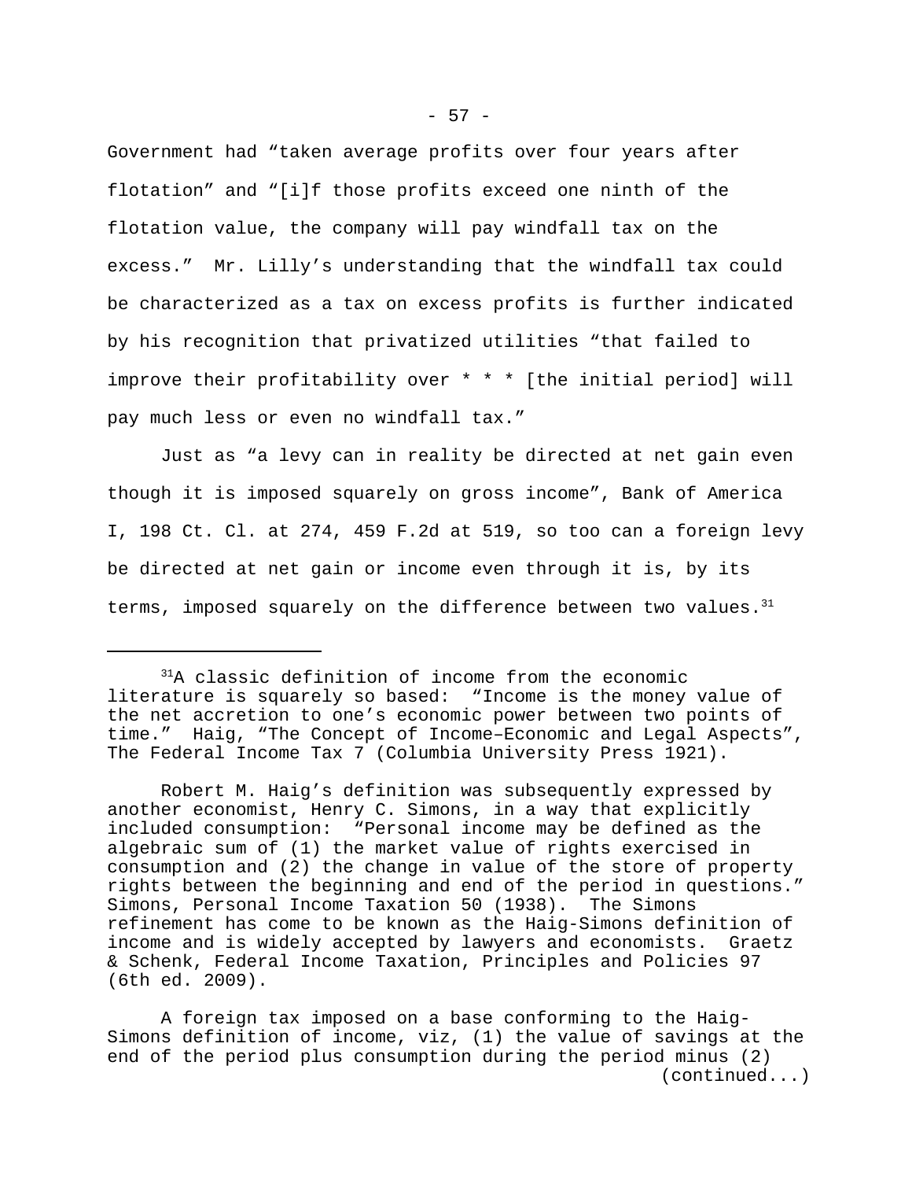Government had "taken average profits over four years after flotation" and "[i]f those profits exceed one ninth of the flotation value, the company will pay windfall tax on the excess." Mr. Lilly's understanding that the windfall tax could be characterized as a tax on excess profits is further indicated by his recognition that privatized utilities "that failed to improve their profitability over * * * [the initial period] will pay much less or even no windfall tax."

Just as "a levy can in reality be directed at net gain even though it is imposed squarely on gross income", Bank of America I, 198 Ct. Cl. at 274, 459 F.2d at 519, so too can a foreign levy be directed at net gain or income even through it is, by its terms, imposed squarely on the difference between two values.[31]

---

[31]A classic definition of income from the economic literature is squarely so based: "Income is the money value of the net accretion to one's economic power between two points of time." Haig, "The Concept of Income–Economic and Legal Aspects", The Federal Income Tax 7 (Columbia University Press 1921).

Robert M. Haig's definition was subsequently expressed by another economist, Henry C. Simons, in a way that explicitly included consumption: "Personal income may be defined as the algebraic sum of (1) the market value of rights exercised in consumption and (2) the change in value of the store of property rights between the beginning and end of the period in questions." Simons, Personal Income Taxation 50 (1938). The Simons refinement has come to be known as the Haig-Simons definition of income and is widely accepted by lawyers and economists. Graetz & Schenk, Federal Income Taxation, Principles and Policies 97 (6th ed. 2009).

A foreign tax imposed on a base conforming to the Haig-Simons definition of income, viz, (1) the value of savings at the end of the period plus consumption during the period minus (2)

(continued...)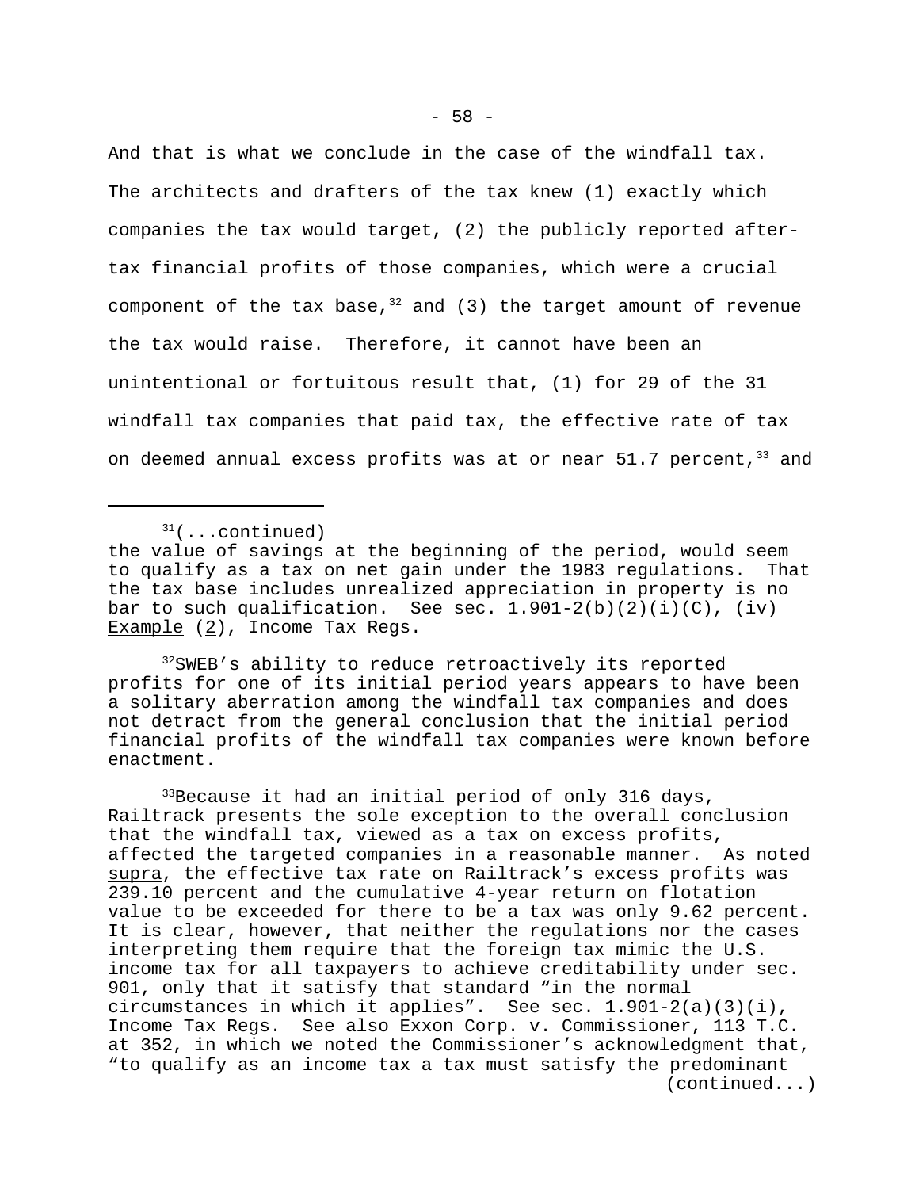And that is what we conclude in the case of the windfall tax. The architects and drafters of the tax knew (1) exactly which companies the tax would target, (2) the publicly reported after-tax financial profits of those companies, which were a crucial component of the tax base,[32] and (3) the target amount of revenue the tax would raise. Therefore, it cannot have been an unintentional or fortuitous result that, (1) for 29 of the 31 windfall tax companies that paid tax, the effective rate of tax on deemed annual excess profits was at or near 51.7 percent,[33] and

---

[31](...continued) the value of savings at the beginning of the period, would seem to qualify as a tax on net gain under the 1983 regulations. That the tax base includes unrealized appreciation in property is no bar to such qualification. See sec. 1.901-2(b)(2)(i)(C), (iv) Example (2), Income Tax Regs.

[32]SWEB's ability to reduce retroactively its reported profits for one of its initial period years appears to have been a solitary aberration among the windfall tax companies and does not detract from the general conclusion that the initial period financial profits of the windfall tax companies were known before enactment.

[33]Because it had an initial period of only 316 days, Railtrack presents the sole exception to the overall conclusion that the windfall tax, viewed as a tax on excess profits, affected the targeted companies in a reasonable manner. As noted supra, the effective tax rate on Railtrack's excess profits was 239.10 percent and the cumulative 4-year return on flotation value to be exceeded for there to be a tax was only 9.62 percent. It is clear, however, that neither the regulations nor the cases interpreting them require that the foreign tax mimic the U.S. income tax for all taxpayers to achieve creditability under sec. 901, only that it satisfy that standard "in the normal circumstances in which it applies". See sec. 1.901-2(a)(3)(i), Income Tax Regs. See also Exxon Corp. v. Commissioner, 113 T.C. at 352, in which we noted the Commissioner's acknowledgment that, "to qualify as an income tax a tax must satisfy the predominant (continued...)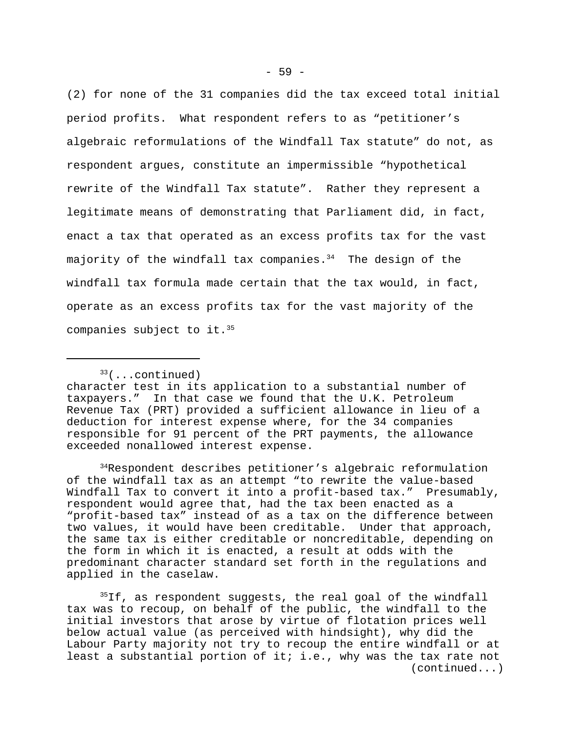(2) for none of the 31 companies did the tax exceed total initial period profits. What respondent refers to as "petitioner's algebraic reformulations of the Windfall Tax statute" do not, as respondent argues, constitute an impermissible "hypothetical rewrite of the Windfall Tax statute". Rather they represent a legitimate means of demonstrating that Parliament did, in fact, enact a tax that operated as an excess profits tax for the vast majority of the windfall tax companies.[34] The design of the windfall tax formula made certain that the tax would, in fact, operate as an excess profits tax for the vast majority of the companies subject to it.[35]

---

[33](...continued) character test in its application to a substantial number of taxpayers." In that case we found that the U.K. Petroleum Revenue Tax (PRT) provided a sufficient allowance in lieu of a deduction for interest expense where, for the 34 companies responsible for 91 percent of the PRT payments, the allowance exceeded nonallowed interest expense.

[34]Respondent describes petitioner's algebraic reformulation of the windfall tax as an attempt "to rewrite the value-based Windfall Tax to convert it into a profit-based tax." Presumably, respondent would agree that, had the tax been enacted as a "profit-based tax" instead of as a tax on the difference between two values, it would have been creditable. Under that approach, the same tax is either creditable or noncreditable, depending on the form in which it is enacted, a result at odds with the predominant character standard set forth in the regulations and applied in the caselaw.

[35]If, as respondent suggests, the real goal of the windfall tax was to recoup, on behalf of the public, the windfall to the initial investors that arose by virtue of flotation prices well below actual value (as perceived with hindsight), why did the Labour Party majority not try to recoup the entire windfall or at least a substantial portion of it; i.e., why was the tax rate not (continued...)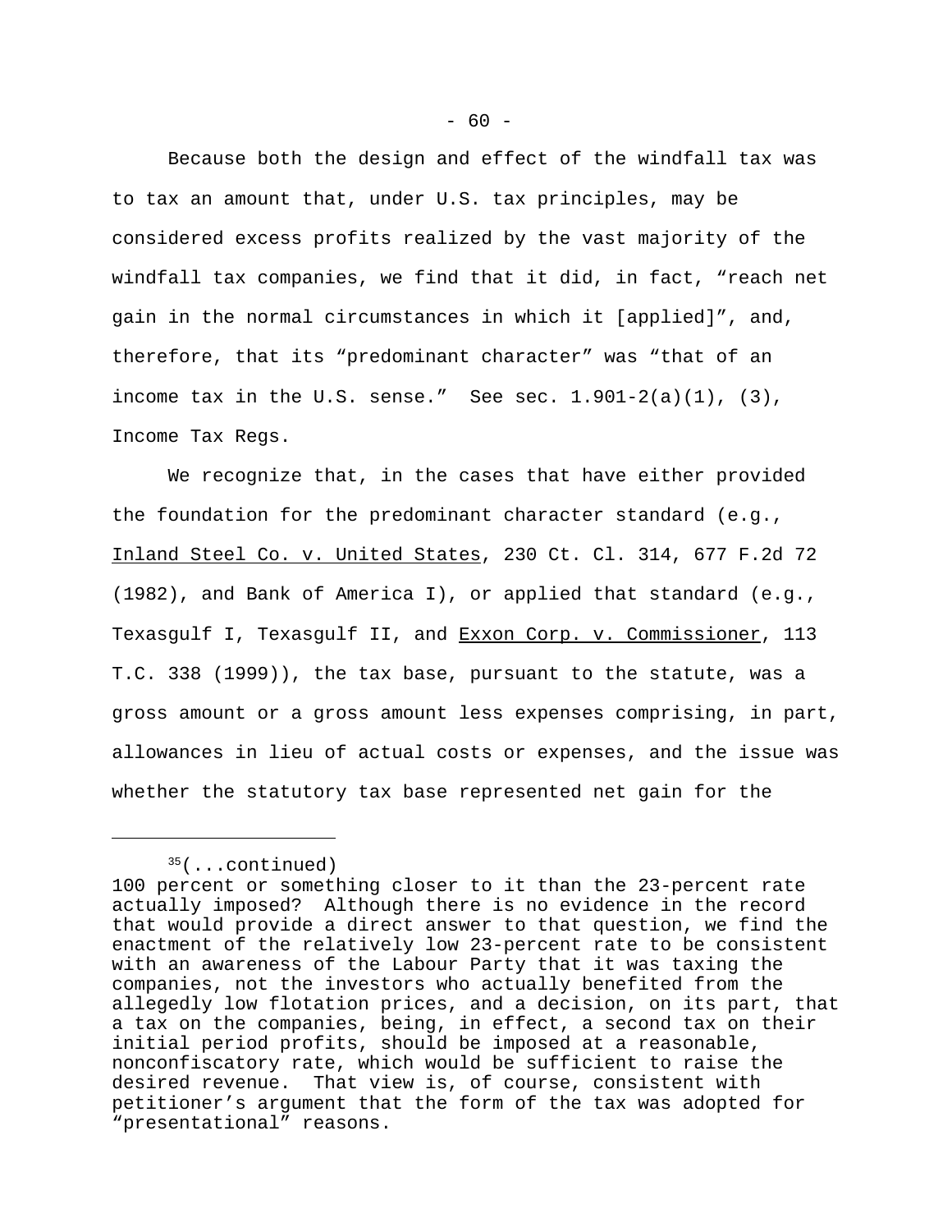Because both the design and effect of the windfall tax was to tax an amount that, under U.S. tax principles, may be considered excess profits realized by the vast majority of the windfall tax companies, we find that it did, in fact, "reach net gain in the normal circumstances in which it [applied]", and, therefore, that its "predominant character" was "that of an income tax in the U.S. sense." See sec. 1.901-2(a)(1), (3), Income Tax Regs.

We recognize that, in the cases that have either provided the foundation for the predominant character standard (e.g., Inland Steel Co. v. United States, 230 Ct. Cl. 314, 677 F.2d 72 (1982), and Bank of America I), or applied that standard (e.g., Texasgulf I, Texasgulf II, and Exxon Corp. v. Commissioner, 113 T.C. 338 (1999)), the tax base, pursuant to the statute, was a gross amount or a gross amount less expenses comprising, in part, allowances in lieu of actual costs or expenses, and the issue was whether the statutory tax base represented net gain for the

---

[35](...continued)
100 percent or something closer to it than the 23-percent rate actually imposed? Although there is no evidence in the record that would provide a direct answer to that question, we find the enactment of the relatively low 23-percent rate to be consistent with an awareness of the Labour Party that it was taxing the companies, not the investors who actually benefited from the allegedly low flotation prices, and a decision, on its part, that a tax on the companies, being, in effect, a second tax on their initial period profits, should be imposed at a reasonable, nonconfiscatory rate, which would be sufficient to raise the desired revenue. That view is, of course, consistent with petitioner's argument that the form of the tax was adopted for "presentational" reasons.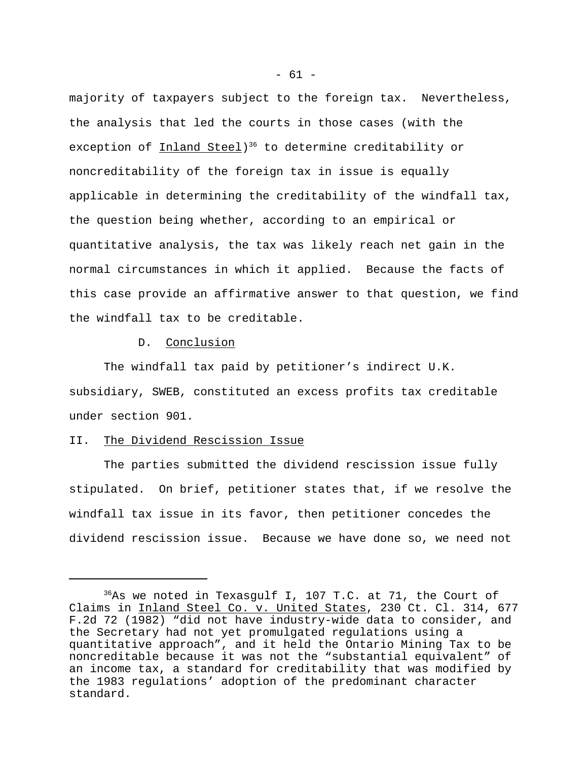majority of taxpayers subject to the foreign tax. Nevertheless, the analysis that led the courts in those cases (with the exception of Inland Steel)[36] to determine creditability or noncreditability of the foreign tax in issue is equally applicable in determining the creditability of the windfall tax, the question being whether, according to an empirical or quantitative analysis, the tax was likely reach net gain in the normal circumstances in which it applied. Because the facts of this case provide an affirmative answer to that question, we find the windfall tax to be creditable.

D. Conclusion

The windfall tax paid by petitioner's indirect U.K. subsidiary, SWEB, constituted an excess profits tax creditable under section 901.

II. The Dividend Rescission Issue

The parties submitted the dividend rescission issue fully stipulated. On brief, petitioner states that, if we resolve the windfall tax issue in its favor, then petitioner concedes the dividend rescission issue. Because we have done so, we need not

---

[36] As we noted in Texasgulf I, 107 T.C. at 71, the Court of Claims in Inland Steel Co. v. United States, 230 Ct. Cl. 314, 677 F.2d 72 (1982) "did not have industry-wide data to consider, and the Secretary had not yet promulgated regulations using a quantitative approach", and it held the Ontario Mining Tax to be noncreditable because it was not the "substantial equivalent" of an income tax, a standard for creditability that was modified by the 1983 regulations' adoption of the predominant character standard.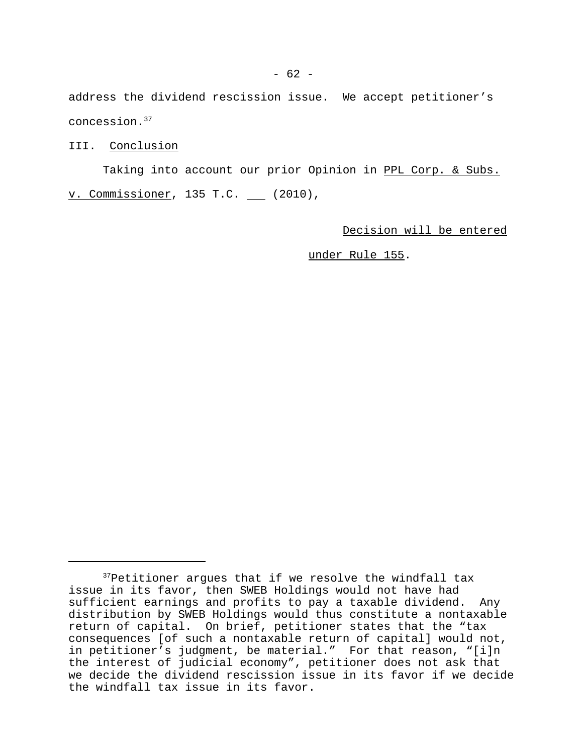address the dividend rescission issue. We accept petitioner's concession.[37]

## III. Conclusion

Taking into account our prior Opinion in PPL Corp. & Subs. v. Commissioner, 135 T.C. ___ (2010),

Decision will be entered under Rule 155.

---

[37]Petitioner argues that if we resolve the windfall tax issue in its favor, then SWEB Holdings would not have had sufficient earnings and profits to pay a taxable dividend. Any distribution by SWEB Holdings would thus constitute a nontaxable return of capital. On brief, petitioner states that the "tax consequences [of such a nontaxable return of capital] would not, in petitioner's judgment, be material." For that reason, "[i]n the interest of judicial economy", petitioner does not ask that we decide the dividend rescission issue in its favor if we decide the windfall tax issue in its favor.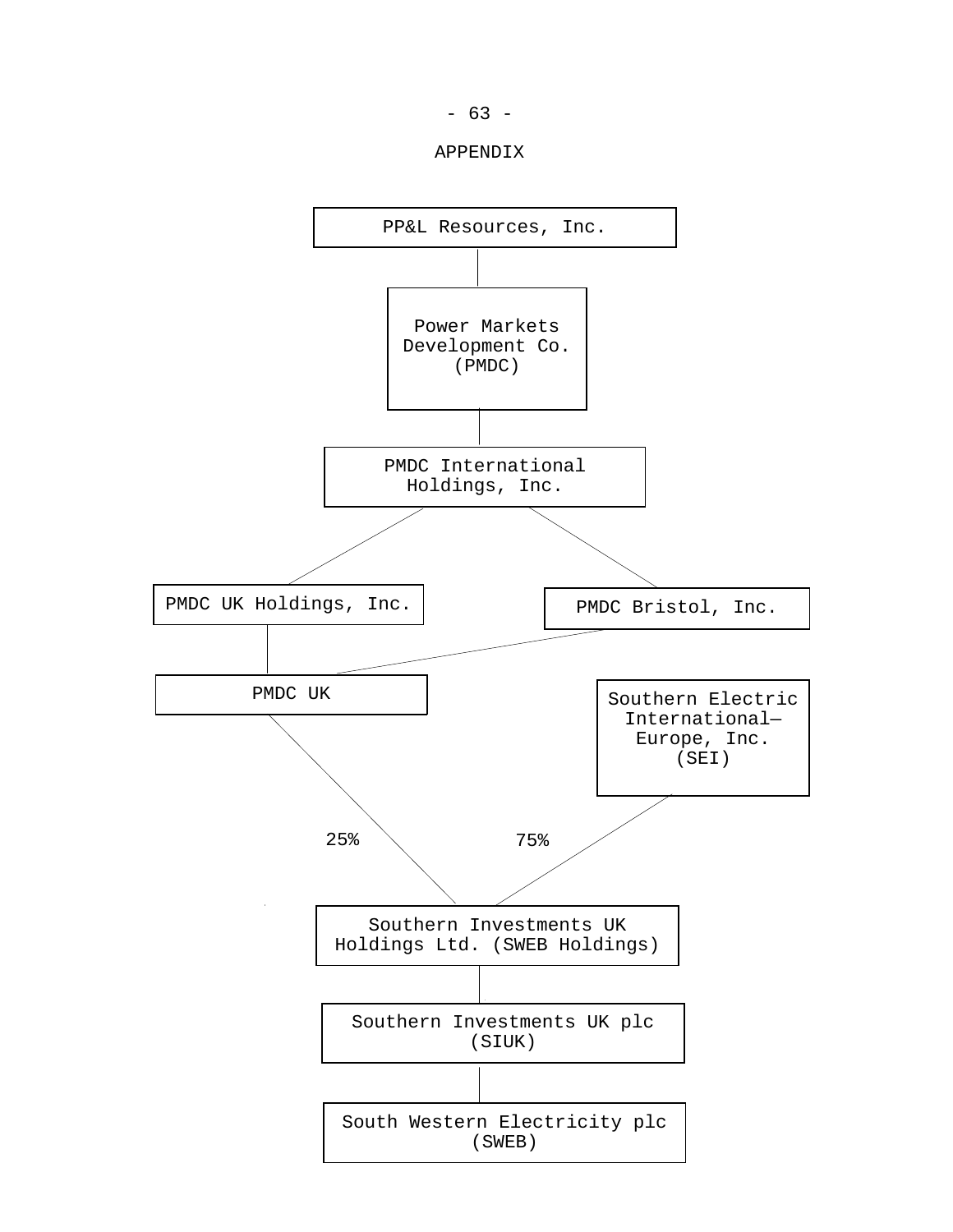APPENDIX

PP&L Resources, Inc.

Power Markets Development Co. (PMDC)

PMDC International Holdings, Inc.

PMDC UK Holdings, Inc.

PMDC Bristol, Inc.

PMDC UK

Southern Electric International—Europe, Inc. (SEI)

25%

75%

Southern Investments UK Holdings Ltd. (SWEB Holdings)

Southern Investments UK plc (SIUK)

South Western Electricity plc (SWEB)